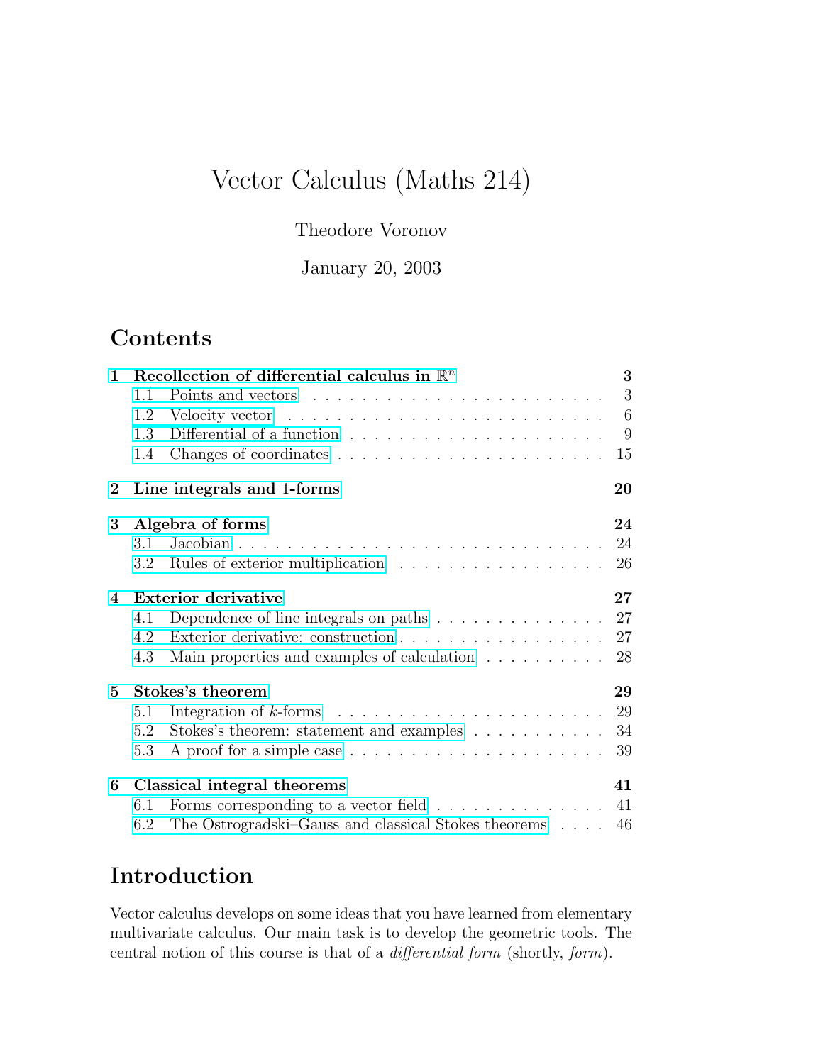# Vector Calculus (Maths 214)

Theodore Voronov

January 20, 2003

## Contents

**1 Recollection of differential calculus in $\mathbb{R}^n$ — 3**
- 1.1 Points and vectors — 3
- 1.2 Velocity vector — 6
- 1.3 Differential of a function — 9
- 1.4 Changes of coordinates — 15

**2 Line integrals and 1-forms — 20**

**3 Algebra of forms — 24**
- 3.1 Jacobian — 24
- 3.2 Rules of exterior multiplication — 26

**4 Exterior derivative — 27**
- 4.1 Dependence of line integrals on paths — 27
- 4.2 Exterior derivative: construction — 27
- 4.3 Main properties and examples of calculation — 28

**5 Stokes's theorem — 29**
- 5.1 Integration of $k$-forms — 29
- 5.2 Stokes's theorem: statement and examples — 34
- 5.3 A proof for a simple case — 39

**6 Classical integral theorems — 41**
- 6.1 Forms corresponding to a vector field — 41
- 6.2 The Ostrogradski–Gauss and classical Stokes theorems — 46

## Introduction

Vector calculus develops on some ideas that you have learned from elementary multivariate calculus. Our main task is to develop the geometric tools. The central notion of this course is that of a *differential form* (shortly, *form*).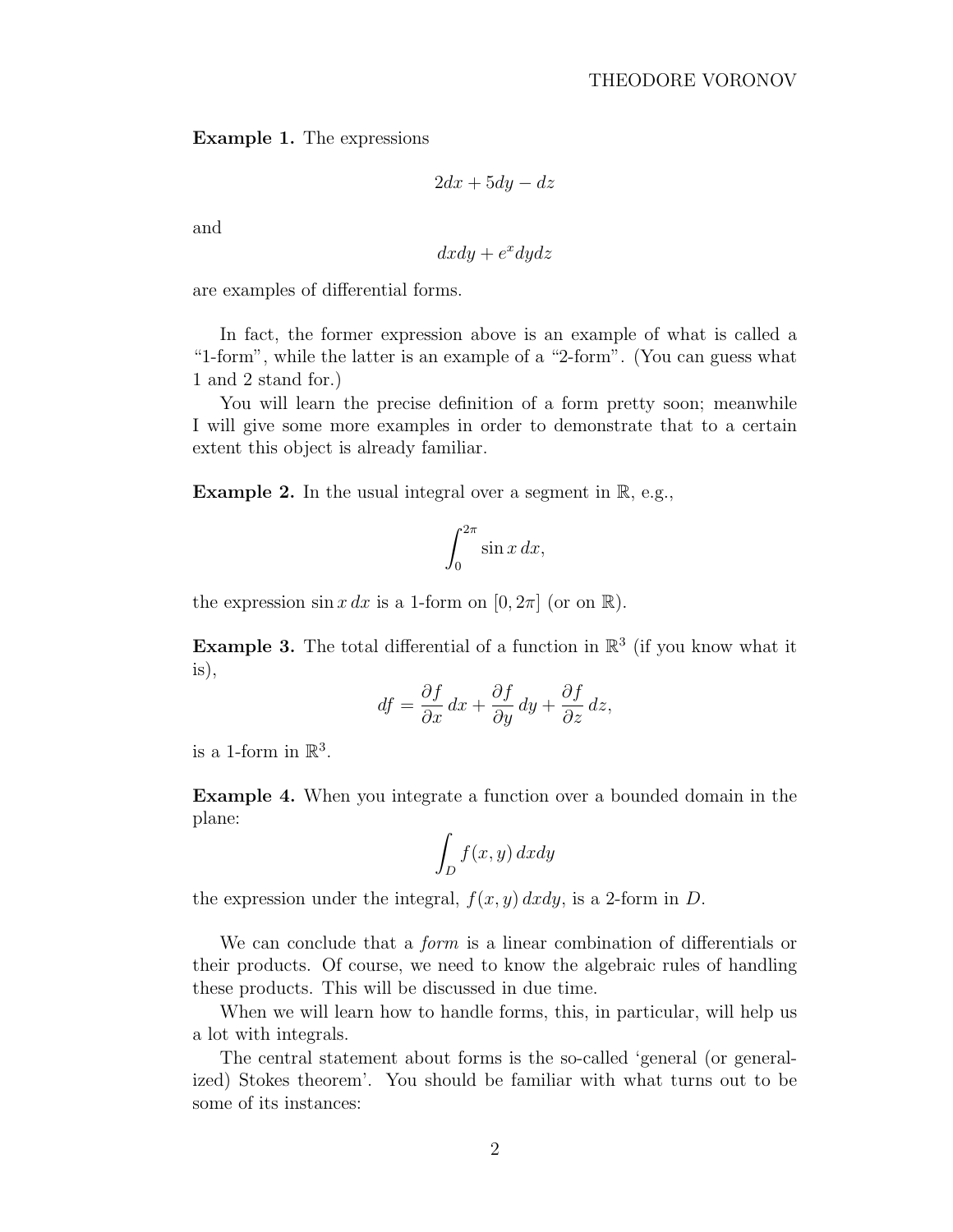**Example 1.** The expressions

$$2dx + 5dy - dz$$

and

$$dxdy + e^x dydz$$

are examples of differential forms.

In fact, the former expression above is an example of what is called a "1-form", while the latter is an example of a "2-form". (You can guess what 1 and 2 stand for.)

You will learn the precise definition of a form pretty soon; meanwhile I will give some more examples in order to demonstrate that to a certain extent this object is already familiar.

**Example 2.** In the usual integral over a segment in $\mathbb{R}$, e.g.,

$$\int_0^{2\pi} \sin x \, dx,$$

the expression $\sin x \, dx$ is a 1-form on $[0, 2\pi]$ (or on $\mathbb{R}$).

**Example 3.** The total differential of a function in $\mathbb{R}^3$ (if you know what it is),

$$df = \frac{\partial f}{\partial x} \, dx + \frac{\partial f}{\partial y} \, dy + \frac{\partial f}{\partial z} \, dz,$$

is a 1-form in $\mathbb{R}^3$.

**Example 4.** When you integrate a function over a bounded domain in the plane:

$$\int_D f(x, y) \, dxdy$$

the expression under the integral, $f(x, y) \, dxdy$, is a 2-form in $D$.

We can conclude that a *form* is a linear combination of differentials or their products. Of course, we need to know the algebraic rules of handling these products. This will be discussed in due time.

When we will learn how to handle forms, this, in particular, will help us a lot with integrals.

The central statement about forms is the so-called 'general (or generalized) Stokes theorem'. You should be familiar with what turns out to be some of its instances: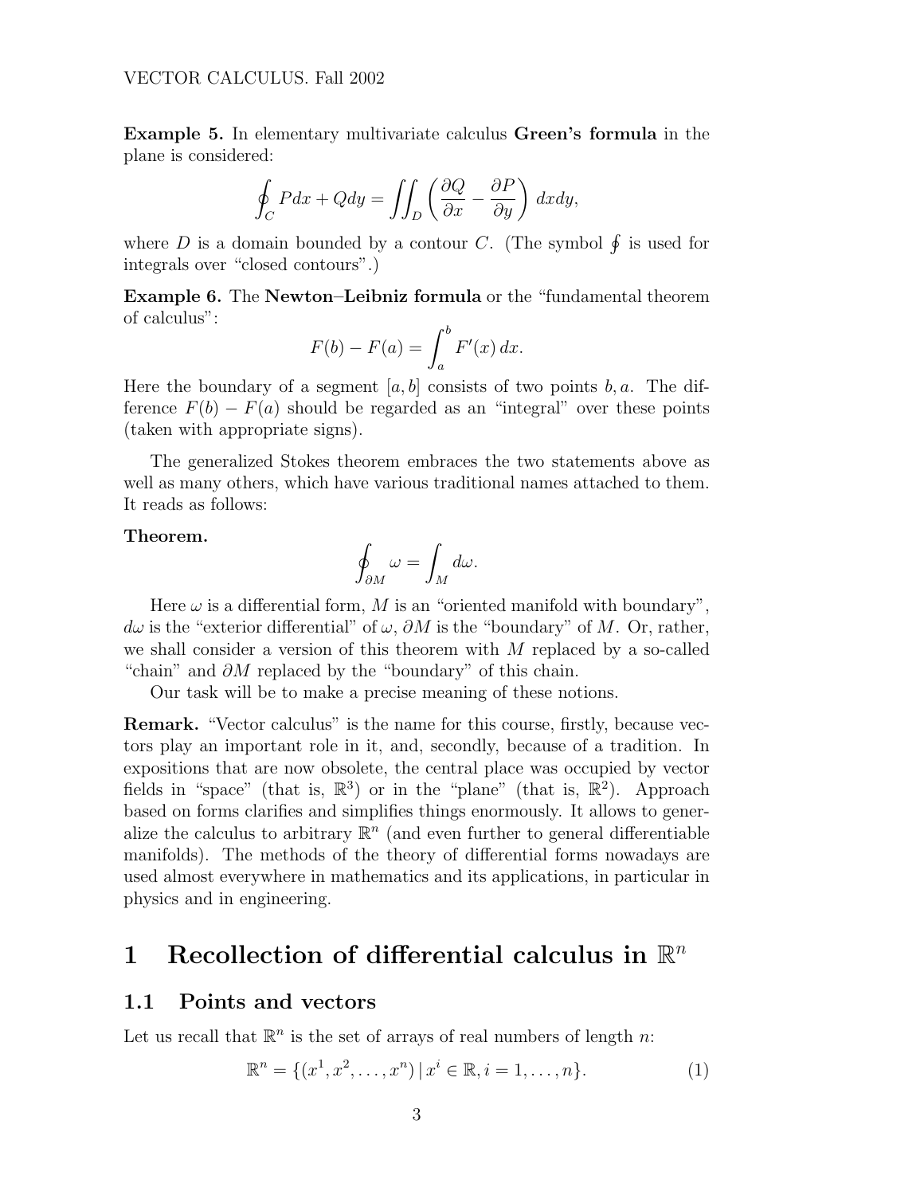**Example 5.** In elementary multivariate calculus **Green's formula** in the plane is considered:

$$\oint_C P dx + Q dy = \iint_D \left( \frac{\partial Q}{\partial x} - \frac{\partial P}{\partial y} \right) dx dy,$$

where $D$ is a domain bounded by a contour $C$. (The symbol $\oint$ is used for integrals over "closed contours".)

**Example 6.** The **Newton–Leibniz formula** or the "fundamental theorem of calculus":

$$F(b) - F(a) = \int_a^b F'(x)\, dx.$$

Here the boundary of a segment $[a, b]$ consists of two points $b, a$. The difference $F(b) - F(a)$ should be regarded as an "integral" over these points (taken with appropriate signs).

The generalized Stokes theorem embraces the two statements above as well as many others, which have various traditional names attached to them. It reads as follows:

**Theorem.**

$$\oint_{\partial M} \omega = \int_M d\omega.$$

Here $\omega$ is a differential form, $M$ is an "oriented manifold with boundary", $d\omega$ is the "exterior differential" of $\omega$, $\partial M$ is the "boundary" of $M$. Or, rather, we shall consider a version of this theorem with $M$ replaced by a so-called "chain" and $\partial M$ replaced by the "boundary" of this chain.

Our task will be to make a precise meaning of these notions.

**Remark.** "Vector calculus" is the name for this course, firstly, because vectors play an important role in it, and, secondly, because of a tradition. In expositions that are now obsolete, the central place was occupied by vector fields in "space" (that is, $\mathbb{R}^3$) or in the "plane" (that is, $\mathbb{R}^2$). Approach based on forms clarifies and simplifies things enormously. It allows to generalize the calculus to arbitrary $\mathbb{R}^n$ (and even further to general differentiable manifolds). The methods of the theory of differential forms nowadays are used almost everywhere in mathematics and its applications, in particular in physics and in engineering.

# 1 Recollection of differential calculus in $\mathbb{R}^n$

## 1.1 Points and vectors

Let us recall that $\mathbb{R}^n$ is the set of arrays of real numbers of length $n$:

$$\mathbb{R}^n = \{(x^1, x^2, \dots, x^n) \mid x^i \in \mathbb{R}, i = 1, \dots, n\}. \tag{1}$$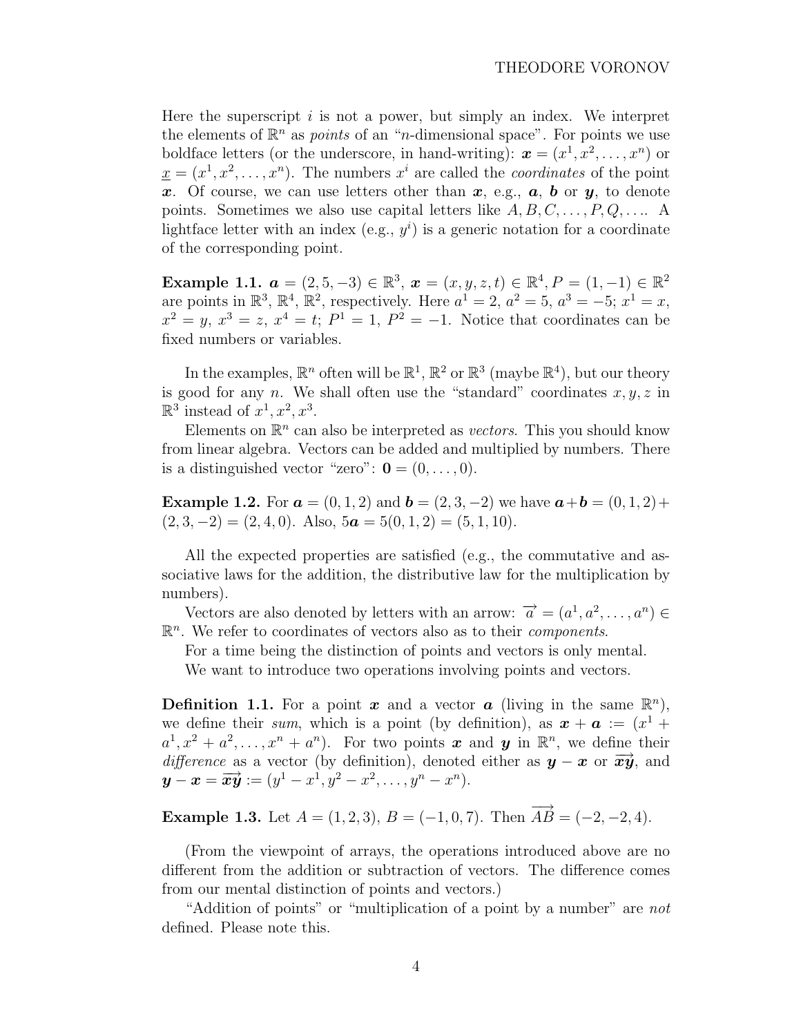Here the superscript $i$ is not a power, but simply an index. We interpret the elements of $\mathbb{R}^n$ as *points* of an "$n$-dimensional space". For points we use boldface letters (or the underscore, in hand-writing): $\boldsymbol{x} = (x^1, x^2, \dots, x^n)$ or $\underline{x} = (x^1, x^2, \dots, x^n)$. The numbers $x^i$ are called the *coordinates* of the point $\boldsymbol{x}$. Of course, we can use letters other than $\boldsymbol{x}$, e.g., $\boldsymbol{a}$, $\boldsymbol{b}$ or $\boldsymbol{y}$, to denote points. Sometimes we also use capital letters like $A, B, C, \dots, P, Q, \dots$. A lightface letter with an index (e.g., $y^i$) is a generic notation for a coordinate of the corresponding point.

**Example 1.1.** $\boldsymbol{a} = (2, 5, -3) \in \mathbb{R}^3$, $\boldsymbol{x} = (x, y, z, t) \in \mathbb{R}^4$, $P = (1, -1) \in \mathbb{R}^2$ are points in $\mathbb{R}^3$, $\mathbb{R}^4$, $\mathbb{R}^2$, respectively. Here $a^1 = 2$, $a^2 = 5$, $a^3 = -5$; $x^1 = x$, $x^2 = y$, $x^3 = z$, $x^4 = t$; $P^1 = 1$, $P^2 = -1$. Notice that coordinates can be fixed numbers or variables.

In the examples, $\mathbb{R}^n$ often will be $\mathbb{R}^1$, $\mathbb{R}^2$ or $\mathbb{R}^3$ (maybe $\mathbb{R}^4$), but our theory is good for any $n$. We shall often use the "standard" coordinates $x, y, z$ in $\mathbb{R}^3$ instead of $x^1, x^2, x^3$.

Elements on $\mathbb{R}^n$ can also be interpreted as *vectors*. This you should know from linear algebra. Vectors can be added and multiplied by numbers. There is a distinguished vector "zero": $\mathbf{0} = (0, \dots, 0)$.

**Example 1.2.** For $\boldsymbol{a} = (0, 1, 2)$ and $\boldsymbol{b} = (2, 3, -2)$ we have $\boldsymbol{a} + \boldsymbol{b} = (0, 1, 2) + (2, 3, -2) = (2, 4, 0)$. Also, $5\boldsymbol{a} = 5(0, 1, 2) = (5, 1, 10)$.

All the expected properties are satisfied (e.g., the commutative and associative laws for the addition, the distributive law for the multiplication by numbers).

Vectors are also denoted by letters with an arrow: $\overrightarrow{a} = (a^1, a^2, \dots, a^n) \in \mathbb{R}^n$. We refer to coordinates of vectors also as to their *components*.

For a time being the distinction of points and vectors is only mental.

We want to introduce two operations involving points and vectors.

**Definition 1.1.** For a point $\boldsymbol{x}$ and a vector $\boldsymbol{a}$ (living in the same $\mathbb{R}^n$), we define their *sum*, which is a point (by definition), as $\boldsymbol{x} + \boldsymbol{a} := (x^1 + a^1, x^2 + a^2, \dots, x^n + a^n)$. For two points $\boldsymbol{x}$ and $\boldsymbol{y}$ in $\mathbb{R}^n$, we define their *difference* as a vector (by definition), denoted either as $\boldsymbol{y} - \boldsymbol{x}$ or $\overrightarrow{\boldsymbol{xy}}$, and $\boldsymbol{y} - \boldsymbol{x} = \overrightarrow{\boldsymbol{xy}} := (y^1 - x^1, y^2 - x^2, \dots, y^n - x^n)$.

**Example 1.3.** Let $A = (1, 2, 3)$, $B = (-1, 0, 7)$. Then $\overrightarrow{AB} = (-2, -2, 4)$.

(From the viewpoint of arrays, the operations introduced above are no different from the addition or subtraction of vectors. The difference comes from our mental distinction of points and vectors.)

"Addition of points" or "multiplication of a point by a number" are *not* defined. Please note this.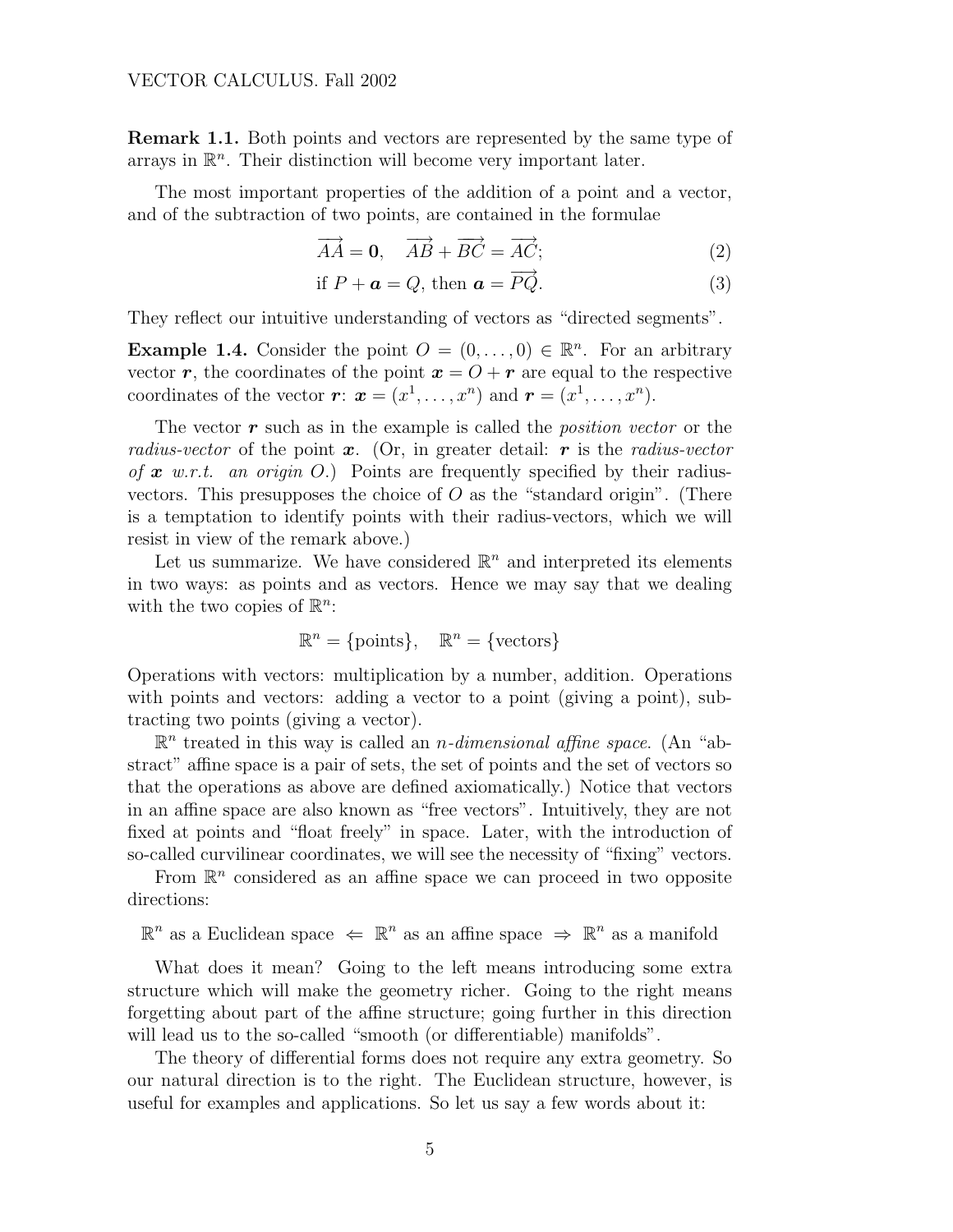**Remark 1.1.** Both points and vectors are represented by the same type of arrays in $\mathbb{R}^n$. Their distinction will become very important later.

The most important properties of the addition of a point and a vector, and of the subtraction of two points, are contained in the formulae

$$\overrightarrow{AA} = \mathbf{0}, \quad \overrightarrow{AB} + \overrightarrow{BC} = \overrightarrow{AC}; \tag{2}$$

$$\text{if } P + \boldsymbol{a} = Q, \text{ then } \boldsymbol{a} = \overrightarrow{PQ}. \tag{3}$$

They reflect our intuitive understanding of vectors as "directed segments".

**Example 1.4.** Consider the point $O = (0, \ldots, 0) \in \mathbb{R}^n$. For an arbitrary vector $\boldsymbol{r}$, the coordinates of the point $\boldsymbol{x} = O + \boldsymbol{r}$ are equal to the respective coordinates of the vector $\boldsymbol{r}$: $\boldsymbol{x} = (x^1, \ldots, x^n)$ and $\boldsymbol{r} = (x^1, \ldots, x^n)$.

The vector $\boldsymbol{r}$ such as in the example is called the *position vector* or the *radius-vector* of the point $\boldsymbol{x}$. (Or, in greater detail: $\boldsymbol{r}$ is the *radius-vector of* $\boldsymbol{x}$ *w.r.t. an origin* $O$.) Points are frequently specified by their radius-vectors. This presupposes the choice of $O$ as the "standard origin". (There is a temptation to identify points with their radius-vectors, which we will resist in view of the remark above.)

Let us summarize. We have considered $\mathbb{R}^n$ and interpreted its elements in two ways: as points and as vectors. Hence we may say that we dealing with the two copies of $\mathbb{R}^n$:

$$\mathbb{R}^n = \{\text{points}\}, \quad \mathbb{R}^n = \{\text{vectors}\}$$

Operations with vectors: multiplication by a number, addition. Operations with points and vectors: adding a vector to a point (giving a point), subtracting two points (giving a vector).

$\mathbb{R}^n$ treated in this way is called an *n-dimensional affine space*. (An "abstract" affine space is a pair of sets, the set of points and the set of vectors so that the operations as above are defined axiomatically.) Notice that vectors in an affine space are also known as "free vectors". Intuitively, they are not fixed at points and "float freely" in space. Later, with the introduction of so-called curvilinear coordinates, we will see the necessity of "fixing" vectors.

From $\mathbb{R}^n$ considered as an affine space we can proceed in two opposite directions:

$$\mathbb{R}^n \text{ as a Euclidean space } \Leftarrow \mathbb{R}^n \text{ as an affine space } \Rightarrow \mathbb{R}^n \text{ as a manifold}$$

What does it mean? Going to the left means introducing some extra structure which will make the geometry richer. Going to the right means forgetting about part of the affine structure; going further in this direction will lead us to the so-called "smooth (or differentiable) manifolds".

The theory of differential forms does not require any extra geometry. So our natural direction is to the right. The Euclidean structure, however, is useful for examples and applications. So let us say a few words about it: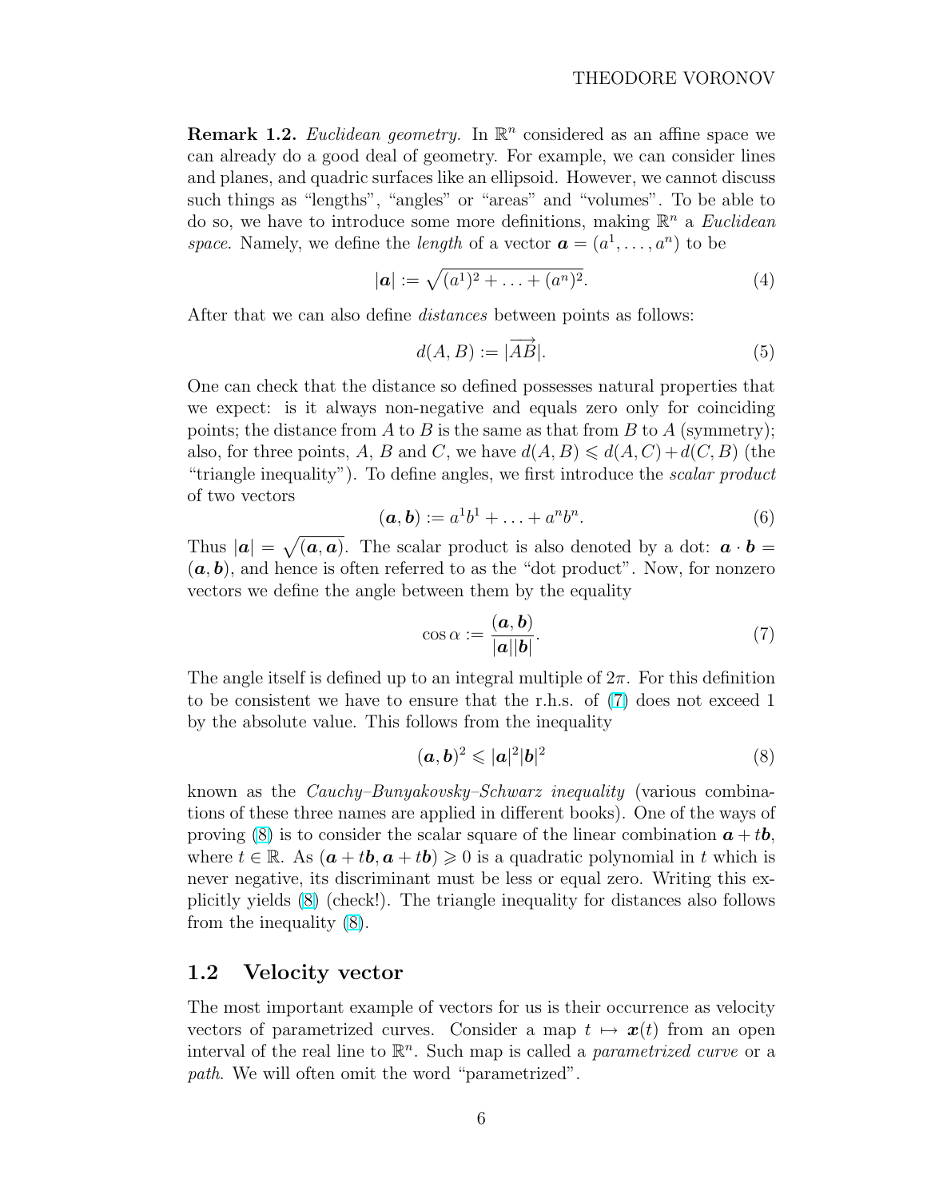**Remark 1.2.** *Euclidean geometry.* In $\mathbb{R}^n$ considered as an affine space we can already do a good deal of geometry. For example, we can consider lines and planes, and quadric surfaces like an ellipsoid. However, we cannot discuss such things as "lengths", "angles" or "areas" and "volumes". To be able to do so, we have to introduce some more definitions, making $\mathbb{R}^n$ a *Euclidean space*. Namely, we define the *length* of a vector $\boldsymbol{a} = (a^1, \dots, a^n)$ to be

$$|\boldsymbol{a}| := \sqrt{(a^1)^2 + \dots + (a^n)^2}. \tag{4}$$

After that we can also define *distances* between points as follows:

$$d(A, B) := |\overrightarrow{AB}|. \tag{5}$$

One can check that the distance so defined possesses natural properties that we expect: is it always non-negative and equals zero only for coinciding points; the distance from $A$ to $B$ is the same as that from $B$ to $A$ (symmetry); also, for three points, $A$, $B$ and $C$, we have $d(A, B) \leqslant d(A, C) + d(C, B)$ (the "triangle inequality"). To define angles, we first introduce the *scalar product* of two vectors

$$(\boldsymbol{a}, \boldsymbol{b}) := a^1 b^1 + \dots + a^n b^n. \tag{6}$$

Thus $|\boldsymbol{a}| = \sqrt{(\boldsymbol{a}, \boldsymbol{a})}$. The scalar product is also denoted by a dot: $\boldsymbol{a} \cdot \boldsymbol{b} = (\boldsymbol{a}, \boldsymbol{b})$, and hence is often referred to as the "dot product". Now, for nonzero vectors we define the angle between them by the equality

$$\cos\alpha := \frac{(\boldsymbol{a}, \boldsymbol{b})}{|\boldsymbol{a}||\boldsymbol{b}|}. \tag{7}$$

The angle itself is defined up to an integral multiple of $2\pi$. For this definition to be consistent we have to ensure that the r.h.s. of (7) does not exceed 1 by the absolute value. This follows from the inequality

$$(\boldsymbol{a}, \boldsymbol{b})^2 \leqslant |\boldsymbol{a}|^2 |\boldsymbol{b}|^2 \tag{8}$$

known as the *Cauchy–Bunyakovsky–Schwarz inequality* (various combinations of these three names are applied in different books). One of the ways of proving (8) is to consider the scalar square of the linear combination $\boldsymbol{a} + t\boldsymbol{b}$, where $t \in \mathbb{R}$. As $(\boldsymbol{a} + t\boldsymbol{b}, \boldsymbol{a} + t\boldsymbol{b}) \geqslant 0$ is a quadratic polynomial in $t$ which is never negative, its discriminant must be less or equal zero. Writing this explicitly yields (8) (check!). The triangle inequality for distances also follows from the inequality (8).

## 1.2 Velocity vector

The most important example of vectors for us is their occurrence as velocity vectors of parametrized curves. Consider a map $t \mapsto \boldsymbol{x}(t)$ from an open interval of the real line to $\mathbb{R}^n$. Such map is called a *parametrized curve* or a *path*. We will often omit the word "parametrized".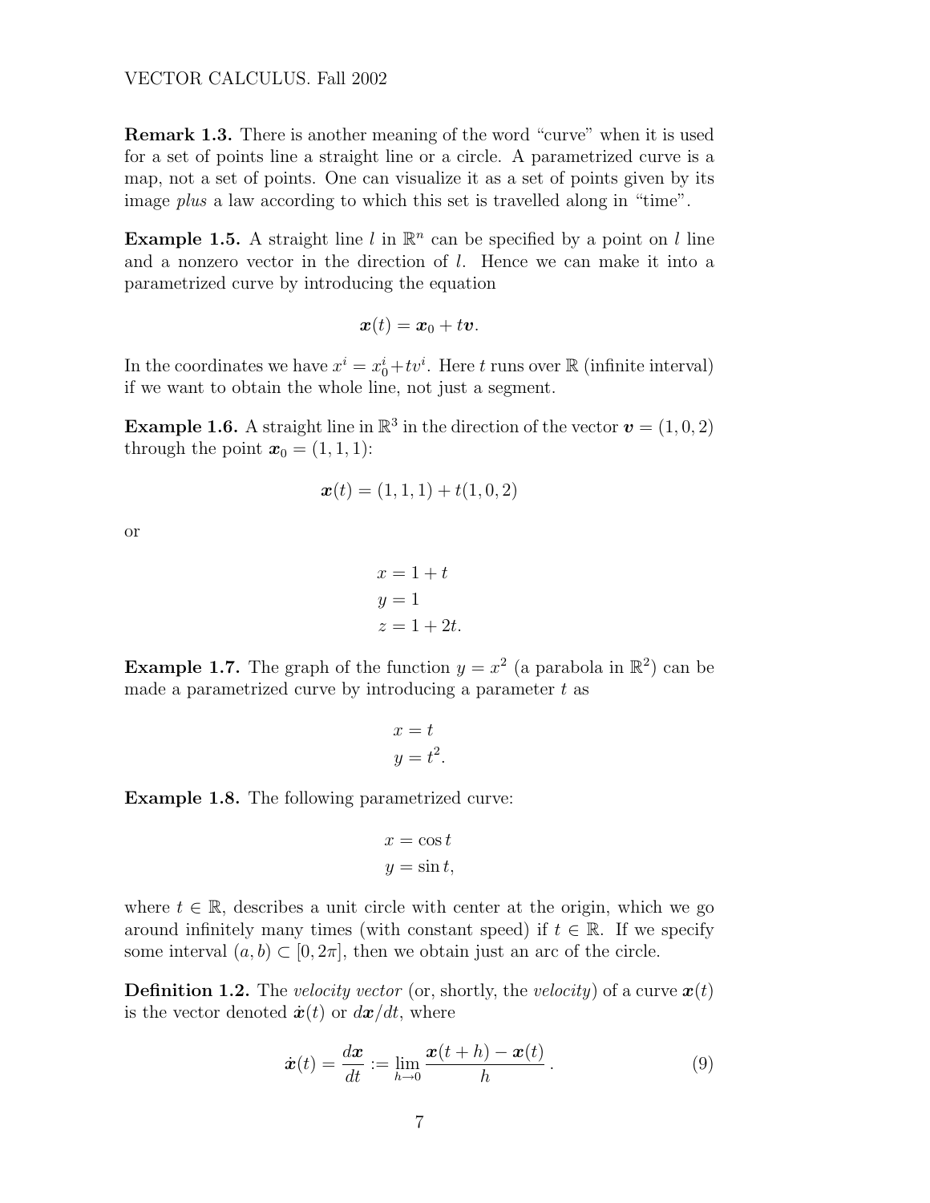**Remark 1.3.** There is another meaning of the word "curve" when it is used for a set of points line a straight line or a circle. A parametrized curve is a map, not a set of points. One can visualize it as a set of points given by its image *plus* a law according to which this set is travelled along in "time".

**Example 1.5.** A straight line $l$ in $\mathbb{R}^n$ can be specified by a point on $l$ line and a nonzero vector in the direction of $l$. Hence we can make it into a parametrized curve by introducing the equation

$$\boldsymbol{x}(t) = \boldsymbol{x}_0 + t\boldsymbol{v}.$$

In the coordinates we have $x^i = x_0^i + tv^i$. Here $t$ runs over $\mathbb{R}$ (infinite interval) if we want to obtain the whole line, not just a segment.

**Example 1.6.** A straight line in $\mathbb{R}^3$ in the direction of the vector $\boldsymbol{v} = (1, 0, 2)$ through the point $\boldsymbol{x}_0 = (1, 1, 1)$:

$$\boldsymbol{x}(t) = (1, 1, 1) + t(1, 0, 2)$$

or

$$\begin{aligned} x &= 1 + t \\ y &= 1 \\ z &= 1 + 2t. \end{aligned}$$

**Example 1.7.** The graph of the function $y = x^2$ (a parabola in $\mathbb{R}^2$) can be made a parametrized curve by introducing a parameter $t$ as

$$\begin{aligned} x &= t \\ y &= t^2. \end{aligned}$$

**Example 1.8.** The following parametrized curve:

$$\begin{aligned} x &= \cos t \\ y &= \sin t, \end{aligned}$$

where $t \in \mathbb{R}$, describes a unit circle with center at the origin, which we go around infinitely many times (with constant speed) if $t \in \mathbb{R}$. If we specify some interval $(a, b) \subset [0, 2\pi]$, then we obtain just an arc of the circle.

**Definition 1.2.** The *velocity vector* (or, shortly, the *velocity*) of a curve $\boldsymbol{x}(t)$ is the vector denoted $\dot{\boldsymbol{x}}(t)$ or $d\boldsymbol{x}/dt$, where

$$\dot{\boldsymbol{x}}(t) = \frac{d\boldsymbol{x}}{dt} := \lim_{h \to 0} \frac{\boldsymbol{x}(t + h) - \boldsymbol{x}(t)}{h}\,. \tag{9}$$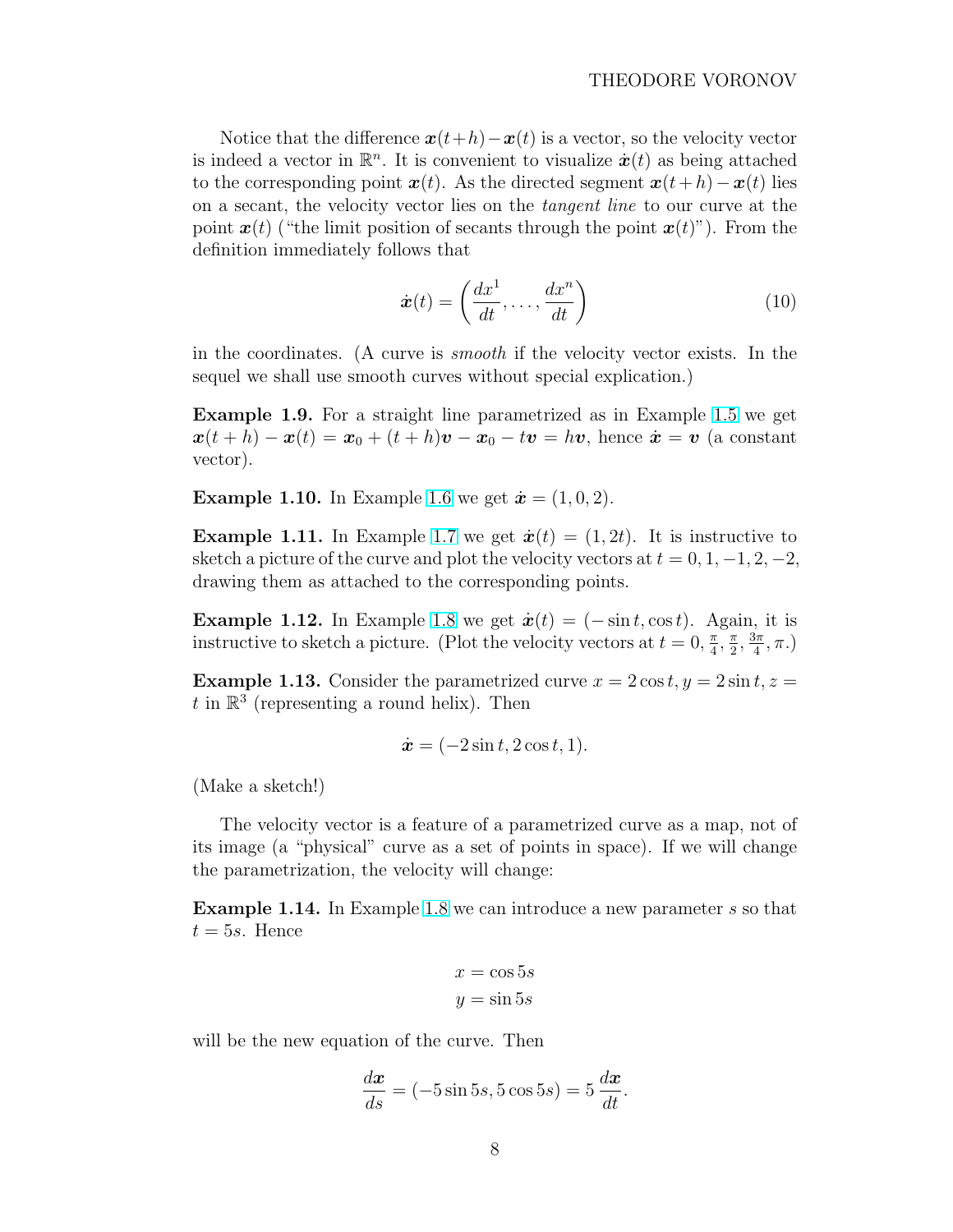Notice that the difference $\boldsymbol{x}(t+h)-\boldsymbol{x}(t)$ is a vector, so the velocity vector is indeed a vector in $\mathbb{R}^n$. It is convenient to visualize $\dot{\boldsymbol{x}}(t)$ as being attached to the corresponding point $\boldsymbol{x}(t)$. As the directed segment $\boldsymbol{x}(t+h)-\boldsymbol{x}(t)$ lies on a secant, the velocity vector lies on the *tangent line* to our curve at the point $\boldsymbol{x}(t)$ ("the limit position of secants through the point $\boldsymbol{x}(t)$"). From the definition immediately follows that

$$\dot{\boldsymbol{x}}(t) = \left(\frac{dx^1}{dt}, \dots, \frac{dx^n}{dt}\right) \tag{10}$$

in the coordinates. (A curve is *smooth* if the velocity vector exists. In the sequel we shall use smooth curves without special explication.)

**Example 1.9.** For a straight line parametrized as in Example 1.5 we get $\boldsymbol{x}(t+h)-\boldsymbol{x}(t) = \boldsymbol{x}_0 + (t+h)\boldsymbol{v} - \boldsymbol{x}_0 - t\boldsymbol{v} = h\boldsymbol{v}$, hence $\dot{\boldsymbol{x}} = \boldsymbol{v}$ (a constant vector).

**Example 1.10.** In Example 1.6 we get $\dot{\boldsymbol{x}} = (1, 0, 2)$.

**Example 1.11.** In Example 1.7 we get $\dot{\boldsymbol{x}}(t) = (1, 2t)$. It is instructive to sketch a picture of the curve and plot the velocity vectors at $t = 0, 1, -1, 2, -2$, drawing them as attached to the corresponding points.

**Example 1.12.** In Example 1.8 we get $\dot{\boldsymbol{x}}(t) = (-\sin t, \cos t)$. Again, it is instructive to sketch a picture. (Plot the velocity vectors at $t = 0, \frac{\pi}{4}, \frac{\pi}{2}, \frac{3\pi}{4}, \pi$.)

**Example 1.13.** Consider the parametrized curve $x = 2\cos t, y = 2\sin t, z = t$ in $\mathbb{R}^3$ (representing a round helix). Then

$$\dot{\boldsymbol{x}} = (-2\sin t, 2\cos t, 1).$$

(Make a sketch!)

The velocity vector is a feature of a parametrized curve as a map, not of its image (a "physical" curve as a set of points in space). If we will change the parametrization, the velocity will change:

**Example 1.14.** In Example 1.8 we can introduce a new parameter $s$ so that $t = 5s$. Hence

$$x = \cos 5s$$
$$y = \sin 5s$$

will be the new equation of the curve. Then

$$\frac{d\boldsymbol{x}}{ds} = (-5\sin 5s, 5\cos 5s) = 5\,\frac{d\boldsymbol{x}}{dt}.$$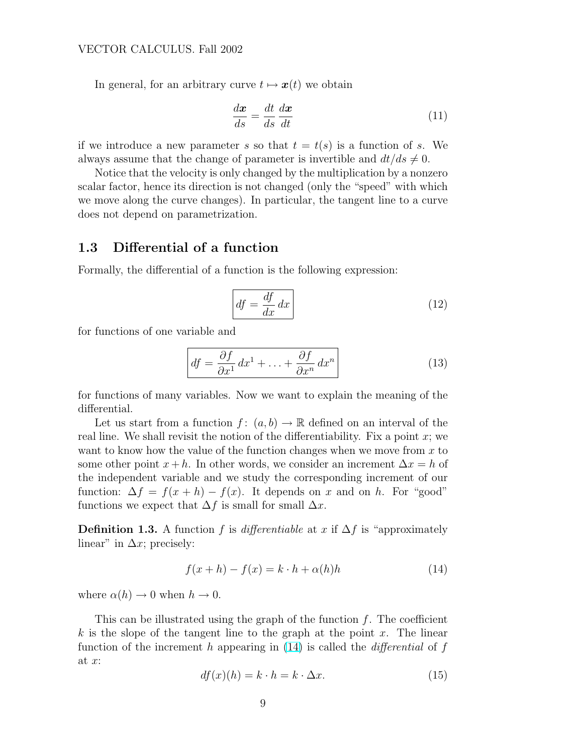In general, for an arbitrary curve $t \mapsto \boldsymbol{x}(t)$ we obtain

$$\frac{d\boldsymbol{x}}{ds} = \frac{dt}{ds}\,\frac{d\boldsymbol{x}}{dt} \tag{11}$$

if we introduce a new parameter $s$ so that $t = t(s)$ is a function of $s$. We always assume that the change of parameter is invertible and $dt/ds \neq 0$.

Notice that the velocity is only changed by the multiplication by a nonzero scalar factor, hence its direction is not changed (only the "speed" with which we move along the curve changes). In particular, the tangent line to a curve does not depend on parametrization.

## 1.3 Differential of a function

Formally, the differential of a function is the following expression:

$$\boxed{df = \frac{df}{dx}\,dx} \tag{12}$$

for functions of one variable and

$$\boxed{df = \frac{\partial f}{\partial x^1}\,dx^1 + \ldots + \frac{\partial f}{\partial x^n}\,dx^n} \tag{13}$$

for functions of many variables. Now we want to explain the meaning of the differential.

Let us start from a function $f\colon\ (a,b) \to \mathbb{R}$ defined on an interval of the real line. We shall revisit the notion of the differentiability. Fix a point $x$; we want to know how the value of the function changes when we move from $x$ to some other point $x+h$. In other words, we consider an increment $\Delta x = h$ of the independent variable and we study the corresponding increment of our function: $\Delta f = f(x+h) - f(x)$. It depends on $x$ and on $h$. For "good" functions we expect that $\Delta f$ is small for small $\Delta x$.

**Definition 1.3.** A function $f$ is *differentiable* at $x$ if $\Delta f$ is "approximately linear" in $\Delta x$; precisely:

$$f(x+h) - f(x) = k \cdot h + \alpha(h)h \tag{14}$$

where $\alpha(h) \to 0$ when $h \to 0$.

This can be illustrated using the graph of the function $f$. The coefficient $k$ is the slope of the tangent line to the graph at the point $x$. The linear function of the increment $h$ appearing in (14) is called the *differential* of $f$ at $x$:

$$df(x)(h) = k \cdot h = k \cdot \Delta x. \tag{15}$$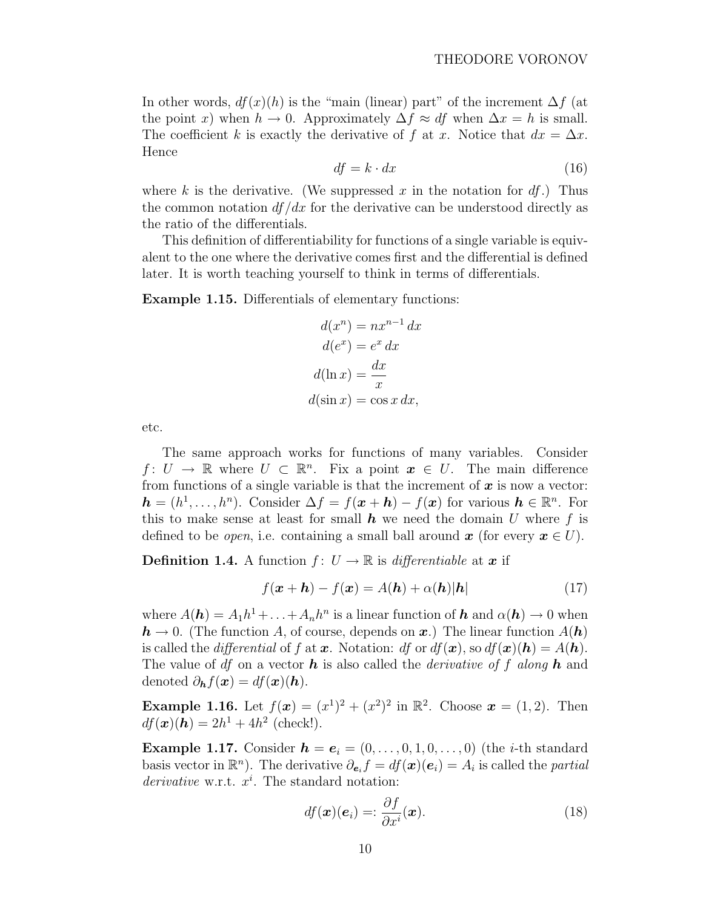In other words, $df(x)(h)$ is the "main (linear) part" of the increment $\Delta f$ (at the point $x$) when $h \to 0$. Approximately $\Delta f \approx df$ when $\Delta x = h$ is small. The coefficient $k$ is exactly the derivative of $f$ at $x$. Notice that $dx = \Delta x$. Hence

$$df = k \cdot dx \tag{16}$$

where $k$ is the derivative. (We suppressed $x$ in the notation for $df$.) Thus the common notation $df/dx$ for the derivative can be understood directly as the ratio of the differentials.

This definition of differentiability for functions of a single variable is equivalent to the one where the derivative comes first and the differential is defined later. It is worth teaching yourself to think in terms of differentials.

**Example 1.15.** Differentials of elementary functions:

$$\begin{aligned}
d(x^n) &= nx^{n-1}\,dx \\
d(e^x) &= e^x\,dx \\
d(\ln x) &= \frac{dx}{x} \\
d(\sin x) &= \cos x\,dx,
\end{aligned}$$

etc.

The same approach works for functions of many variables. Consider $f\colon U \to \mathbb{R}$ where $U \subset \mathbb{R}^n$. Fix a point $\boldsymbol{x} \in U$. The main difference from functions of a single variable is that the increment of $\boldsymbol{x}$ is now a vector: $\boldsymbol{h} = (h^1, \ldots, h^n)$. Consider $\Delta f = f(\boldsymbol{x} + \boldsymbol{h}) - f(\boldsymbol{x})$ for various $\boldsymbol{h} \in \mathbb{R}^n$. For this to make sense at least for small $\boldsymbol{h}$ we need the domain $U$ where $f$ is defined to be *open*, i.e. containing a small ball around $\boldsymbol{x}$ (for every $\boldsymbol{x} \in U$).

**Definition 1.4.** A function $f\colon U \to \mathbb{R}$ is *differentiable* at $\boldsymbol{x}$ if

$$f(\boldsymbol{x} + \boldsymbol{h}) - f(\boldsymbol{x}) = A(\boldsymbol{h}) + \alpha(\boldsymbol{h})|\boldsymbol{h}| \tag{17}$$

where $A(\boldsymbol{h}) = A_1 h^1 + \ldots + A_n h^n$ is a linear function of $\boldsymbol{h}$ and $\alpha(\boldsymbol{h}) \to 0$ when $\boldsymbol{h} \to 0$. (The function $A$, of course, depends on $\boldsymbol{x}$.) The linear function $A(\boldsymbol{h})$ is called the *differential* of $f$ at $\boldsymbol{x}$. Notation: $df$ or $df(\boldsymbol{x})$, so $df(\boldsymbol{x})(\boldsymbol{h}) = A(\boldsymbol{h})$. The value of $df$ on a vector $\boldsymbol{h}$ is also called the *derivative of $f$ along $\boldsymbol{h}$* and denoted $\partial_{\boldsymbol{h}} f(\boldsymbol{x}) = df(\boldsymbol{x})(\boldsymbol{h})$.

**Example 1.16.** Let $f(\boldsymbol{x}) = (x^1)^2 + (x^2)^2$ in $\mathbb{R}^2$. Choose $\boldsymbol{x} = (1, 2)$. Then $df(\boldsymbol{x})(\boldsymbol{h}) = 2h^1 + 4h^2$ (check!).

**Example 1.17.** Consider $\boldsymbol{h} = \boldsymbol{e}_i = (0, \ldots, 0, 1, 0, \ldots, 0)$ (the $i$-th standard basis vector in $\mathbb{R}^n$). The derivative $\partial_{\boldsymbol{e}_i} f = df(\boldsymbol{x})(\boldsymbol{e}_i) = A_i$ is called the *partial derivative* w.r.t. $x^i$. The standard notation:

$$df(\boldsymbol{x})(\boldsymbol{e}_i) =: \frac{\partial f}{\partial x^i}(\boldsymbol{x}). \tag{18}$$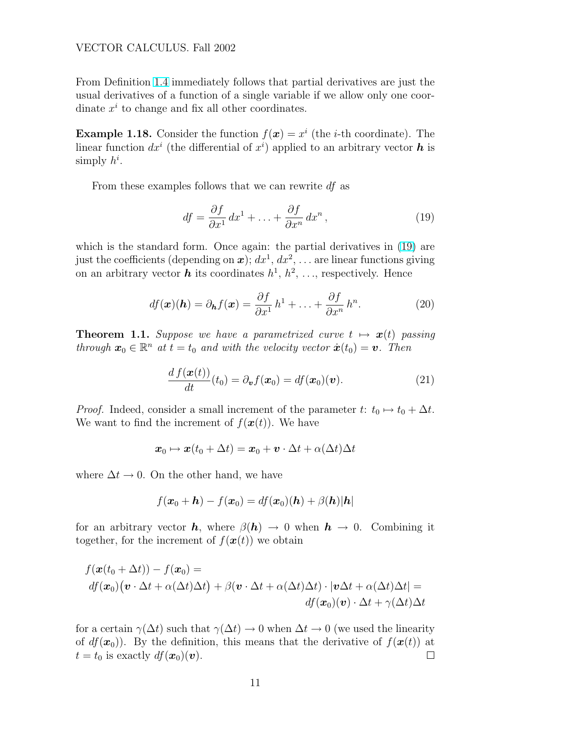From Definition 1.4 immediately follows that partial derivatives are just the usual derivatives of a function of a single variable if we allow only one coordinate $x^i$ to change and fix all other coordinates.

**Example 1.18.** Consider the function $f(\boldsymbol{x}) = x^i$ (the $i$-th coordinate). The linear function $dx^i$ (the differential of $x^i$) applied to an arbitrary vector $\boldsymbol{h}$ is simply $h^i$.

From these examples follows that we can rewrite $df$ as

$$df = \frac{\partial f}{\partial x^1}\, dx^1 + \ldots + \frac{\partial f}{\partial x^n}\, dx^n\,, \tag{19}$$

which is the standard form. Once again: the partial derivatives in (19) are just the coefficients (depending on $\boldsymbol{x}$); $dx^1$, $dx^2$, ... are linear functions giving on an arbitrary vector $\boldsymbol{h}$ its coordinates $h^1$, $h^2$, ..., respectively. Hence

$$df(\boldsymbol{x})(\boldsymbol{h}) = \partial_{\boldsymbol{h}} f(\boldsymbol{x}) = \frac{\partial f}{\partial x^1}\, h^1 + \ldots + \frac{\partial f}{\partial x^n}\, h^n. \tag{20}$$

**Theorem 1.1.** *Suppose we have a parametrized curve $t \mapsto \boldsymbol{x}(t)$ passing through $\boldsymbol{x}_0 \in \mathbb{R}^n$ at $t = t_0$ and with the velocity vector $\dot{\boldsymbol{x}}(t_0) = \boldsymbol{v}$. Then*

$$\frac{d\, f(\boldsymbol{x}(t))}{dt}(t_0) = \partial_{\boldsymbol{v}} f(\boldsymbol{x}_0) = df(\boldsymbol{x}_0)(\boldsymbol{v}). \tag{21}$$

*Proof.* Indeed, consider a small increment of the parameter $t$: $t_0 \mapsto t_0 + \Delta t$. We want to find the increment of $f(\boldsymbol{x}(t))$. We have

$$\boldsymbol{x}_0 \mapsto \boldsymbol{x}(t_0 + \Delta t) = \boldsymbol{x}_0 + \boldsymbol{v} \cdot \Delta t + \alpha(\Delta t)\Delta t$$

where $\Delta t \to 0$. On the other hand, we have

$$f(\boldsymbol{x}_0 + \boldsymbol{h}) - f(\boldsymbol{x}_0) = df(\boldsymbol{x}_0)(\boldsymbol{h}) + \beta(\boldsymbol{h})|\boldsymbol{h}|$$

for an arbitrary vector $\boldsymbol{h}$, where $\beta(\boldsymbol{h}) \to 0$ when $\boldsymbol{h} \to 0$. Combining it together, for the increment of $f(\boldsymbol{x}(t))$ we obtain

$$\begin{aligned}
&f(\boldsymbol{x}(t_0 + \Delta t)) - f(\boldsymbol{x}_0) = \\
&df(\boldsymbol{x}_0)\big(\boldsymbol{v} \cdot \Delta t + \alpha(\Delta t)\Delta t\big) + \beta(\boldsymbol{v} \cdot \Delta t + \alpha(\Delta t)\Delta t) \cdot |\boldsymbol{v}\Delta t + \alpha(\Delta t)\Delta t| = \\
&\qquad\qquad\qquad\qquad\qquad\qquad df(\boldsymbol{x}_0)(\boldsymbol{v}) \cdot \Delta t + \gamma(\Delta t)\Delta t
\end{aligned}$$

for a certain $\gamma(\Delta t)$ such that $\gamma(\Delta t) \to 0$ when $\Delta t \to 0$ (we used the linearity of $df(\boldsymbol{x}_0)$). By the definition, this means that the derivative of $f(\boldsymbol{x}(t))$ at $t = t_0$ is exactly $df(\boldsymbol{x}_0)(\boldsymbol{v})$. $\square$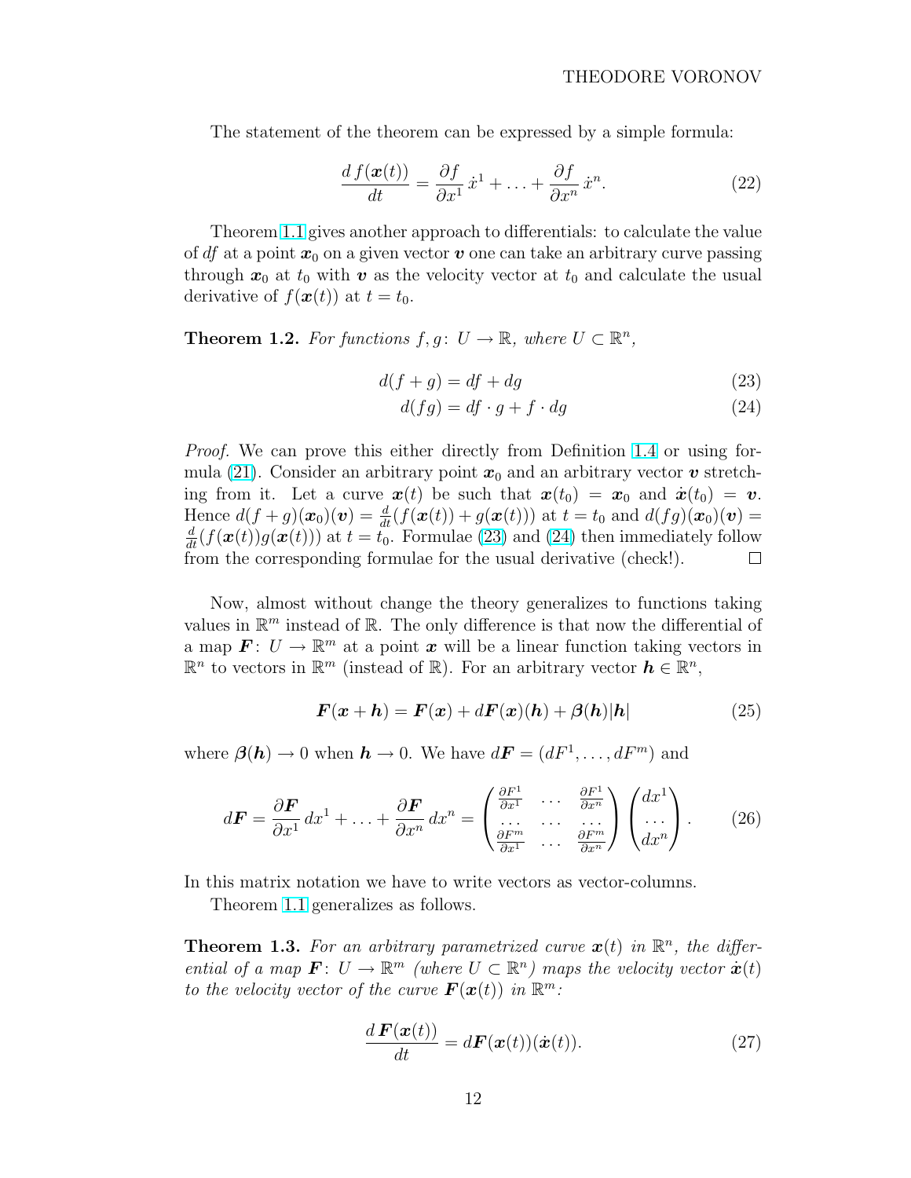The statement of the theorem can be expressed by a simple formula:

$$\frac{d\,f(\boldsymbol{x}(t))}{dt} = \frac{\partial f}{\partial x^1}\,\dot{x}^1 + \ldots + \frac{\partial f}{\partial x^n}\,\dot{x}^n. \tag{22}$$

Theorem 1.1 gives another approach to differentials: to calculate the value of $df$ at a point $\boldsymbol{x}_0$ on a given vector $\boldsymbol{v}$ one can take an arbitrary curve passing through $\boldsymbol{x}_0$ at $t_0$ with $\boldsymbol{v}$ as the velocity vector at $t_0$ and calculate the usual derivative of $f(\boldsymbol{x}(t))$ at $t = t_0$.

**Theorem 1.2.** *For functions $f, g\colon U \to \mathbb{R}$, where $U \subset \mathbb{R}^n$,*

$$d(f+g) = df + dg \tag{23}$$

$$d(fg) = df \cdot g + f \cdot dg \tag{24}$$

*Proof.* We can prove this either directly from Definition 1.4 or using formula (21). Consider an arbitrary point $\boldsymbol{x}_0$ and an arbitrary vector $\boldsymbol{v}$ stretching from it. Let a curve $\boldsymbol{x}(t)$ be such that $\boldsymbol{x}(t_0) = \boldsymbol{x}_0$ and $\dot{\boldsymbol{x}}(t_0) = \boldsymbol{v}$. Hence $d(f+g)(\boldsymbol{x}_0)(\boldsymbol{v}) = \frac{d}{dt}(f(\boldsymbol{x}(t)) + g(\boldsymbol{x}(t)))$ at $t = t_0$ and $d(fg)(\boldsymbol{x}_0)(\boldsymbol{v}) = \frac{d}{dt}(f(\boldsymbol{x}(t))g(\boldsymbol{x}(t)))$ at $t = t_0$. Formulae (23) and (24) then immediately follow from the corresponding formulae for the usual derivative (check!). $\square$

Now, almost without change the theory generalizes to functions taking values in $\mathbb{R}^m$ instead of $\mathbb{R}$. The only difference is that now the differential of a map $\boldsymbol{F}\colon U \to \mathbb{R}^m$ at a point $\boldsymbol{x}$ will be a linear function taking vectors in $\mathbb{R}^n$ to vectors in $\mathbb{R}^m$ (instead of $\mathbb{R}$). For an arbitrary vector $\boldsymbol{h} \in \mathbb{R}^n$,

$$\boldsymbol{F}(\boldsymbol{x}+\boldsymbol{h}) = \boldsymbol{F}(\boldsymbol{x}) + d\boldsymbol{F}(\boldsymbol{x})(\boldsymbol{h}) + \boldsymbol{\beta}(\boldsymbol{h})|\boldsymbol{h}| \tag{25}$$

where $\boldsymbol{\beta}(\boldsymbol{h}) \to 0$ when $\boldsymbol{h} \to 0$. We have $d\boldsymbol{F} = (dF^1, \ldots, dF^m)$ and

$$d\boldsymbol{F} = \frac{\partial \boldsymbol{F}}{\partial x^1}\,dx^1 + \ldots + \frac{\partial \boldsymbol{F}}{\partial x^n}\,dx^n = \begin{pmatrix} \frac{\partial F^1}{\partial x^1} & \ldots & \frac{\partial F^1}{\partial x^n} \\ \ldots & \ldots & \ldots \\ \frac{\partial F^m}{\partial x^1} & \ldots & \frac{\partial F^m}{\partial x^n} \end{pmatrix} \begin{pmatrix} dx^1 \\ \ldots \\ dx^n \end{pmatrix}. \tag{26}$$

In this matrix notation we have to write vectors as vector-columns.

Theorem 1.1 generalizes as follows.

**Theorem 1.3.** *For an arbitrary parametrized curve $\boldsymbol{x}(t)$ in $\mathbb{R}^n$, the differential of a map $\boldsymbol{F}\colon U \to \mathbb{R}^m$ (where $U \subset \mathbb{R}^n$) maps the velocity vector $\dot{\boldsymbol{x}}(t)$ to the velocity vector of the curve $\boldsymbol{F}(\boldsymbol{x}(t))$ in $\mathbb{R}^m$:*

$$\frac{d\,\boldsymbol{F}(\boldsymbol{x}(t))}{dt} = d\boldsymbol{F}(\boldsymbol{x}(t))(\dot{\boldsymbol{x}}(t)). \tag{27}$$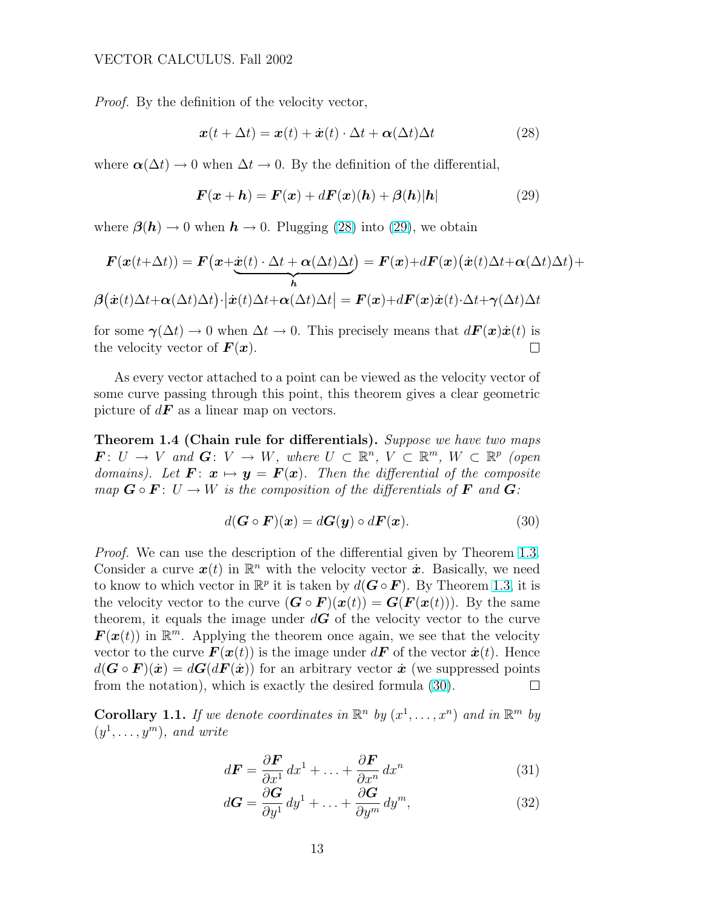*Proof.* By the definition of the velocity vector,

$$\boldsymbol{x}(t+\Delta t) = \boldsymbol{x}(t) + \dot{\boldsymbol{x}}(t)\cdot\Delta t + \boldsymbol{\alpha}(\Delta t)\Delta t \tag{28}$$

where $\boldsymbol{\alpha}(\Delta t) \to 0$ when $\Delta t \to 0$. By the definition of the differential,

$$\boldsymbol{F}(\boldsymbol{x}+\boldsymbol{h}) = \boldsymbol{F}(\boldsymbol{x}) + d\boldsymbol{F}(\boldsymbol{x})(\boldsymbol{h}) + \boldsymbol{\beta}(\boldsymbol{h})|\boldsymbol{h}| \tag{29}$$

where $\boldsymbol{\beta}(\boldsymbol{h}) \to 0$ when $\boldsymbol{h} \to 0$. Plugging (28) into (29), we obtain

$$\boldsymbol{F}(\boldsymbol{x}(t+\Delta t)) = \boldsymbol{F}\big(\boldsymbol{x}+\underbrace{\dot{\boldsymbol{x}}(t)\cdot\Delta t + \boldsymbol{\alpha}(\Delta t)\Delta t}_{\boldsymbol{h}}\big) = \boldsymbol{F}(\boldsymbol{x})+d\boldsymbol{F}(\boldsymbol{x})\big(\dot{\boldsymbol{x}}(t)\Delta t+\boldsymbol{\alpha}(\Delta t)\Delta t\big)+$$
$$\boldsymbol{\beta}\big(\dot{\boldsymbol{x}}(t)\Delta t+\boldsymbol{\alpha}(\Delta t)\Delta t\big)\cdot\big|\dot{\boldsymbol{x}}(t)\Delta t+\boldsymbol{\alpha}(\Delta t)\Delta t\big| = \boldsymbol{F}(\boldsymbol{x})+d\boldsymbol{F}(\boldsymbol{x})\dot{\boldsymbol{x}}(t)\cdot\Delta t+\boldsymbol{\gamma}(\Delta t)\Delta t$$

for some $\boldsymbol{\gamma}(\Delta t) \to 0$ when $\Delta t \to 0$. This precisely means that $d\boldsymbol{F}(\boldsymbol{x})\dot{\boldsymbol{x}}(t)$ is the velocity vector of $\boldsymbol{F}(\boldsymbol{x})$. □

As every vector attached to a point can be viewed as the velocity vector of some curve passing through this point, this theorem gives a clear geometric picture of $d\boldsymbol{F}$ as a linear map on vectors.

**Theorem 1.4 (Chain rule for differentials).** *Suppose we have two maps $\boldsymbol{F}\colon U \to V$ and $\boldsymbol{G}\colon V \to W$, where $U \subset \mathbb{R}^n$, $V \subset \mathbb{R}^m$, $W \subset \mathbb{R}^p$ (open domains). Let $\boldsymbol{F}\colon \boldsymbol{x} \mapsto \boldsymbol{y} = \boldsymbol{F}(\boldsymbol{x})$. Then the differential of the composite map $\boldsymbol{G}\circ\boldsymbol{F}\colon U \to W$ is the composition of the differentials of $\boldsymbol{F}$ and $\boldsymbol{G}$:*

$$d(\boldsymbol{G}\circ\boldsymbol{F})(\boldsymbol{x}) = d\boldsymbol{G}(\boldsymbol{y})\circ d\boldsymbol{F}(\boldsymbol{x}). \tag{30}$$

*Proof.* We can use the description of the differential given by Theorem 1.3. Consider a curve $\boldsymbol{x}(t)$ in $\mathbb{R}^n$ with the velocity vector $\dot{\boldsymbol{x}}$. Basically, we need to know to which vector in $\mathbb{R}^p$ it is taken by $d(\boldsymbol{G}\circ\boldsymbol{F})$. By Theorem 1.3, it is the velocity vector to the curve $(\boldsymbol{G}\circ\boldsymbol{F})(\boldsymbol{x}(t)) = \boldsymbol{G}(\boldsymbol{F}(\boldsymbol{x}(t)))$. By the same theorem, it equals the image under $d\boldsymbol{G}$ of the velocity vector to the curve $\boldsymbol{F}(\boldsymbol{x}(t))$ in $\mathbb{R}^m$. Applying the theorem once again, we see that the velocity vector to the curve $\boldsymbol{F}(\boldsymbol{x}(t))$ is the image under $d\boldsymbol{F}$ of the vector $\dot{\boldsymbol{x}}(t)$. Hence $d(\boldsymbol{G}\circ\boldsymbol{F})(\dot{\boldsymbol{x}}) = d\boldsymbol{G}(d\boldsymbol{F}(\dot{\boldsymbol{x}}))$ for an arbitrary vector $\dot{\boldsymbol{x}}$ (we suppressed points from the notation), which is exactly the desired formula (30). □

**Corollary 1.1.** *If we denote coordinates in $\mathbb{R}^n$ by $(x^1,\dots,x^n)$ and in $\mathbb{R}^m$ by $(y^1,\dots,y^m)$, and write*

$$d\boldsymbol{F} = \frac{\partial \boldsymbol{F}}{\partial x^1}\,dx^1 + \ldots + \frac{\partial \boldsymbol{F}}{\partial x^n}\,dx^n \tag{31}$$

$$d\boldsymbol{G} = \frac{\partial \boldsymbol{G}}{\partial y^1}\,dy^1 + \ldots + \frac{\partial \boldsymbol{G}}{\partial y^m}\,dy^m, \tag{32}$$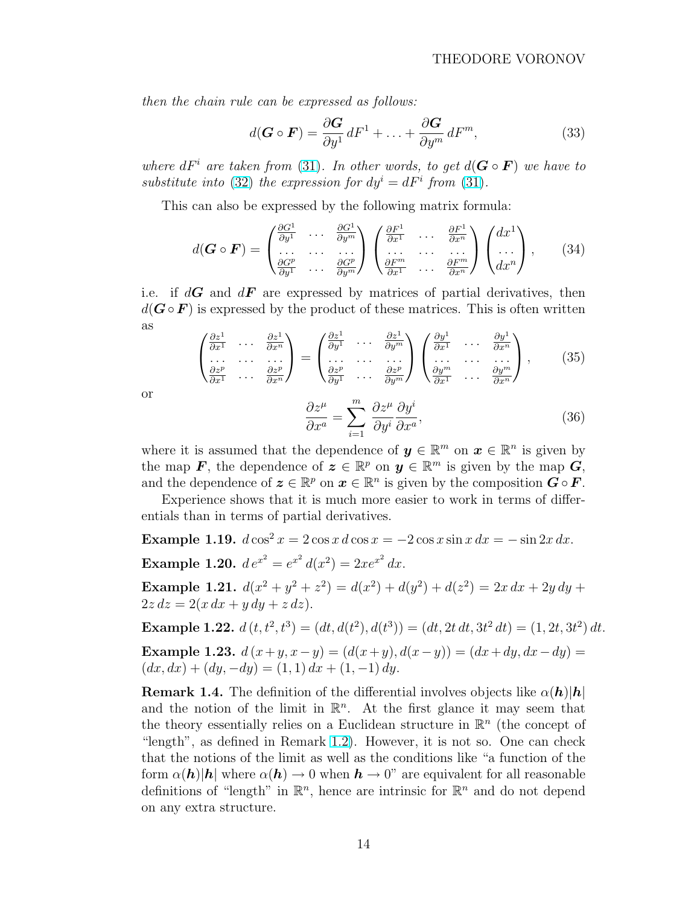*then the chain rule can be expressed as follows:*

$$d(\boldsymbol{G} \circ \boldsymbol{F}) = \frac{\partial \boldsymbol{G}}{\partial y^1}\, dF^1 + \ldots + \frac{\partial \boldsymbol{G}}{\partial y^m}\, dF^m, \tag{33}$$

*where $dF^i$ are taken from (31). In other words, to get $d(\boldsymbol{G} \circ \boldsymbol{F})$ we have to substitute into (32) the expression for $dy^i = dF^i$ from (31).*

This can also be expressed by the following matrix formula:

$$d(\boldsymbol{G} \circ \boldsymbol{F}) = \begin{pmatrix} \frac{\partial G^1}{\partial y^1} & \ldots & \frac{\partial G^1}{\partial y^m} \\ \ldots & \ldots & \ldots \\ \frac{\partial G^p}{\partial y^1} & \ldots & \frac{\partial G^p}{\partial y^m} \end{pmatrix} \begin{pmatrix} \frac{\partial F^1}{\partial x^1} & \ldots & \frac{\partial F^1}{\partial x^n} \\ \ldots & \ldots & \ldots \\ \frac{\partial F^m}{\partial x^1} & \ldots & \frac{\partial F^m}{\partial x^n} \end{pmatrix} \begin{pmatrix} dx^1 \\ \ldots \\ dx^n \end{pmatrix}, \tag{34}$$

i.e. if $d\boldsymbol{G}$ and $d\boldsymbol{F}$ are expressed by matrices of partial derivatives, then $d(\boldsymbol{G} \circ \boldsymbol{F})$ is expressed by the product of these matrices. This is often written as

$$\begin{pmatrix} \frac{\partial z^1}{\partial x^1} & \ldots & \frac{\partial z^1}{\partial x^n} \\ \ldots & \ldots & \ldots \\ \frac{\partial z^p}{\partial x^1} & \ldots & \frac{\partial z^p}{\partial x^n} \end{pmatrix} = \begin{pmatrix} \frac{\partial z^1}{\partial y^1} & \ldots & \frac{\partial z^1}{\partial y^m} \\ \ldots & \ldots & \ldots \\ \frac{\partial z^p}{\partial y^1} & \ldots & \frac{\partial z^p}{\partial y^m} \end{pmatrix} \begin{pmatrix} \frac{\partial y^1}{\partial x^1} & \ldots & \frac{\partial y^1}{\partial x^n} \\ \ldots & \ldots & \ldots \\ \frac{\partial y^m}{\partial x^1} & \ldots & \frac{\partial y^m}{\partial x^n} \end{pmatrix}, \tag{35}$$

or

$$\frac{\partial z^\mu}{\partial x^a} = \sum_{i=1}^{m} \frac{\partial z^\mu}{\partial y^i}\frac{\partial y^i}{\partial x^a}, \tag{36}$$

where it is assumed that the dependence of $\boldsymbol{y} \in \mathbb{R}^m$ on $\boldsymbol{x} \in \mathbb{R}^n$ is given by the map $\boldsymbol{F}$, the dependence of $\boldsymbol{z} \in \mathbb{R}^p$ on $\boldsymbol{y} \in \mathbb{R}^m$ is given by the map $\boldsymbol{G}$, and the dependence of $\boldsymbol{z} \in \mathbb{R}^p$ on $\boldsymbol{x} \in \mathbb{R}^n$ is given by the composition $\boldsymbol{G} \circ \boldsymbol{F}$.

Experience shows that it is much more easier to work in terms of differentials than in terms of partial derivatives.

**Example 1.19.** $d\cos^2 x = 2\cos x\, d\cos x = -2\cos x \sin x\, dx = -\sin 2x\, dx$.

**Example 1.20.** $d\, e^{x^2} = e^{x^2}\, d(x^2) = 2xe^{x^2}\, dx$.

**Example 1.21.** $d(x^2 + y^2 + z^2) = d(x^2) + d(y^2) + d(z^2) = 2x\, dx + 2y\, dy + 2z\, dz = 2(x\, dx + y\, dy + z\, dz)$.

**Example 1.22.** $d\,(t, t^2, t^3) = (dt, d(t^2), d(t^3)) = (dt, 2t\, dt, 3t^2\, dt) = (1, 2t, 3t^2)\, dt$.

**Example 1.23.** $d\,(x+y, x-y) = (d(x+y), d(x-y)) = (dx+dy, dx-dy) = (dx, dx) + (dy, -dy) = (1,1)\, dx + (1,-1)\, dy$.

**Remark 1.4.** The definition of the differential involves objects like $\alpha(\boldsymbol{h})|\boldsymbol{h}|$ and the notion of the limit in $\mathbb{R}^n$. At the first glance it may seem that the theory essentially relies on a Euclidean structure in $\mathbb{R}^n$ (the concept of "length", as defined in Remark 1.2). However, it is not so. One can check that the notions of the limit as well as the conditions like "a function of the form $\alpha(\boldsymbol{h})|\boldsymbol{h}|$ where $\alpha(\boldsymbol{h}) \to 0$ when $\boldsymbol{h} \to 0$" are equivalent for all reasonable definitions of "length" in $\mathbb{R}^n$, hence are intrinsic for $\mathbb{R}^n$ and do not depend on any extra structure.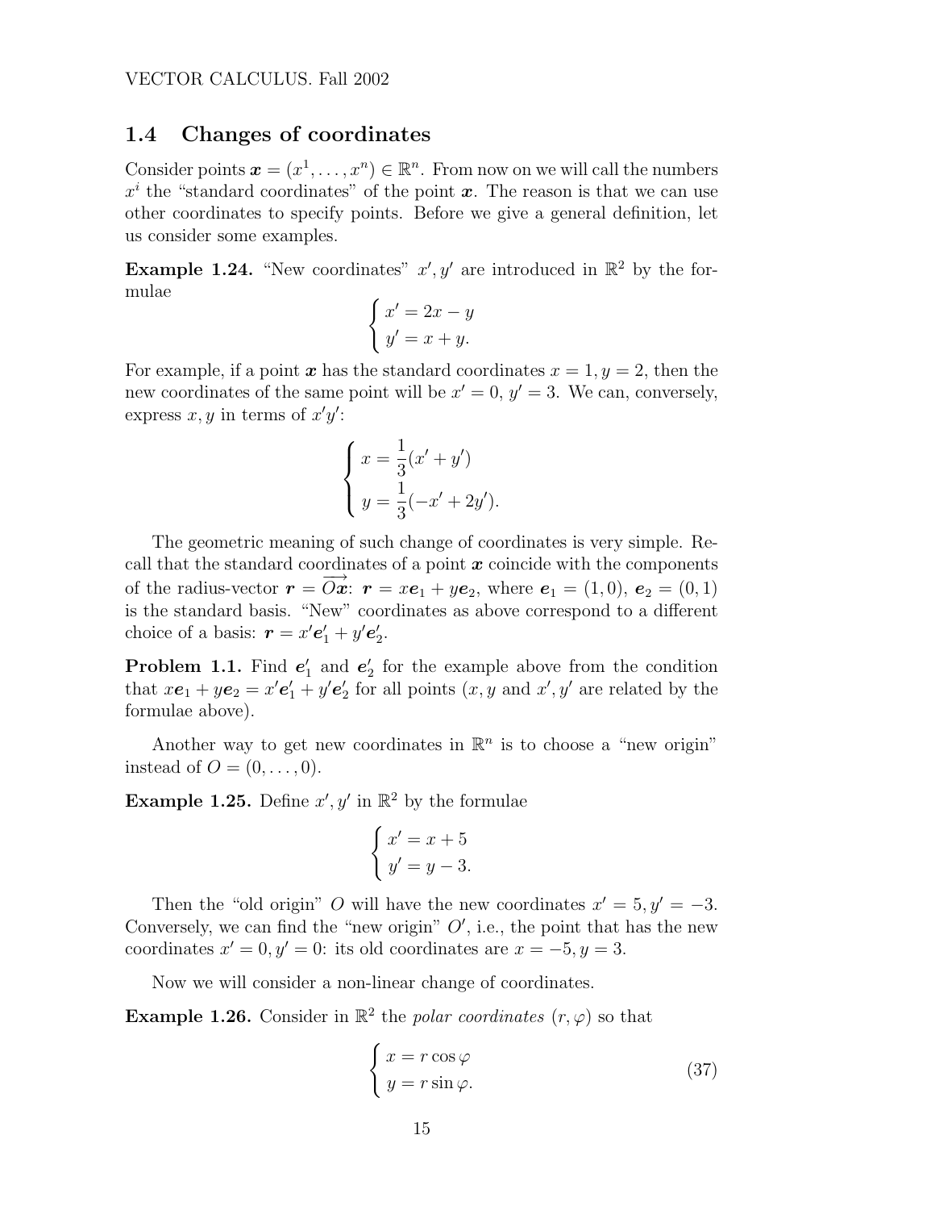## 1.4 Changes of coordinates

Consider points $\boldsymbol{x} = (x^1, \ldots, x^n) \in \mathbb{R}^n$. From now on we will call the numbers $x^i$ the "standard coordinates" of the point $\boldsymbol{x}$. The reason is that we can use other coordinates to specify points. Before we give a general definition, let us consider some examples.

**Example 1.24.** "New coordinates" $x', y'$ are introduced in $\mathbb{R}^2$ by the formulae

$$\begin{cases} x' = 2x - y \\ y' = x + y. \end{cases}$$

For example, if a point $\boldsymbol{x}$ has the standard coordinates $x = 1, y = 2$, then the new coordinates of the same point will be $x' = 0$, $y' = 3$. We can, conversely, express $x, y$ in terms of $x'y'$:

$$\begin{cases} x = \dfrac{1}{3}(x' + y') \\ y = \dfrac{1}{3}(-x' + 2y'). \end{cases}$$

The geometric meaning of such change of coordinates is very simple. Recall that the standard coordinates of a point $\boldsymbol{x}$ coincide with the components of the radius-vector $\boldsymbol{r} = \overrightarrow{O\boldsymbol{x}}$: $\boldsymbol{r} = x\boldsymbol{e}_1 + y\boldsymbol{e}_2$, where $\boldsymbol{e}_1 = (1, 0)$, $\boldsymbol{e}_2 = (0, 1)$ is the standard basis. "New" coordinates as above correspond to a different choice of a basis: $\boldsymbol{r} = x'\boldsymbol{e}'_1 + y'\boldsymbol{e}'_2$.

**Problem 1.1.** Find $\boldsymbol{e}'_1$ and $\boldsymbol{e}'_2$ for the example above from the condition that $x\boldsymbol{e}_1 + y\boldsymbol{e}_2 = x'\boldsymbol{e}'_1 + y'\boldsymbol{e}'_2$ for all points ($x, y$ and $x', y'$ are related by the formulae above).

Another way to get new coordinates in $\mathbb{R}^n$ is to choose a "new origin" instead of $O = (0, \ldots, 0)$.

**Example 1.25.** Define $x', y'$ in $\mathbb{R}^2$ by the formulae

$$\begin{cases} x' = x + 5 \\ y' = y - 3. \end{cases}$$

Then the "old origin" $O$ will have the new coordinates $x' = 5, y' = -3$. Conversely, we can find the "new origin" $O'$, i.e., the point that has the new coordinates $x' = 0, y' = 0$: its old coordinates are $x = -5, y = 3$.

Now we will consider a non-linear change of coordinates.

**Example 1.26.** Consider in $\mathbb{R}^2$ the *polar coordinates* $(r, \varphi)$ so that

$$\begin{cases} x = r\cos\varphi \\ y = r\sin\varphi. \end{cases} \tag{37}$$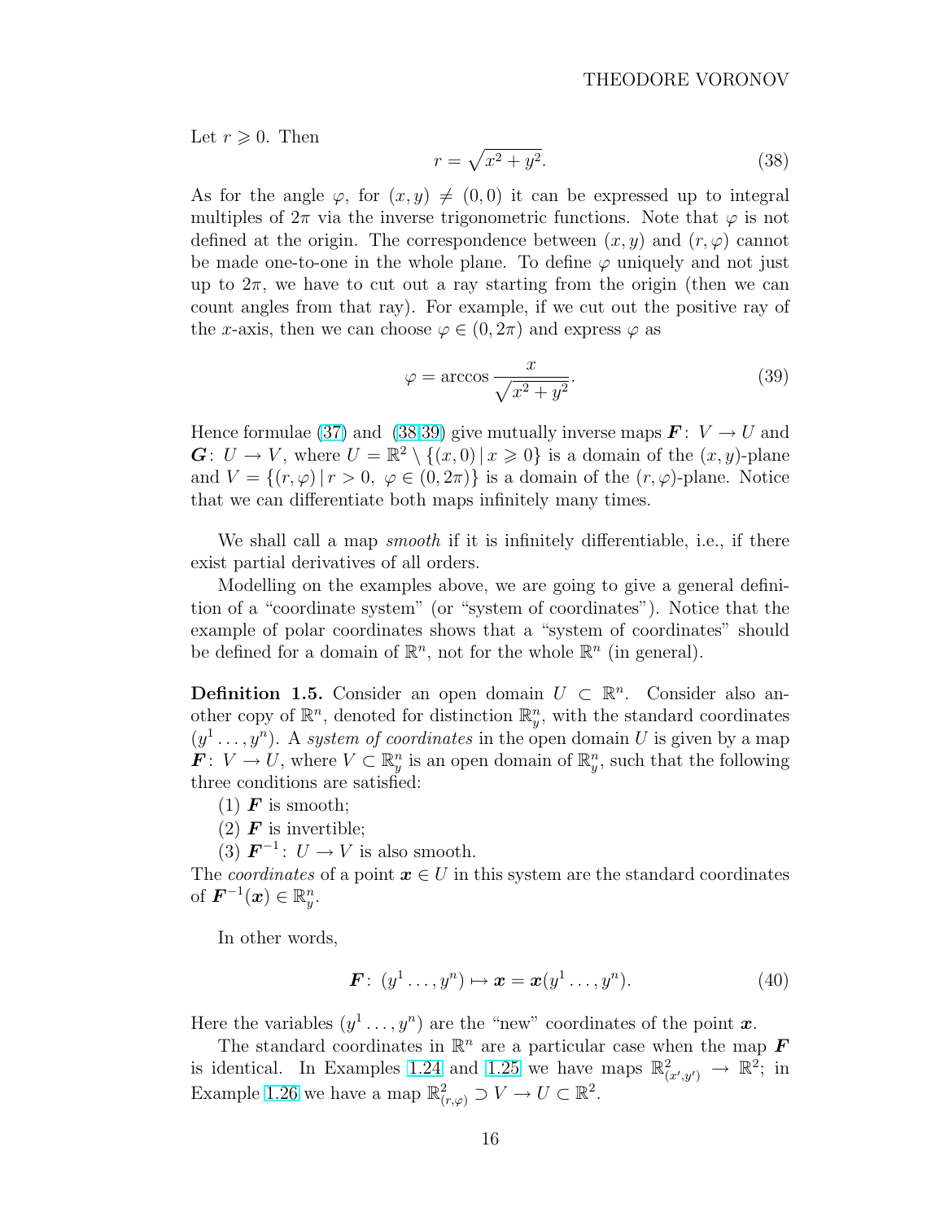Let $r \geqslant 0$. Then

$$r = \sqrt{x^2 + y^2}. \tag{38}$$

As for the angle $\varphi$, for $(x, y) \neq (0, 0)$ it can be expressed up to integral multiples of $2\pi$ via the inverse trigonometric functions. Note that $\varphi$ is not defined at the origin. The correspondence between $(x, y)$ and $(r, \varphi)$ cannot be made one-to-one in the whole plane. To define $\varphi$ uniquely and not just up to $2\pi$, we have to cut out a ray starting from the origin (then we can count angles from that ray). For example, if we cut out the positive ray of the $x$-axis, then we can choose $\varphi \in (0, 2\pi)$ and express $\varphi$ as

$$\varphi = \arccos \frac{x}{\sqrt{x^2 + y^2}}. \tag{39}$$

Hence formulae (37) and (38,39) give mutually inverse maps $\boldsymbol{F}\colon V \to U$ and $\boldsymbol{G}\colon U \to V$, where $U = \mathbb{R}^2 \setminus \{(x, 0) \mid x \geqslant 0\}$ is a domain of the $(x, y)$-plane and $V = \{(r, \varphi) \mid r > 0,\ \varphi \in (0, 2\pi)\}$ is a domain of the $(r, \varphi)$-plane. Notice that we can differentiate both maps infinitely many times.

We shall call a map *smooth* if it is infinitely differentiable, i.e., if there exist partial derivatives of all orders.

Modelling on the examples above, we are going to give a general definition of a "coordinate system" (or "system of coordinates"). Notice that the example of polar coordinates shows that a "system of coordinates" should be defined for a domain of $\mathbb{R}^n$, not for the whole $\mathbb{R}^n$ (in general).

**Definition 1.5.** Consider an open domain $U \subset \mathbb{R}^n$. Consider also another copy of $\mathbb{R}^n$, denoted for distinction $\mathbb{R}^n_y$, with the standard coordinates $(y^1 \ldots, y^n)$. A *system of coordinates* in the open domain $U$ is given by a map $\boldsymbol{F}\colon V \to U$, where $V \subset \mathbb{R}^n_y$ is an open domain of $\mathbb{R}^n_y$, such that the following three conditions are satisfied:

(1) $\boldsymbol{F}$ is smooth;

(2) $\boldsymbol{F}$ is invertible;

(3) $\boldsymbol{F}^{-1}\colon U \to V$ is also smooth.

The *coordinates* of a point $\boldsymbol{x} \in U$ in this system are the standard coordinates of $\boldsymbol{F}^{-1}(\boldsymbol{x}) \in \mathbb{R}^n_y$.

In other words,

$$\boldsymbol{F}\colon (y^1 \ldots, y^n) \mapsto \boldsymbol{x} = \boldsymbol{x}(y^1 \ldots, y^n). \tag{40}$$

Here the variables $(y^1 \ldots, y^n)$ are the "new" coordinates of the point $\boldsymbol{x}$.

The standard coordinates in $\mathbb{R}^n$ are a particular case when the map $\boldsymbol{F}$ is identical. In Examples 1.24 and 1.25 we have maps $\mathbb{R}^2_{(x',y')} \to \mathbb{R}^2$; in Example 1.26 we have a map $\mathbb{R}^2_{(r,\varphi)} \supset V \to U \subset \mathbb{R}^2$.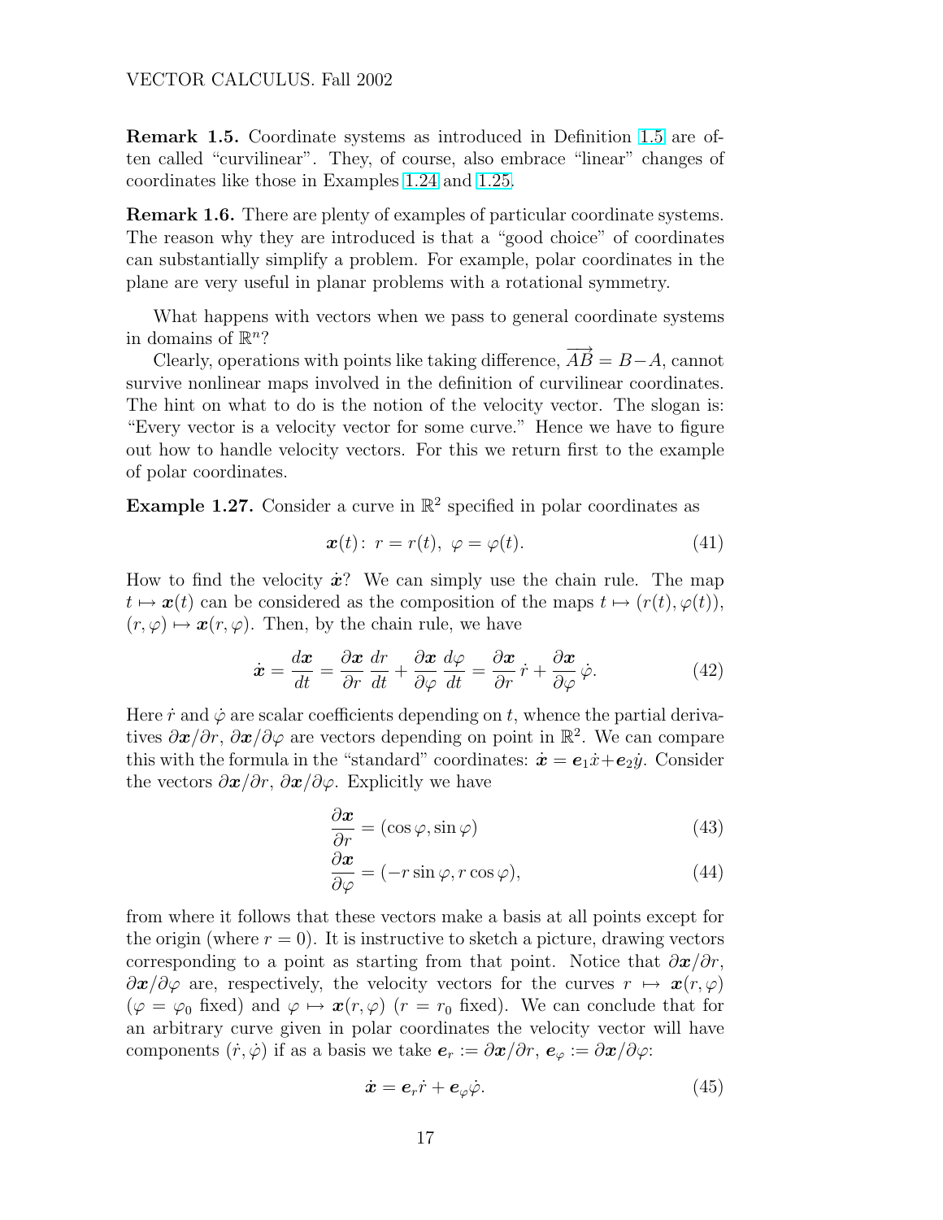**Remark 1.5.** Coordinate systems as introduced in Definition 1.5 are often called "curvilinear". They, of course, also embrace "linear" changes of coordinates like those in Examples 1.24 and 1.25.

**Remark 1.6.** There are plenty of examples of particular coordinate systems. The reason why they are introduced is that a "good choice" of coordinates can substantially simplify a problem. For example, polar coordinates in the plane are very useful in planar problems with a rotational symmetry.

What happens with vectors when we pass to general coordinate systems in domains of $\mathbb{R}^n$?

Clearly, operations with points like taking difference, $\overrightarrow{AB} = B - A$, cannot survive nonlinear maps involved in the definition of curvilinear coordinates. The hint on what to do is the notion of the velocity vector. The slogan is: "Every vector is a velocity vector for some curve." Hence we have to figure out how to handle velocity vectors. For this we return first to the example of polar coordinates.

**Example 1.27.** Consider a curve in $\mathbb{R}^2$ specified in polar coordinates as

$$\boldsymbol{x}(t) \colon \; r = r(t), \; \varphi = \varphi(t). \tag{41}$$

How to find the velocity $\dot{\boldsymbol{x}}$? We can simply use the chain rule. The map $t \mapsto \boldsymbol{x}(t)$ can be considered as the composition of the maps $t \mapsto (r(t), \varphi(t))$, $(r, \varphi) \mapsto \boldsymbol{x}(r, \varphi)$. Then, by the chain rule, we have

$$\dot{\boldsymbol{x}} = \frac{d\boldsymbol{x}}{dt} = \frac{\partial \boldsymbol{x}}{\partial r}\,\frac{dr}{dt} + \frac{\partial \boldsymbol{x}}{\partial \varphi}\,\frac{d\varphi}{dt} = \frac{\partial \boldsymbol{x}}{\partial r}\,\dot{r} + \frac{\partial \boldsymbol{x}}{\partial \varphi}\,\dot{\varphi}. \tag{42}$$

Here $\dot{r}$ and $\dot{\varphi}$ are scalar coefficients depending on $t$, whence the partial derivatives $\partial \boldsymbol{x}/\partial r$, $\partial \boldsymbol{x}/\partial \varphi$ are vectors depending on point in $\mathbb{R}^2$. We can compare this with the formula in the "standard" coordinates: $\dot{\boldsymbol{x}} = \boldsymbol{e}_1\dot{x} + \boldsymbol{e}_2\dot{y}$. Consider the vectors $\partial \boldsymbol{x}/\partial r$, $\partial \boldsymbol{x}/\partial \varphi$. Explicitly we have

$$\frac{\partial \boldsymbol{x}}{\partial r} = (\cos\varphi, \sin\varphi) \tag{43}$$

$$\frac{\partial \boldsymbol{x}}{\partial \varphi} = (-r\sin\varphi, r\cos\varphi), \tag{44}$$

from where it follows that these vectors make a basis at all points except for the origin (where $r = 0$). It is instructive to sketch a picture, drawing vectors corresponding to a point as starting from that point. Notice that $\partial \boldsymbol{x}/\partial r$, $\partial \boldsymbol{x}/\partial \varphi$ are, respectively, the velocity vectors for the curves $r \mapsto \boldsymbol{x}(r, \varphi)$ ($\varphi = \varphi_0$ fixed) and $\varphi \mapsto \boldsymbol{x}(r, \varphi)$ ($r = r_0$ fixed). We can conclude that for an arbitrary curve given in polar coordinates the velocity vector will have components $(\dot{r}, \dot{\varphi})$ if as a basis we take $\boldsymbol{e}_r := \partial \boldsymbol{x}/\partial r$, $\boldsymbol{e}_\varphi := \partial \boldsymbol{x}/\partial \varphi$:

$$\dot{\boldsymbol{x}} = \boldsymbol{e}_r\dot{r} + \boldsymbol{e}_\varphi\dot{\varphi}. \tag{45}$$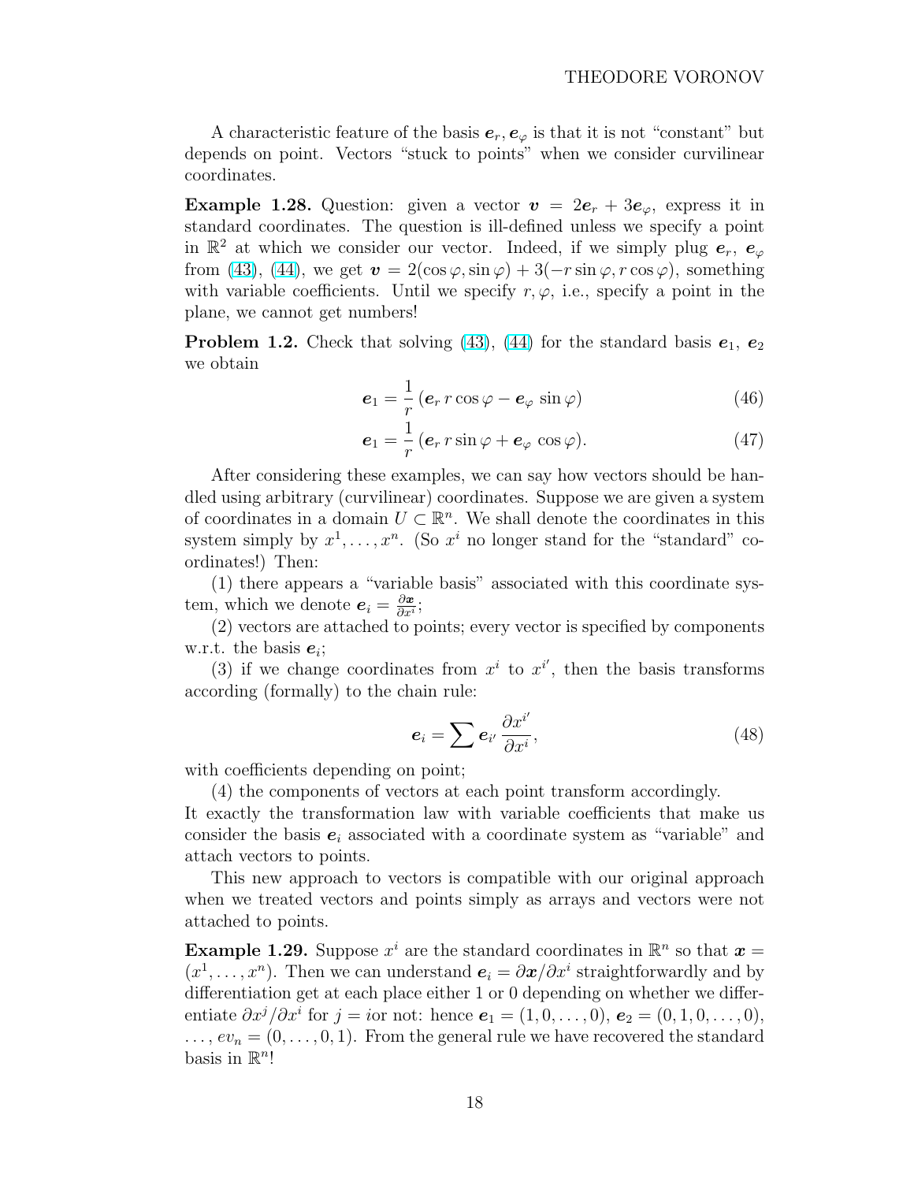A characteristic feature of the basis $\boldsymbol{e}_r, \boldsymbol{e}_\varphi$ is that it is not "constant" but depends on point. Vectors "stuck to points" when we consider curvilinear coordinates.

**Example 1.28.** Question: given a vector $\boldsymbol{v} = 2\boldsymbol{e}_r + 3\boldsymbol{e}_\varphi$, express it in standard coordinates. The question is ill-defined unless we specify a point in $\mathbb{R}^2$ at which we consider our vector. Indeed, if we simply plug $\boldsymbol{e}_r$, $\boldsymbol{e}_\varphi$ from (43), (44), we get $\boldsymbol{v} = 2(\cos\varphi, \sin\varphi) + 3(-r\sin\varphi, r\cos\varphi)$, something with variable coefficients. Until we specify $r, \varphi$, i.e., specify a point in the plane, we cannot get numbers!

**Problem 1.2.** Check that solving (43), (44) for the standard basis $\boldsymbol{e}_1$, $\boldsymbol{e}_2$ we obtain

$$\boldsymbol{e}_1 = \frac{1}{r}\left(\boldsymbol{e}_r\, r\cos\varphi - \boldsymbol{e}_\varphi\, \sin\varphi\right) \tag{46}$$

$$\boldsymbol{e}_1 = \frac{1}{r}\left(\boldsymbol{e}_r\, r\sin\varphi + \boldsymbol{e}_\varphi\, \cos\varphi\right). \tag{47}$$

After considering these examples, we can say how vectors should be handled using arbitrary (curvilinear) coordinates. Suppose we are given a system of coordinates in a domain $U \subset \mathbb{R}^n$. We shall denote the coordinates in this system simply by $x^1, \ldots, x^n$. (So $x^i$ no longer stand for the "standard" coordinates!) Then:

(1) there appears a "variable basis" associated with this coordinate system, which we denote $\boldsymbol{e}_i = \frac{\partial \boldsymbol{x}}{\partial x^i}$;

(2) vectors are attached to points; every vector is specified by components w.r.t. the basis $\boldsymbol{e}_i$;

(3) if we change coordinates from $x^i$ to $x^{i'}$, then the basis transforms according (formally) to the chain rule:

$$\boldsymbol{e}_i = \sum \boldsymbol{e}_{i'}\, \frac{\partial x^{i'}}{\partial x^i}, \tag{48}$$

with coefficients depending on point;

(4) the components of vectors at each point transform accordingly.

It exactly the transformation law with variable coefficients that make us consider the basis $\boldsymbol{e}_i$ associated with a coordinate system as "variable" and attach vectors to points.

This new approach to vectors is compatible with our original approach when we treated vectors and points simply as arrays and vectors were not attached to points.

**Example 1.29.** Suppose $x^i$ are the standard coordinates in $\mathbb{R}^n$ so that $\boldsymbol{x} = (x^1, \ldots, x^n)$. Then we can understand $\boldsymbol{e}_i = \partial\boldsymbol{x}/\partial x^i$ straightforwardly and by differentiation get at each place either 1 or 0 depending on whether we differentiate $\partial x^j/\partial x^i$ for $j = i$or not: hence $\boldsymbol{e}_1 = (1, 0, \ldots, 0)$, $\boldsymbol{e}_2 = (0, 1, 0, \ldots, 0)$, $\ldots$, $ev_n = (0, \ldots, 0, 1)$. From the general rule we have recovered the standard basis in $\mathbb{R}^n$!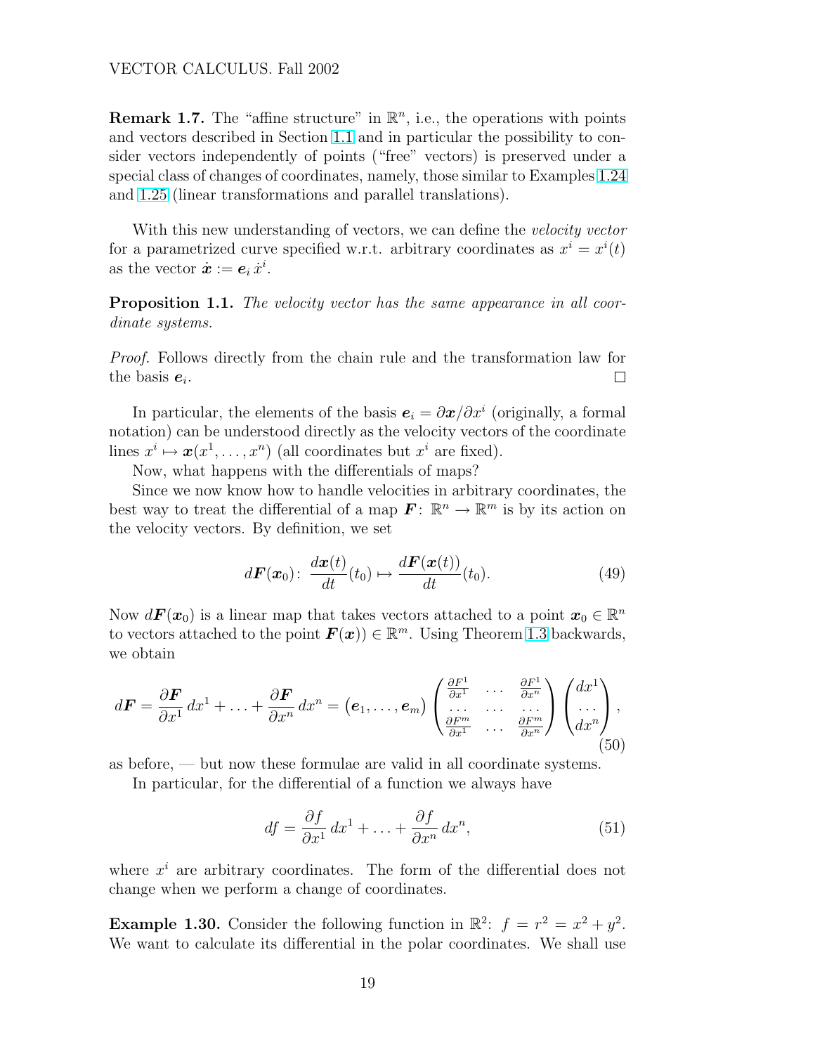**Remark 1.7.** The "affine structure" in $\mathbb{R}^n$, i.e., the operations with points and vectors described in Section 1.1 and in particular the possibility to consider vectors independently of points ("free" vectors) is preserved under a special class of changes of coordinates, namely, those similar to Examples 1.24 and 1.25 (linear transformations and parallel translations).

With this new understanding of vectors, we can define the *velocity vector* for a parametrized curve specified w.r.t. arbitrary coordinates as $x^i = x^i(t)$ as the vector $\dot{\boldsymbol{x}} := \boldsymbol{e}_i \, \dot{x}^i$.

**Proposition 1.1.** *The velocity vector has the same appearance in all coordinate systems.*

*Proof.* Follows directly from the chain rule and the transformation law for the basis $\boldsymbol{e}_i$. $\square$

In particular, the elements of the basis $\boldsymbol{e}_i = \partial \boldsymbol{x} / \partial x^i$ (originally, a formal notation) can be understood directly as the velocity vectors of the coordinate lines $x^i \mapsto \boldsymbol{x}(x^1, \ldots, x^n)$ (all coordinates but $x^i$ are fixed).

Now, what happens with the differentials of maps?

Since we now know how to handle velocities in arbitrary coordinates, the best way to treat the differential of a map $\boldsymbol{F} \colon \mathbb{R}^n \to \mathbb{R}^m$ is by its action on the velocity vectors. By definition, we set

$$
d\boldsymbol{F}(\boldsymbol{x}_0) \colon \; \frac{d\boldsymbol{x}(t)}{dt}(t_0) \mapsto \frac{d\boldsymbol{F}(\boldsymbol{x}(t))}{dt}(t_0). \tag{49}
$$

Now $d\boldsymbol{F}(\boldsymbol{x}_0)$ is a linear map that takes vectors attached to a point $\boldsymbol{x}_0 \in \mathbb{R}^n$ to vectors attached to the point $\boldsymbol{F}(\boldsymbol{x})) \in \mathbb{R}^m$. Using Theorem 1.3 backwards, we obtain

$$
d\boldsymbol{F} = \frac{\partial \boldsymbol{F}}{\partial x^1}\, dx^1 + \ldots + \frac{\partial \boldsymbol{F}}{\partial x^n}\, dx^n = \left(\boldsymbol{e}_1, \ldots, \boldsymbol{e}_m\right) \begin{pmatrix} \frac{\partial F^1}{\partial x^1} & \ldots & \frac{\partial F^1}{\partial x^n} \\ \ldots & \ldots & \ldots \\ \frac{\partial F^m}{\partial x^1} & \ldots & \frac{\partial F^m}{\partial x^n} \end{pmatrix} \begin{pmatrix} dx^1 \\ \ldots \\ dx^n \end{pmatrix}, \tag{50}
$$

as before, — but now these formulae are valid in all coordinate systems.

In particular, for the differential of a function we always have

$$
df = \frac{\partial f}{\partial x^1}\, dx^1 + \ldots + \frac{\partial f}{\partial x^n}\, dx^n, \tag{51}
$$

where $x^i$ are arbitrary coordinates. The form of the differential does not change when we perform a change of coordinates.

**Example 1.30.** Consider the following function in $\mathbb{R}^2$: $f = r^2 = x^2 + y^2$. We want to calculate its differential in the polar coordinates. We shall use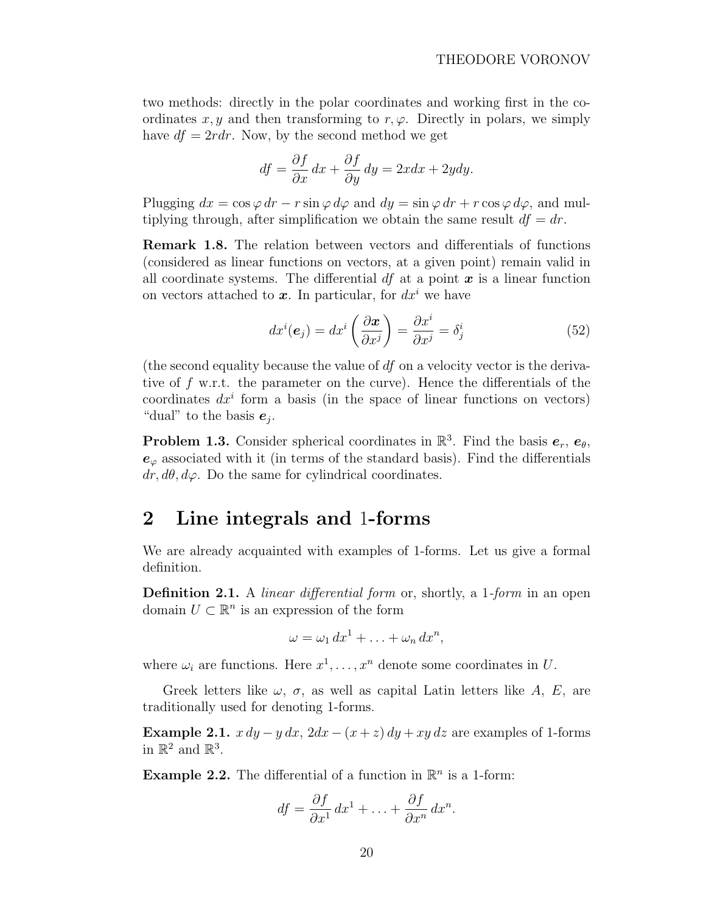two methods: directly in the polar coordinates and working first in the coordinates $x, y$ and then transforming to $r, \varphi$. Directly in polars, we simply have $df = 2r dr$. Now, by the second method we get

$$df = \frac{\partial f}{\partial x}\, dx + \frac{\partial f}{\partial y}\, dy = 2x dx + 2y dy.$$

Plugging $dx = \cos\varphi\, dr - r\sin\varphi\, d\varphi$ and $dy = \sin\varphi\, dr + r\cos\varphi\, d\varphi$, and multiplying through, after simplification we obtain the same result $df = dr$.

**Remark 1.8.** The relation between vectors and differentials of functions (considered as linear functions on vectors, at a given point) remain valid in all coordinate systems. The differential $df$ at a point $\boldsymbol{x}$ is a linear function on vectors attached to $\boldsymbol{x}$. In particular, for $dx^i$ we have

$$dx^i(\boldsymbol{e}_j) = dx^i\left(\frac{\partial \boldsymbol{x}}{\partial x^j}\right) = \frac{\partial x^i}{\partial x^j} = \delta^i_j \tag{52}$$

(the second equality because the value of $df$ on a velocity vector is the derivative of $f$ w.r.t. the parameter on the curve). Hence the differentials of the coordinates $dx^i$ form a basis (in the space of linear functions on vectors) "dual" to the basis $\boldsymbol{e}_j$.

**Problem 1.3.** Consider spherical coordinates in $\mathbb{R}^3$. Find the basis $\boldsymbol{e}_r$, $\boldsymbol{e}_\theta$, $\boldsymbol{e}_\varphi$ associated with it (in terms of the standard basis). Find the differentials $dr, d\theta, d\varphi$. Do the same for cylindrical coordinates.

## 2 Line integrals and 1-forms

We are already acquainted with examples of 1-forms. Let us give a formal definition.

**Definition 2.1.** A *linear differential form* or, shortly, a 1-*form* in an open domain $U \subset \mathbb{R}^n$ is an expression of the form

$$\omega = \omega_1\, dx^1 + \ldots + \omega_n\, dx^n,$$

where $\omega_i$ are functions. Here $x^1, \ldots, x^n$ denote some coordinates in $U$.

Greek letters like $\omega$, $\sigma$, as well as capital Latin letters like $A$, $E$, are traditionally used for denoting 1-forms.

**Example 2.1.** $x\, dy - y\, dx$, $2dx - (x+z)\, dy + xy\, dz$ are examples of 1-forms in $\mathbb{R}^2$ and $\mathbb{R}^3$.

**Example 2.2.** The differential of a function in $\mathbb{R}^n$ is a 1-form:

$$df = \frac{\partial f}{\partial x^1}\, dx^1 + \ldots + \frac{\partial f}{\partial x^n}\, dx^n.$$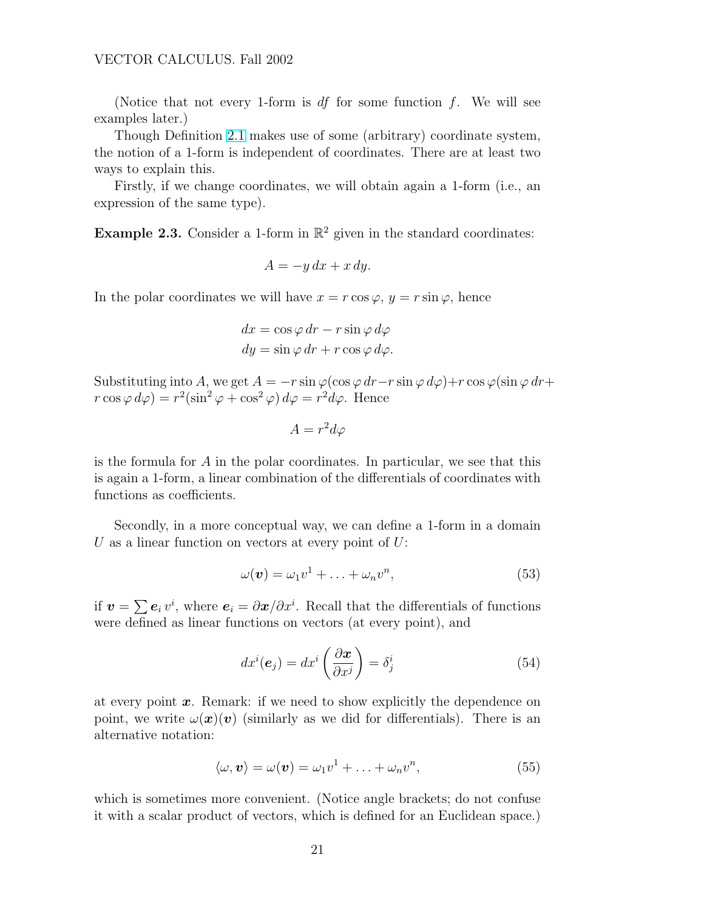(Notice that not every 1-form is $df$ for some function $f$. We will see examples later.)

Though Definition 2.1 makes use of some (arbitrary) coordinate system, the notion of a 1-form is independent of coordinates. There are at least two ways to explain this.

Firstly, if we change coordinates, we will obtain again a 1-form (i.e., an expression of the same type).

**Example 2.3.** Consider a 1-form in $\mathbb{R}^2$ given in the standard coordinates:

$$A = -y\,dx + x\,dy.$$

In the polar coordinates we will have $x = r\cos\varphi$, $y = r\sin\varphi$, hence

$$\begin{aligned} dx &= \cos\varphi\,dr - r\sin\varphi\,d\varphi \\ dy &= \sin\varphi\,dr + r\cos\varphi\,d\varphi. \end{aligned}$$

Substituting into $A$, we get $A = -r\sin\varphi(\cos\varphi\,dr - r\sin\varphi\,d\varphi) + r\cos\varphi(\sin\varphi\,dr + r\cos\varphi\,d\varphi) = r^2(\sin^2\varphi + \cos^2\varphi)\,d\varphi = r^2 d\varphi$. Hence

$$A = r^2 d\varphi$$

is the formula for $A$ in the polar coordinates. In particular, we see that this is again a 1-form, a linear combination of the differentials of coordinates with functions as coefficients.

Secondly, in a more conceptual way, we can define a 1-form in a domain $U$ as a linear function on vectors at every point of $U$:

$$\omega(\boldsymbol{v}) = \omega_1 v^1 + \ldots + \omega_n v^n, \tag{53}$$

if $\boldsymbol{v} = \sum \boldsymbol{e}_i\, v^i$, where $\boldsymbol{e}_i = \partial\boldsymbol{x}/\partial x^i$. Recall that the differentials of functions were defined as linear functions on vectors (at every point), and

$$dx^i(\boldsymbol{e}_j) = dx^i\left(\frac{\partial \boldsymbol{x}}{\partial x^j}\right) = \delta^i_j \tag{54}$$

at every point $\boldsymbol{x}$. Remark: if we need to show explicitly the dependence on point, we write $\omega(\boldsymbol{x})(\boldsymbol{v})$ (similarly as we did for differentials). There is an alternative notation:

$$\langle \omega, \boldsymbol{v}\rangle = \omega(\boldsymbol{v}) = \omega_1 v^1 + \ldots + \omega_n v^n, \tag{55}$$

which is sometimes more convenient. (Notice angle brackets; do not confuse it with a scalar product of vectors, which is defined for an Euclidean space.)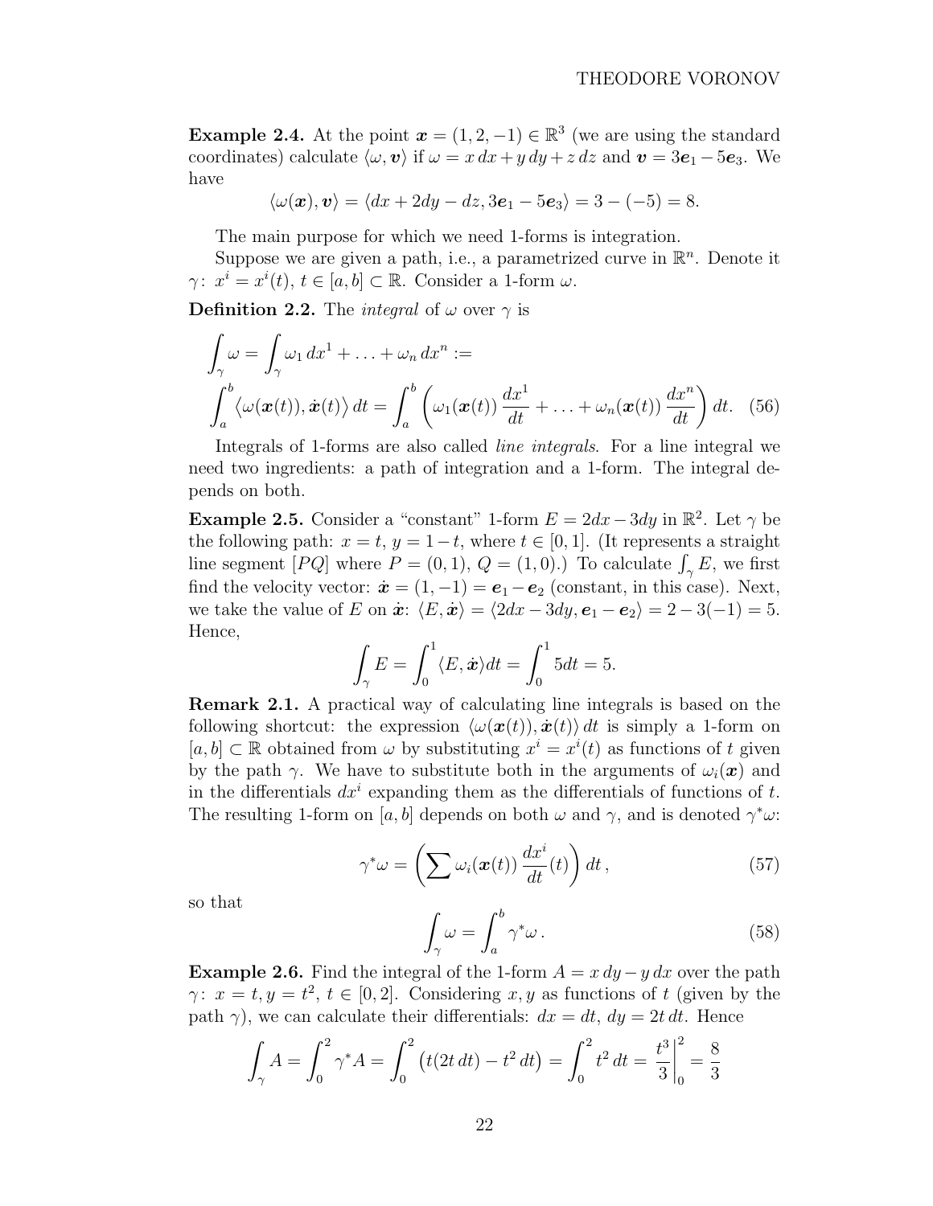**Example 2.4.** At the point $\boldsymbol{x} = (1, 2, -1) \in \mathbb{R}^3$ (we are using the standard coordinates) calculate $\langle \omega, \boldsymbol{v} \rangle$ if $\omega = x\,dx + y\,dy + z\,dz$ and $\boldsymbol{v} = 3\boldsymbol{e}_1 - 5\boldsymbol{e}_3$. We have

$$\langle \omega(\boldsymbol{x}), \boldsymbol{v} \rangle = \langle dx + 2dy - dz, 3\boldsymbol{e}_1 - 5\boldsymbol{e}_3 \rangle = 3 - (-5) = 8.$$

The main purpose for which we need 1-forms is integration.

Suppose we are given a path, i.e., a parametrized curve in $\mathbb{R}^n$. Denote it $\gamma\colon\ x^i = x^i(t)$, $t \in [a, b] \subset \mathbb{R}$. Consider a 1-form $\omega$.

**Definition 2.2.** The *integral* of $\omega$ over $\gamma$ is

$$\int_\gamma \omega = \int_\gamma \omega_1\,dx^1 + \ldots + \omega_n\,dx^n :=$$
$$\int_a^b \big\langle \omega(\boldsymbol{x}(t)), \dot{\boldsymbol{x}}(t) \big\rangle\,dt = \int_a^b \left( \omega_1(\boldsymbol{x}(t))\,\frac{dx^1}{dt} + \ldots + \omega_n(\boldsymbol{x}(t))\,\frac{dx^n}{dt} \right) dt. \quad (56)$$

Integrals of 1-forms are also called *line integrals*. For a line integral we need two ingredients: a path of integration and a 1-form. The integral depends on both.

**Example 2.5.** Consider a "constant" 1-form $E = 2dx - 3dy$ in $\mathbb{R}^2$. Let $\gamma$ be the following path: $x = t$, $y = 1 - t$, where $t \in [0, 1]$. (It represents a straight line segment $[PQ]$ where $P = (0, 1)$, $Q = (1, 0)$.) To calculate $\int_\gamma E$, we first find the velocity vector: $\dot{\boldsymbol{x}} = (1, -1) = \boldsymbol{e}_1 - \boldsymbol{e}_2$ (constant, in this case). Next, we take the value of $E$ on $\dot{\boldsymbol{x}}$: $\langle E, \dot{\boldsymbol{x}} \rangle = \langle 2dx - 3dy, \boldsymbol{e}_1 - \boldsymbol{e}_2 \rangle = 2 - 3(-1) = 5$. Hence,

$$\int_\gamma E = \int_0^1 \langle E, \dot{\boldsymbol{x}} \rangle dt = \int_0^1 5dt = 5.$$

**Remark 2.1.** A practical way of calculating line integrals is based on the following shortcut: the expression $\langle \omega(\boldsymbol{x}(t)), \dot{\boldsymbol{x}}(t) \rangle\,dt$ is simply a 1-form on $[a, b] \subset \mathbb{R}$ obtained from $\omega$ by substituting $x^i = x^i(t)$ as functions of $t$ given by the path $\gamma$. We have to substitute both in the arguments of $\omega_i(\boldsymbol{x})$ and in the differentials $dx^i$ expanding them as the differentials of functions of $t$. The resulting 1-form on $[a, b]$ depends on both $\omega$ and $\gamma$, and is denoted $\gamma^*\omega$:

$$\gamma^*\omega = \left( \sum \omega_i(\boldsymbol{x}(t))\,\frac{dx^i}{dt}(t) \right) dt\,, \quad (57)$$

so that

$$\int_\gamma \omega = \int_a^b \gamma^*\omega\,. \quad (58)$$

**Example 2.6.** Find the integral of the 1-form $A = x\,dy - y\,dx$ over the path $\gamma\colon\ x = t, y = t^2,\ t \in [0, 2]$. Considering $x, y$ as functions of $t$ (given by the path $\gamma$), we can calculate their differentials: $dx = dt$, $dy = 2t\,dt$. Hence

$$\int_\gamma A = \int_0^2 \gamma^*A = \int_0^2 \big( t(2t\,dt) - t^2\,dt \big) = \int_0^2 t^2\,dt = \left.\frac{t^3}{3}\right|_0^2 = \frac{8}{3}$$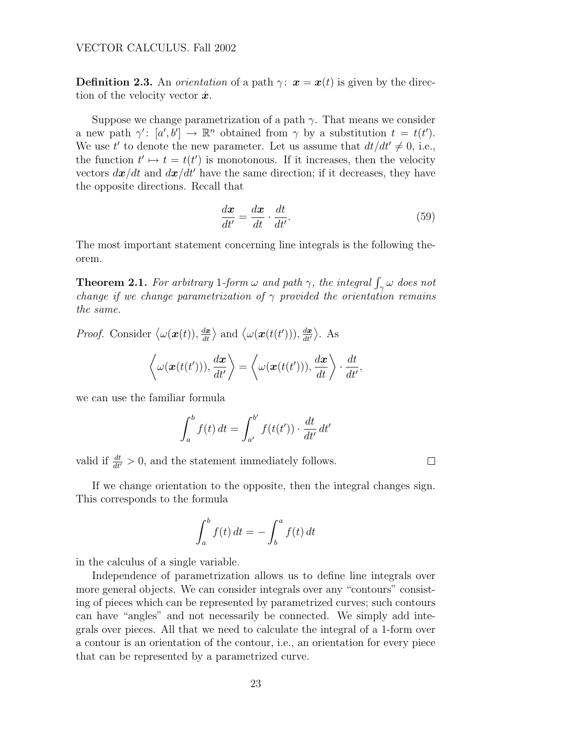**Definition 2.3.** An *orientation* of a path $\gamma\colon\ \boldsymbol{x} = \boldsymbol{x}(t)$ is given by the direction of the velocity vector $\dot{\boldsymbol{x}}$.

Suppose we change parametrization of a path $\gamma$. That means we consider a new path $\gamma'\colon\ [a', b'] \to \mathbb{R}^n$ obtained from $\gamma$ by a substitution $t = t(t')$. We use $t'$ to denote the new parameter. Let us assume that $dt/dt' \neq 0$, i.e., the function $t' \mapsto t = t(t')$ is monotonous. If it increases, then the velocity vectors $d\boldsymbol{x}/dt$ and $d\boldsymbol{x}/dt'$ have the same direction; if it decreases, they have the opposite directions. Recall that

$$\frac{d\boldsymbol{x}}{dt'} = \frac{d\boldsymbol{x}}{dt} \cdot \frac{dt}{dt'}. \tag{59}$$

The most important statement concerning line integrals is the following theorem.

**Theorem 2.1.** *For arbitrary* 1*-form* $\omega$ *and path* $\gamma$*, the integral* $\int_\gamma \omega$ *does not change if we change parametrization of* $\gamma$ *provided the orientation remains the same.*

*Proof.* Consider $\left\langle \omega(\boldsymbol{x}(t)), \frac{d\boldsymbol{x}}{dt} \right\rangle$ and $\left\langle \omega(\boldsymbol{x}(t(t'))), \frac{d\boldsymbol{x}}{dt'} \right\rangle$. As

$$\left\langle \omega(\boldsymbol{x}(t(t'))), \frac{d\boldsymbol{x}}{dt'} \right\rangle = \left\langle \omega(\boldsymbol{x}(t(t'))), \frac{d\boldsymbol{x}}{dt} \right\rangle \cdot \frac{dt}{dt'},$$

we can use the familiar formula

$$\int_a^b f(t)\, dt = \int_{a'}^{b'} f(t(t')) \cdot \frac{dt}{dt'}\, dt'$$

valid if $\frac{dt}{dt'} > 0$, and the statement immediately follows. $\square$

If we change orientation to the opposite, then the integral changes sign. This corresponds to the formula

$$\int_a^b f(t)\, dt = -\int_b^a f(t)\, dt$$

in the calculus of a single variable.

Independence of parametrization allows us to define line integrals over more general objects. We can consider integrals over any "contours" consisting of pieces which can be represented by parametrized curves; such contours can have "angles" and not necessarily be connected. We simply add integrals over pieces. All that we need to calculate the integral of a 1-form over a contour is an orientation of the contour, i.e., an orientation for every piece that can be represented by a parametrized curve.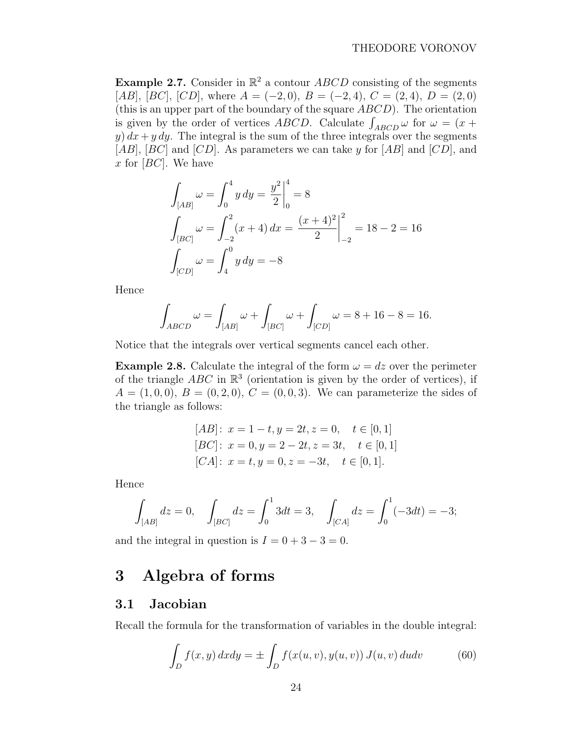**Example 2.7.** Consider in $\mathbb{R}^2$ a contour $ABCD$ consisting of the segments $[AB]$, $[BC]$, $[CD]$, where $A = (-2, 0)$, $B = (-2, 4)$, $C = (2, 4)$, $D = (2, 0)$ (this is an upper part of the boundary of the square $ABCD$). The orientation is given by the order of vertices $ABCD$. Calculate $\int_{ABCD} \omega$ for $\omega = (x + y)\,dx + y\,dy$. The integral is the sum of the three integrals over the segments $[AB]$, $[BC]$ and $[CD]$. As parameters we can take $y$ for $[AB]$ and $[CD]$, and $x$ for $[BC]$. We have

$$
\begin{aligned}
\int_{[AB]} \omega &= \int_0^4 y\,dy = \left.\frac{y^2}{2}\right|_0^4 = 8 \\
\int_{[BC]} \omega &= \int_{-2}^2 (x+4)\,dx = \left.\frac{(x+4)^2}{2}\right|_{-2}^2 = 18 - 2 = 16 \\
\int_{[CD]} \omega &= \int_4^0 y\,dy = -8
\end{aligned}
$$

Hence

$$
\int_{ABCD} \omega = \int_{[AB]} \omega + \int_{[BC]} \omega + \int_{[CD]} \omega = 8 + 16 - 8 = 16.
$$

Notice that the integrals over vertical segments cancel each other.

**Example 2.8.** Calculate the integral of the form $\omega = dz$ over the perimeter of the triangle $ABC$ in $\mathbb{R}^3$ (orientation is given by the order of vertices), if $A = (1, 0, 0)$, $B = (0, 2, 0)$, $C = (0, 0, 3)$. We can parameterize the sides of the triangle as follows:

$$
\begin{aligned}
&[AB]\colon\ x = 1 - t, y = 2t, z = 0, \quad t \in [0,1] \\
&[BC]\colon\ x = 0, y = 2 - 2t, z = 3t, \quad t \in [0,1] \\
&[CA]\colon\ x = t, y = 0, z = -3t, \quad t \in [0,1].
\end{aligned}
$$

Hence

$$
\int_{[AB]} dz = 0, \quad \int_{[BC]} dz = \int_0^1 3dt = 3, \quad \int_{[CA]} dz = \int_0^1 (-3dt) = -3;
$$

and the integral in question is $I = 0 + 3 - 3 = 0$.

# 3 Algebra of forms

## 3.1 Jacobian

Recall the formula for the transformation of variables in the double integral:

$$
\int_D f(x,y)\,dxdy = \pm \int_D f(x(u,v), y(u,v))\, J(u,v)\, dudv \tag{60}
$$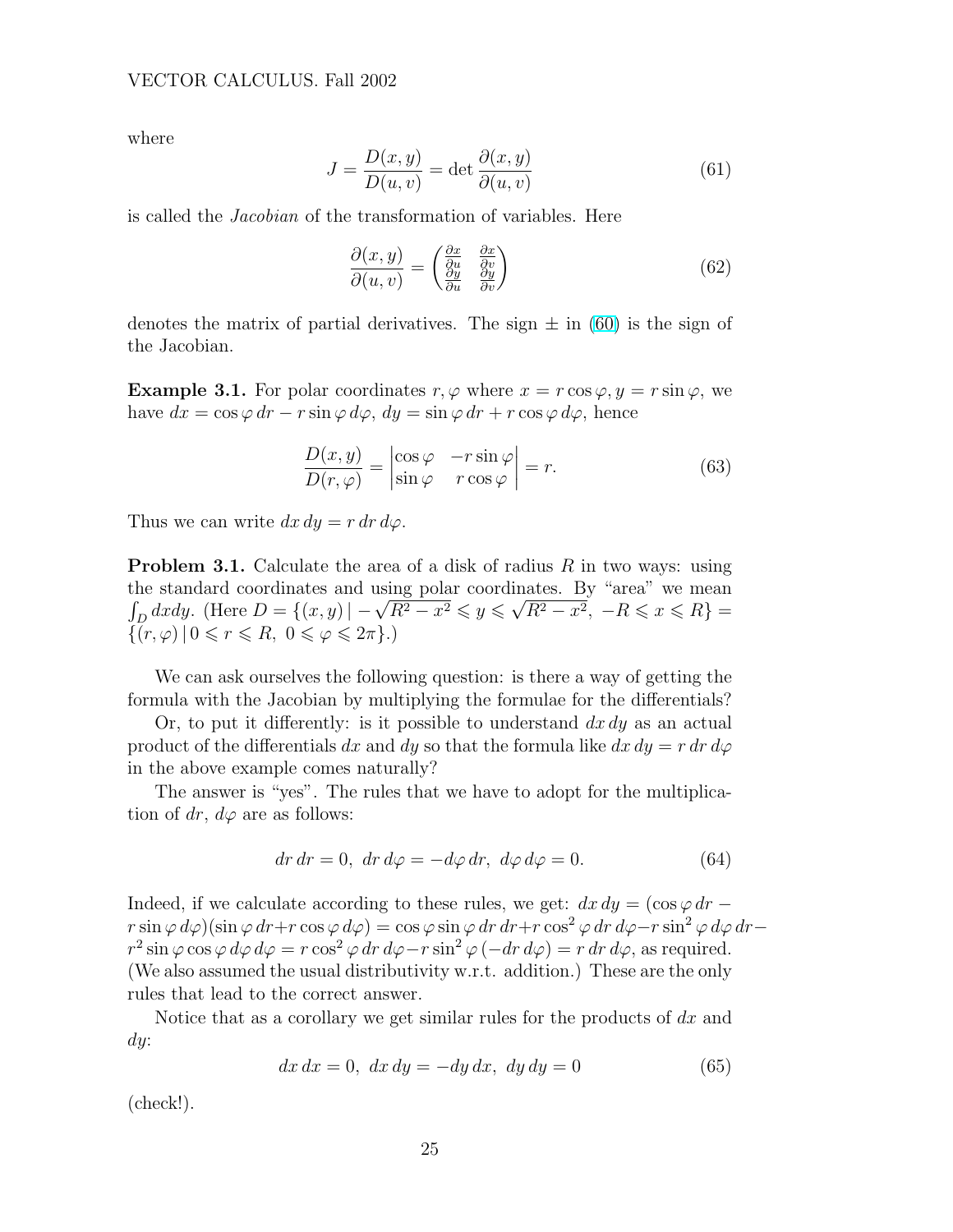where

$$J = \frac{D(x,y)}{D(u,v)} = \det \frac{\partial(x,y)}{\partial(u,v)} \tag{61}$$

is called the *Jacobian* of the transformation of variables. Here

$$\frac{\partial(x,y)}{\partial(u,v)} = \begin{pmatrix} \frac{\partial x}{\partial u} & \frac{\partial x}{\partial v} \\ \frac{\partial y}{\partial u} & \frac{\partial y}{\partial v} \end{pmatrix} \tag{62}$$

denotes the matrix of partial derivatives. The sign $\pm$ in (60) is the sign of the Jacobian.

**Example 3.1.** For polar coordinates $r, \varphi$ where $x = r\cos\varphi, y = r\sin\varphi$, we have $dx = \cos\varphi\, dr - r\sin\varphi\, d\varphi$, $dy = \sin\varphi\, dr + r\cos\varphi\, d\varphi$, hence

$$\frac{D(x,y)}{D(r,\varphi)} = \begin{vmatrix} \cos\varphi & -r\sin\varphi \\ \sin\varphi & r\cos\varphi \end{vmatrix} = r. \tag{63}$$

Thus we can write $dx\, dy = r\, dr\, d\varphi$.

**Problem 3.1.** Calculate the area of a disk of radius $R$ in two ways: using the standard coordinates and using polar coordinates. By "area" we mean $\int_D dxdy$. (Here $D = \{(x,y) \mid -\sqrt{R^2 - x^2} \leqslant y \leqslant \sqrt{R^2 - x^2},\ -R \leqslant x \leqslant R\} = \{(r,\varphi) \mid 0 \leqslant r \leqslant R,\ 0 \leqslant \varphi \leqslant 2\pi\}$.)

We can ask ourselves the following question: is there a way of getting the formula with the Jacobian by multiplying the formulae for the differentials?

Or, to put it differently: is it possible to understand $dx\, dy$ as an actual product of the differentials $dx$ and $dy$ so that the formula like $dx\, dy = r\, dr\, d\varphi$ in the above example comes naturally?

The answer is "yes". The rules that we have to adopt for the multiplication of $dr$, $d\varphi$ are as follows:

$$dr\, dr = 0,\ dr\, d\varphi = -d\varphi\, dr,\ d\varphi\, d\varphi = 0. \tag{64}$$

Indeed, if we calculate according to these rules, we get: $dx\, dy = (\cos\varphi\, dr - r\sin\varphi\, d\varphi)(\sin\varphi\, dr + r\cos\varphi\, d\varphi) = \cos\varphi\sin\varphi\, dr\, dr + r\cos^2\varphi\, dr\, d\varphi - r\sin^2\varphi\, d\varphi\, dr - r^2\sin\varphi\cos\varphi\, d\varphi\, d\varphi = r\cos^2\varphi\, dr\, d\varphi - r\sin^2\varphi\,(-dr\, d\varphi) = r\, dr\, d\varphi$, as required. (We also assumed the usual distributivity w.r.t. addition.) These are the only rules that lead to the correct answer.

Notice that as a corollary we get similar rules for the products of $dx$ and $dy$:

$$dx\, dx = 0,\ dx\, dy = -dy\, dx,\ dy\, dy = 0 \tag{65}$$

(check!).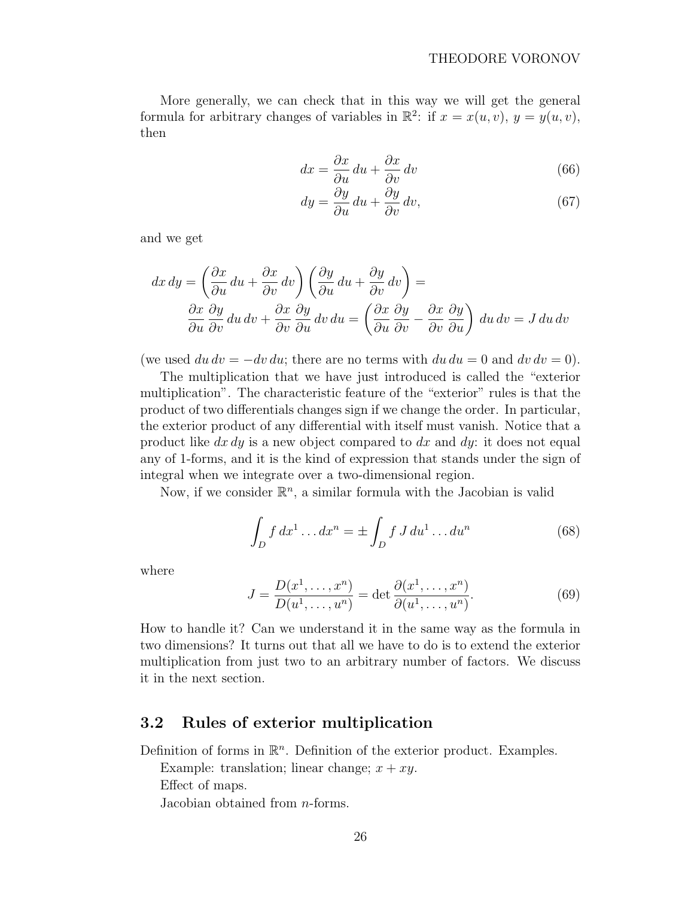More generally, we can check that in this way we will get the general formula for arbitrary changes of variables in $\mathbb{R}^2$: if $x = x(u, v)$, $y = y(u, v)$, then

$$dx = \frac{\partial x}{\partial u}\,du + \frac{\partial x}{\partial v}\,dv \tag{66}$$

$$dy = \frac{\partial y}{\partial u}\,du + \frac{\partial y}{\partial v}\,dv, \tag{67}$$

and we get

$$dx\,dy = \left(\frac{\partial x}{\partial u}\,du + \frac{\partial x}{\partial v}\,dv\right)\left(\frac{\partial y}{\partial u}\,du + \frac{\partial y}{\partial v}\,dv\right) =$$
$$\frac{\partial x}{\partial u}\frac{\partial y}{\partial v}\,du\,dv + \frac{\partial x}{\partial v}\frac{\partial y}{\partial u}\,dv\,du = \left(\frac{\partial x}{\partial u}\frac{\partial y}{\partial v} - \frac{\partial x}{\partial v}\frac{\partial y}{\partial u}\right)du\,dv = J\,du\,dv$$

(we used $du\,dv = -dv\,du$; there are no terms with $du\,du = 0$ and $dv\,dv = 0$).

The multiplication that we have just introduced is called the "exterior multiplication". The characteristic feature of the "exterior" rules is that the product of two differentials changes sign if we change the order. In particular, the exterior product of any differential with itself must vanish. Notice that a product like $dx\,dy$ is a new object compared to $dx$ and $dy$: it does not equal any of 1-forms, and it is the kind of expression that stands under the sign of integral when we integrate over a two-dimensional region.

Now, if we consider $\mathbb{R}^n$, a similar formula with the Jacobian is valid

$$\int_D f\,dx^1 \ldots dx^n = \pm \int_D f\,J\,du^1 \ldots du^n \tag{68}$$

where

$$J = \frac{D(x^1, \ldots, x^n)}{D(u^1, \ldots, u^n)} = \det \frac{\partial(x^1, \ldots, x^n)}{\partial(u^1, \ldots, u^n)}. \tag{69}$$

How to handle it? Can we understand it in the same way as the formula in two dimensions? It turns out that all we have to do is to extend the exterior multiplication from just two to an arbitrary number of factors. We discuss it in the next section.

## 3.2 Rules of exterior multiplication

Definition of forms in $\mathbb{R}^n$. Definition of the exterior product. Examples.

Example: translation; linear change; $x + xy$.

Effect of maps.

Jacobian obtained from $n$-forms.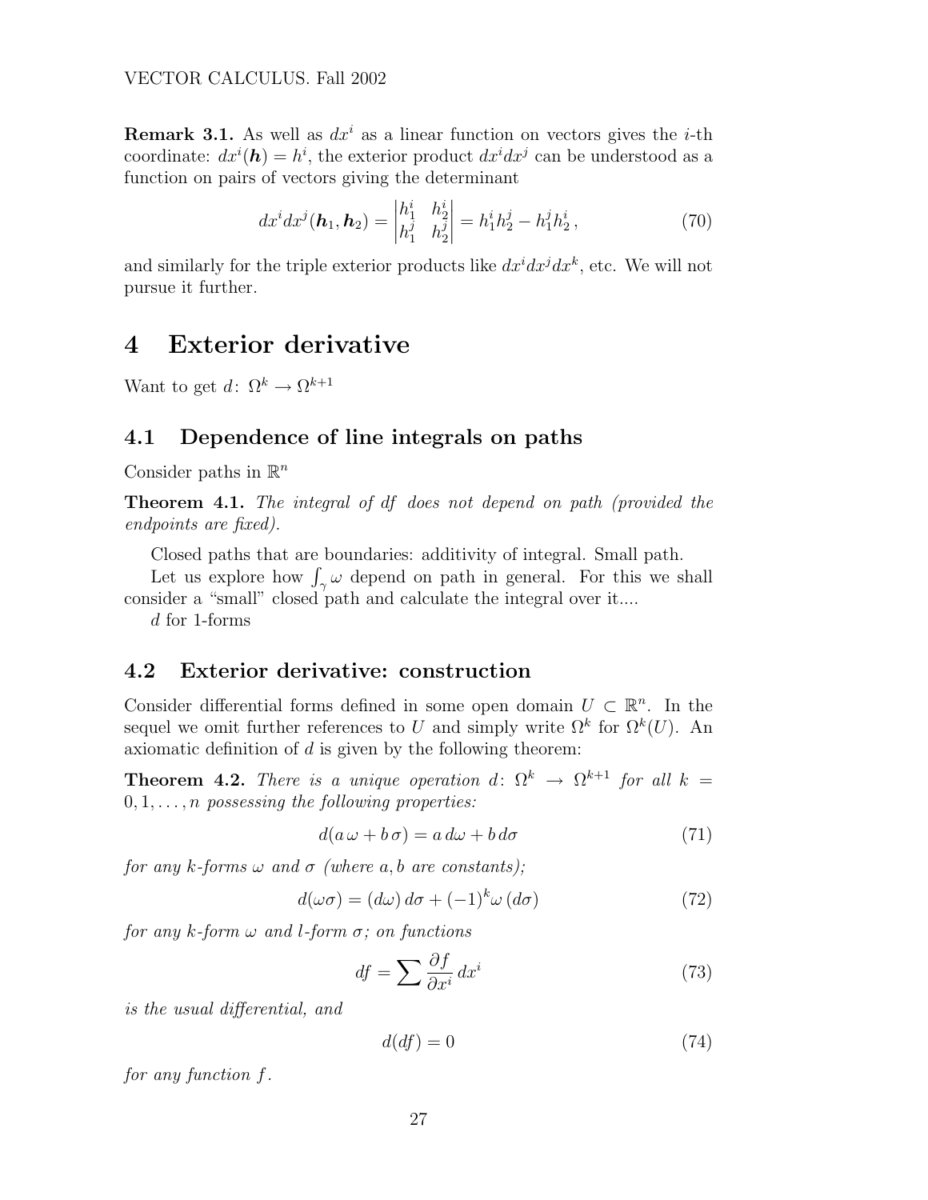**Remark 3.1.** As well as $dx^i$ as a linear function on vectors gives the $i$-th coordinate: $dx^i(\boldsymbol{h}) = h^i$, the exterior product $dx^i dx^j$ can be understood as a function on pairs of vectors giving the determinant

$$dx^i dx^j(\boldsymbol{h}_1, \boldsymbol{h}_2) = \begin{vmatrix} h_1^i & h_2^i \\ h_1^j & h_2^j \end{vmatrix} = h_1^i h_2^j - h_1^j h_2^i \,, \tag{70}$$

and similarly for the triple exterior products like $dx^i dx^j dx^k$, etc. We will not pursue it further.

# 4 Exterior derivative

Want to get $d\colon \Omega^k \to \Omega^{k+1}$

## 4.1 Dependence of line integrals on paths

Consider paths in $\mathbb{R}^n$

**Theorem 4.1.** *The integral of $df$ does not depend on path (provided the endpoints are fixed).*

Closed paths that are boundaries: additivity of integral. Small path.

Let us explore how $\int_\gamma \omega$ depend on path in general. For this we shall consider a "small" closed path and calculate the integral over it....

$d$ for 1-forms

## 4.2 Exterior derivative: construction

Consider differential forms defined in some open domain $U \subset \mathbb{R}^n$. In the sequel we omit further references to $U$ and simply write $\Omega^k$ for $\Omega^k(U)$. An axiomatic definition of $d$ is given by the following theorem:

**Theorem 4.2.** *There is a unique operation $d\colon \Omega^k \to \Omega^{k+1}$ for all $k = 0, 1, \ldots, n$ possessing the following properties:*

$$d(a\,\omega + b\,\sigma) = a\,d\omega + b\,d\sigma \tag{71}$$

*for any $k$-forms $\omega$ and $\sigma$ (where $a, b$ are constants);*

$$d(\omega\sigma) = (d\omega)\,d\sigma + (-1)^k \omega\,(d\sigma) \tag{72}$$

*for any $k$-form $\omega$ and $l$-form $\sigma$; on functions*

$$df = \sum \frac{\partial f}{\partial x^i}\,dx^i \tag{73}$$

*is the usual differential, and*

$$d(df) = 0 \tag{74}$$

*for any function $f$.*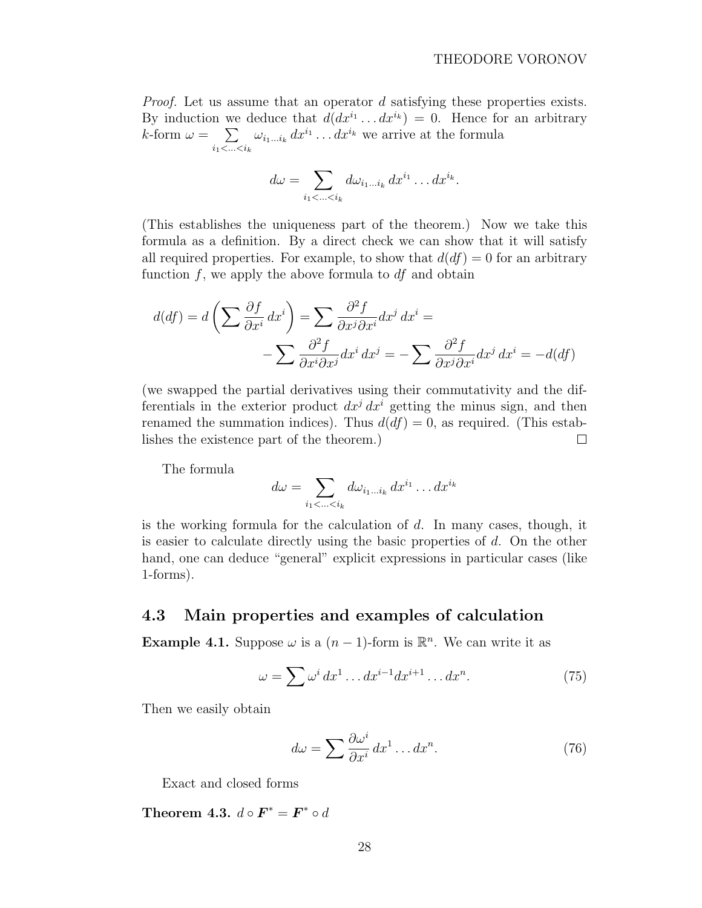*Proof.* Let us assume that an operator $d$ satisfying these properties exists. By induction we deduce that $d(dx^{i_1}\dots dx^{i_k}) = 0$. Hence for an arbitrary $k$-form $\omega = \sum\limits_{i_1<\dots<i_k} \omega_{i_1\dots i_k}\, dx^{i_1}\dots dx^{i_k}$ we arrive at the formula

$$d\omega = \sum_{i_1<\dots<i_k} d\omega_{i_1\dots i_k}\, dx^{i_1}\dots dx^{i_k}.$$

(This establishes the uniqueness part of the theorem.) Now we take this formula as a definition. By a direct check we can show that it will satisfy all required properties. For example, to show that $d(df) = 0$ for an arbitrary function $f$, we apply the above formula to $df$ and obtain

$$d(df) = d\left(\sum \frac{\partial f}{\partial x^i}\, dx^i\right) = \sum \frac{\partial^2 f}{\partial x^j \partial x^i} dx^j\, dx^i = \\ -\sum \frac{\partial^2 f}{\partial x^i \partial x^j} dx^i\, dx^j = -\sum \frac{\partial^2 f}{\partial x^j \partial x^i} dx^j\, dx^i = -d(df)$$

(we swapped the partial derivatives using their commutativity and the differentials in the exterior product $dx^j\, dx^i$ getting the minus sign, and then renamed the summation indices). Thus $d(df) = 0$, as required. (This establishes the existence part of the theorem.) □

The formula

$$d\omega = \sum_{i_1<\dots<i_k} d\omega_{i_1\dots i_k}\, dx^{i_1}\dots dx^{i_k}$$

is the working formula for the calculation of $d$. In many cases, though, it is easier to calculate directly using the basic properties of $d$. On the other hand, one can deduce "general" explicit expressions in particular cases (like 1-forms).

## 4.3 Main properties and examples of calculation

**Example 4.1.** Suppose $\omega$ is a $(n-1)$-form is $\mathbb{R}^n$. We can write it as

$$\omega = \sum \omega^i\, dx^1\dots dx^{i-1} dx^{i+1}\dots dx^n. \tag{75}$$

Then we easily obtain

$$d\omega = \sum \frac{\partial \omega^i}{\partial x^i}\, dx^1\dots dx^n. \tag{76}$$

Exact and closed forms

**Theorem 4.3.** $d \circ \boldsymbol{F}^* = \boldsymbol{F}^* \circ d$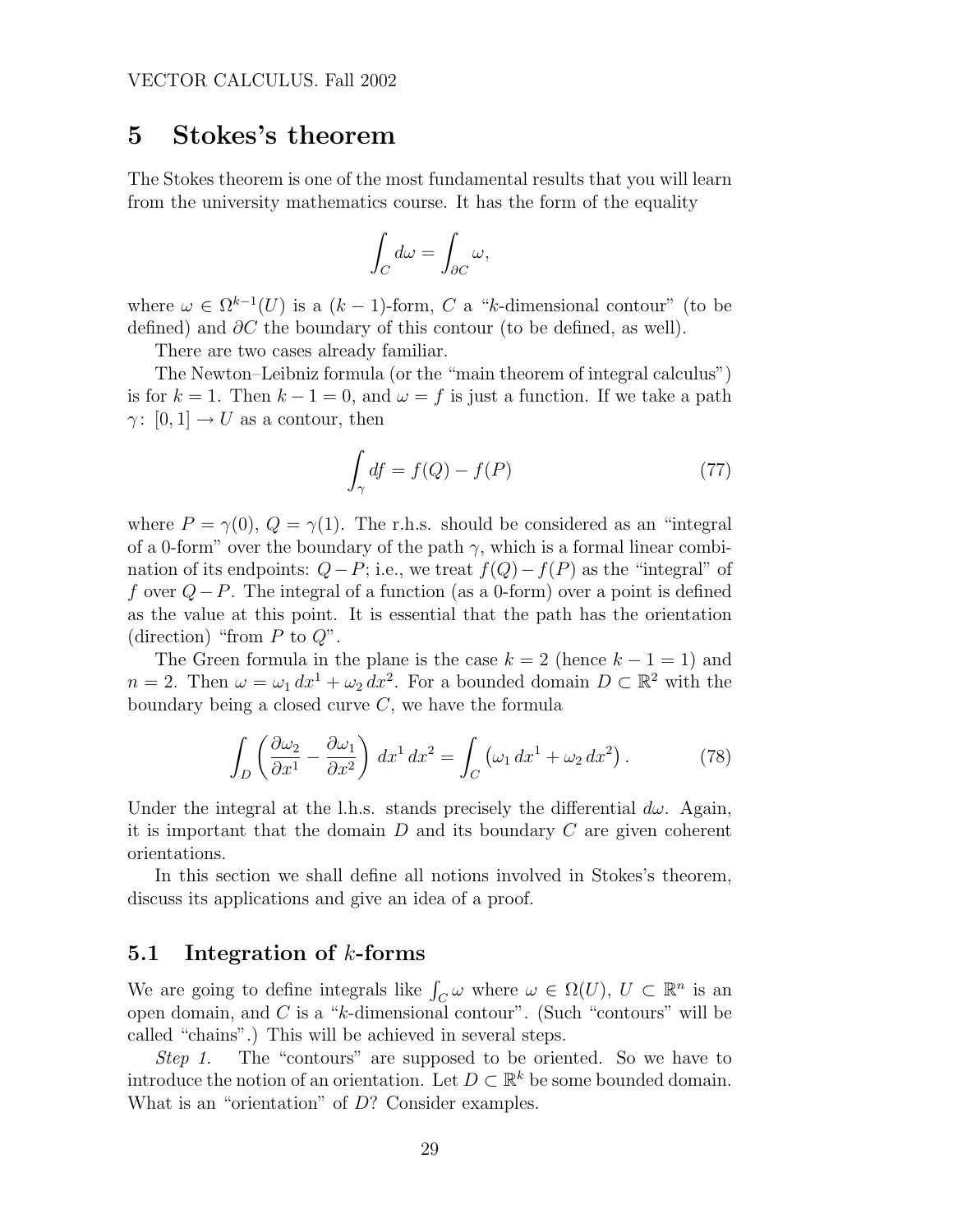## 5 Stokes's theorem

The Stokes theorem is one of the most fundamental results that you will learn from the university mathematics course. It has the form of the equality

$$\int_C d\omega = \int_{\partial C} \omega,$$

where $\omega \in \Omega^{k-1}(U)$ is a $(k-1)$-form, $C$ a "$k$-dimensional contour" (to be defined) and $\partial C$ the boundary of this contour (to be defined, as well).

There are two cases already familiar.

The Newton–Leibniz formula (or the "main theorem of integral calculus") is for $k = 1$. Then $k - 1 = 0$, and $\omega = f$ is just a function. If we take a path $\gamma\colon [0,1] \to U$ as a contour, then

$$\int_\gamma df = f(Q) - f(P) \tag{77}$$

where $P = \gamma(0)$, $Q = \gamma(1)$. The r.h.s. should be considered as an "integral of a 0-form" over the boundary of the path $\gamma$, which is a formal linear combination of its endpoints: $Q - P$; i.e., we treat $f(Q) - f(P)$ as the "integral" of $f$ over $Q - P$. The integral of a function (as a 0-form) over a point is defined as the value at this point. It is essential that the path has the orientation (direction) "from $P$ to $Q$".

The Green formula in the plane is the case $k = 2$ (hence $k - 1 = 1$) and $n = 2$. Then $\omega = \omega_1\, dx^1 + \omega_2\, dx^2$. For a bounded domain $D \subset \mathbb{R}^2$ with the boundary being a closed curve $C$, we have the formula

$$\int_D \left( \frac{\partial \omega_2}{\partial x^1} - \frac{\partial \omega_1}{\partial x^2} \right) dx^1\, dx^2 = \int_C \left( \omega_1\, dx^1 + \omega_2\, dx^2 \right). \tag{78}$$

Under the integral at the l.h.s. stands precisely the differential $d\omega$. Again, it is important that the domain $D$ and its boundary $C$ are given coherent orientations.

In this section we shall define all notions involved in Stokes's theorem, discuss its applications and give an idea of a proof.

### 5.1 Integration of $k$-forms

We are going to define integrals like $\int_C \omega$ where $\omega \in \Omega(U)$, $U \subset \mathbb{R}^n$ is an open domain, and $C$ is a "$k$-dimensional contour". (Such "contours" will be called "chains".) This will be achieved in several steps.

*Step 1.* The "contours" are supposed to be oriented. So we have to introduce the notion of an orientation. Let $D \subset \mathbb{R}^k$ be some bounded domain. What is an "orientation" of $D$? Consider examples.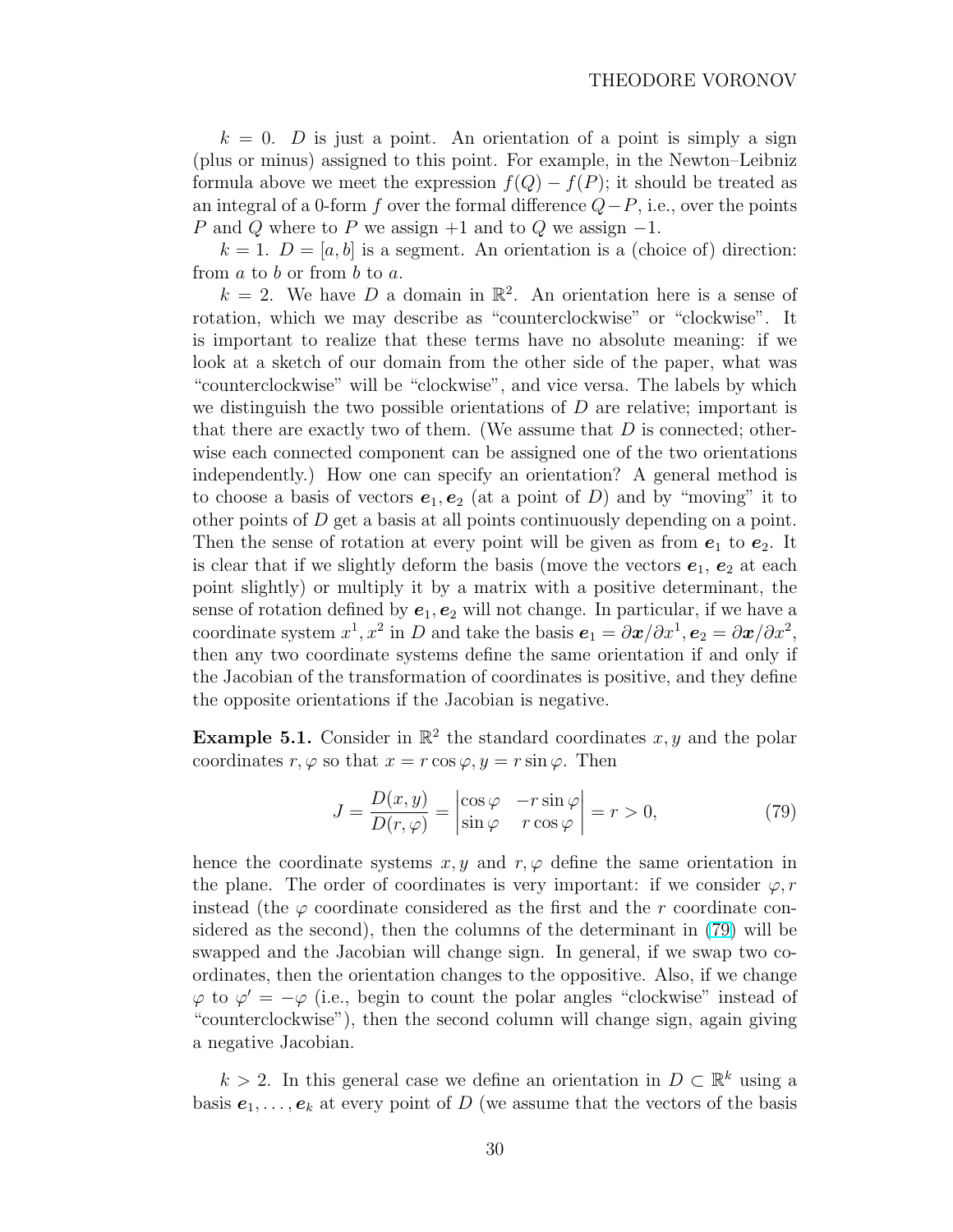$k = 0$. $D$ is just a point. An orientation of a point is simply a sign (plus or minus) assigned to this point. For example, in the Newton–Leibniz formula above we meet the expression $f(Q) - f(P)$; it should be treated as an integral of a 0-form $f$ over the formal difference $Q - P$, i.e., over the points $P$ and $Q$ where to $P$ we assign $+1$ and to $Q$ we assign $-1$.

$k = 1$. $D = [a, b]$ is a segment. An orientation is a (choice of) direction: from $a$ to $b$ or from $b$ to $a$.

$k = 2$. We have $D$ a domain in $\mathbb{R}^2$. An orientation here is a sense of rotation, which we may describe as "counterclockwise" or "clockwise". It is important to realize that these terms have no absolute meaning: if we look at a sketch of our domain from the other side of the paper, what was "counterclockwise" will be "clockwise", and vice versa. The labels by which we distinguish the two possible orientations of $D$ are relative; important is that there are exactly two of them. (We assume that $D$ is connected; otherwise each connected component can be assigned one of the two orientations independently.) How one can specify an orientation? A general method is to choose a basis of vectors $\boldsymbol{e}_1, \boldsymbol{e}_2$ (at a point of $D$) and by "moving" it to other points of $D$ get a basis at all points continuously depending on a point. Then the sense of rotation at every point will be given as from $\boldsymbol{e}_1$ to $\boldsymbol{e}_2$. It is clear that if we slightly deform the basis (move the vectors $\boldsymbol{e}_1$, $\boldsymbol{e}_2$ at each point slightly) or multiply it by a matrix with a positive determinant, the sense of rotation defined by $\boldsymbol{e}_1, \boldsymbol{e}_2$ will not change. In particular, if we have a coordinate system $x^1, x^2$ in $D$ and take the basis $\boldsymbol{e}_1 = \partial \boldsymbol{x}/\partial x^1, \boldsymbol{e}_2 = \partial \boldsymbol{x}/\partial x^2$, then any two coordinate systems define the same orientation if and only if the Jacobian of the transformation of coordinates is positive, and they define the opposite orientations if the Jacobian is negative.

**Example 5.1.** Consider in $\mathbb{R}^2$ the standard coordinates $x, y$ and the polar coordinates $r, \varphi$ so that $x = r \cos \varphi$, $y = r \sin \varphi$. Then

$$J = \frac{D(x, y)}{D(r, \varphi)} = \begin{vmatrix} \cos \varphi & -r \sin \varphi \\ \sin \varphi & r \cos \varphi \end{vmatrix} = r > 0, \tag{79}$$

hence the coordinate systems $x, y$ and $r, \varphi$ define the same orientation in the plane. The order of coordinates is very important: if we consider $\varphi, r$ instead (the $\varphi$ coordinate considered as the first and the $r$ coordinate considered as the second), then the columns of the determinant in (79) will be swapped and the Jacobian will change sign. In general, if we swap two coordinates, then the orientation changes to the oppositive. Also, if we change $\varphi$ to $\varphi' = -\varphi$ (i.e., begin to count the polar angles "clockwise" instead of "counterclockwise"), then the second column will change sign, again giving a negative Jacobian.

$k > 2$. In this general case we define an orientation in $D \subset \mathbb{R}^k$ using a basis $\boldsymbol{e}_1, \ldots, \boldsymbol{e}_k$ at every point of $D$ (we assume that the vectors of the basis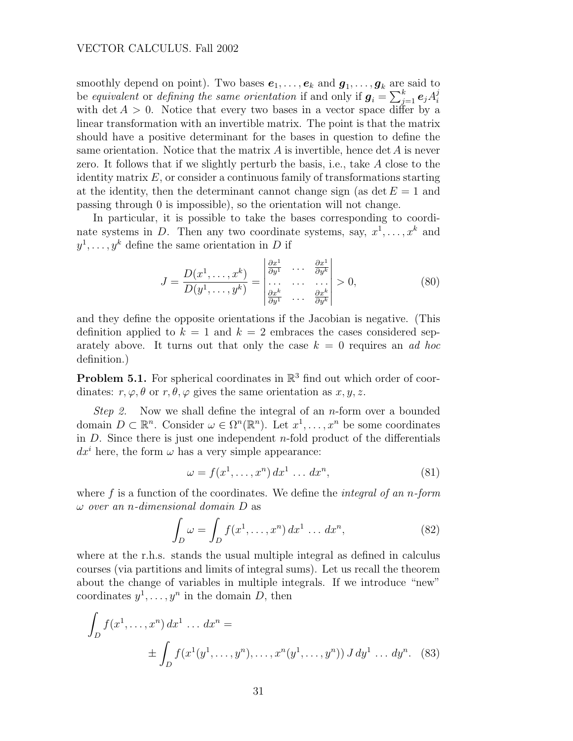smoothly depend on point). Two bases $\boldsymbol{e}_1, \ldots, \boldsymbol{e}_k$ and $\boldsymbol{g}_1, \ldots, \boldsymbol{g}_k$ are said to be *equivalent* or *defining the same orientation* if and only if $\boldsymbol{g}_i = \sum_{j=1}^{k} \boldsymbol{e}_j A_i^j$ with $\det A > 0$. Notice that every two bases in a vector space differ by a linear transformation with an invertible matrix. The point is that the matrix should have a positive determinant for the bases in question to define the same orientation. Notice that the matrix $A$ is invertible, hence $\det A$ is never zero. It follows that if we slightly perturb the basis, i.e., take $A$ close to the identity matrix $E$, or consider a continuous family of transformations starting at the identity, then the determinant cannot change sign (as $\det E = 1$ and passing through 0 is impossible), so the orientation will not change.

In particular, it is possible to take the bases corresponding to coordinate systems in $D$. Then any two coordinate systems, say, $x^1, \ldots, x^k$ and $y^1, \ldots, y^k$ define the same orientation in $D$ if

$$J = \frac{D(x^1, \ldots, x^k)}{D(y^1, \ldots, y^k)} = \begin{vmatrix} \frac{\partial x^1}{\partial y^1} & \ldots & \frac{\partial x^1}{\partial y^k} \\ \ldots & \ldots & \ldots \\ \frac{\partial x^k}{\partial y^1} & \ldots & \frac{\partial x^k}{\partial y^k} \end{vmatrix} > 0, \tag{80}$$

and they define the opposite orientations if the Jacobian is negative. (This definition applied to $k = 1$ and $k = 2$ embraces the cases considered separately above. It turns out that only the case $k = 0$ requires an *ad hoc* definition.)

**Problem 5.1.** For spherical coordinates in $\mathbb{R}^3$ find out which order of coordinates: $r, \varphi, \theta$ or $r, \theta, \varphi$ gives the same orientation as $x, y, z$.

*Step 2.* Now we shall define the integral of an $n$-form over a bounded domain $D \subset \mathbb{R}^n$. Consider $\omega \in \Omega^n(\mathbb{R}^n)$. Let $x^1, \ldots, x^n$ be some coordinates in $D$. Since there is just one independent $n$-fold product of the differentials $dx^i$ here, the form $\omega$ has a very simple appearance:

$$\omega = f(x^1, \ldots, x^n)\, dx^1 \ldots dx^n, \tag{81}$$

where $f$ is a function of the coordinates. We define the *integral of an $n$-form $\omega$ over an $n$-dimensional domain $D$* as

$$\int_D \omega = \int_D f(x^1, \ldots, x^n)\, dx^1 \ldots dx^n, \tag{82}$$

where at the r.h.s. stands the usual multiple integral as defined in calculus courses (via partitions and limits of integral sums). Let us recall the theorem about the change of variables in multiple integrals. If we introduce "new" coordinates $y^1, \ldots, y^n$ in the domain $D$, then

$$\int_D f(x^1, \ldots, x^n)\, dx^1 \ldots dx^n = \\ \pm \int_D f(x^1(y^1, \ldots, y^n), \ldots, x^n(y^1, \ldots, y^n))\, J\, dy^1 \ldots dy^n. \tag{83}$$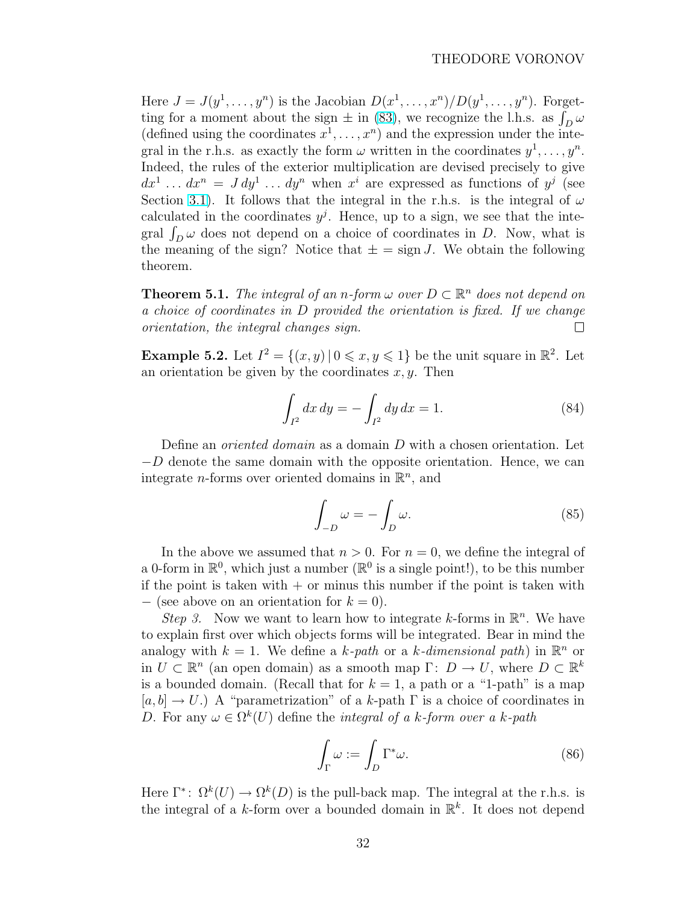Here $J = J(y^1, \ldots, y^n)$ is the Jacobian $D(x^1, \ldots, x^n)/D(y^1, \ldots, y^n)$. Forgetting for a moment about the sign $\pm$ in (83), we recognize the l.h.s. as $\int_D \omega$ (defined using the coordinates $x^1, \ldots, x^n$) and the expression under the integral in the r.h.s. as exactly the form $\omega$ written in the coordinates $y^1, \ldots, y^n$. Indeed, the rules of the exterior multiplication are devised precisely to give $dx^1 \ldots dx^n = J\, dy^1 \ldots dy^n$ when $x^i$ are expressed as functions of $y^j$ (see Section 3.1). It follows that the integral in the r.h.s. is the integral of $\omega$ calculated in the coordinates $y^j$. Hence, up to a sign, we see that the integral $\int_D \omega$ does not depend on a choice of coordinates in $D$. Now, what is the meaning of the sign? Notice that $\pm = \operatorname{sign} J$. We obtain the following theorem.

**Theorem 5.1.** *The integral of an $n$-form $\omega$ over $D \subset \mathbb{R}^n$ does not depend on a choice of coordinates in $D$ provided the orientation is fixed. If we change orientation, the integral changes sign.* □

**Example 5.2.** Let $I^2 = \{(x, y) \mid 0 \leqslant x, y \leqslant 1\}$ be the unit square in $\mathbb{R}^2$. Let an orientation be given by the coordinates $x, y$. Then

$$\int_{I^2} dx\, dy = -\int_{I^2} dy\, dx = 1. \tag{84}$$

Define an *oriented domain* as a domain $D$ with a chosen orientation. Let $-D$ denote the same domain with the opposite orientation. Hence, we can integrate $n$-forms over oriented domains in $\mathbb{R}^n$, and

$$\int_{-D} \omega = -\int_D \omega. \tag{85}$$

In the above we assumed that $n > 0$. For $n = 0$, we define the integral of a 0-form in $\mathbb{R}^0$, which just a number ($\mathbb{R}^0$ is a single point!), to be this number if the point is taken with $+$ or minus this number if the point is taken with $-$ (see above on an orientation for $k = 0$).

*Step 3.* Now we want to learn how to integrate $k$-forms in $\mathbb{R}^n$. We have to explain first over which objects forms will be integrated. Bear in mind the analogy with $k = 1$. We define a *$k$-path* or a *$k$-dimensional path*) in $\mathbb{R}^n$ or in $U \subset \mathbb{R}^n$ (an open domain) as a smooth map $\Gamma\colon D \to U$, where $D \subset \mathbb{R}^k$ is a bounded domain. (Recall that for $k = 1$, a path or a "1-path" is a map $[a, b] \to U$.) A "parametrization" of a $k$-path $\Gamma$ is a choice of coordinates in $D$. For any $\omega \in \Omega^k(U)$ define the *integral of a $k$-form over a $k$-path*

$$\int_\Gamma \omega := \int_D \Gamma^* \omega. \tag{86}$$

Here $\Gamma^*\colon \Omega^k(U) \to \Omega^k(D)$ is the pull-back map. The integral at the r.h.s. is the integral of a $k$-form over a bounded domain in $\mathbb{R}^k$. It does not depend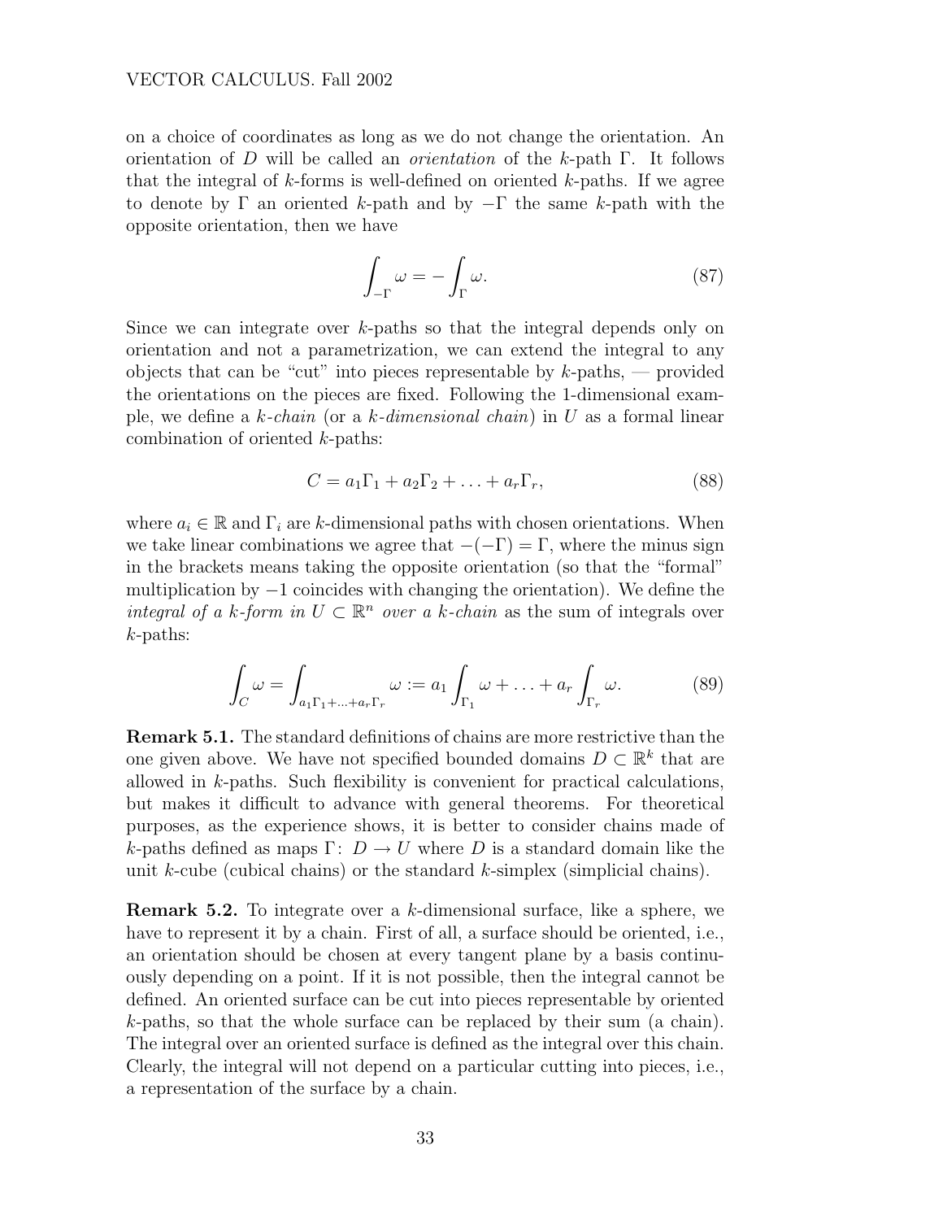on a choice of coordinates as long as we do not change the orientation. An orientation of $D$ will be called an *orientation* of the $k$-path $\Gamma$. It follows that the integral of $k$-forms is well-defined on oriented $k$-paths. If we agree to denote by $\Gamma$ an oriented $k$-path and by $-\Gamma$ the same $k$-path with the opposite orientation, then we have

$$\int_{-\Gamma} \omega = -\int_{\Gamma} \omega. \tag{87}$$

Since we can integrate over $k$-paths so that the integral depends only on orientation and not a parametrization, we can extend the integral to any objects that can be "cut" into pieces representable by $k$-paths, — provided the orientations on the pieces are fixed. Following the 1-dimensional example, we define a *$k$-chain* (or a *$k$-dimensional chain*) in $U$ as a formal linear combination of oriented $k$-paths:

$$C = a_1\Gamma_1 + a_2\Gamma_2 + \ldots + a_r\Gamma_r, \tag{88}$$

where $a_i \in \mathbb{R}$ and $\Gamma_i$ are $k$-dimensional paths with chosen orientations. When we take linear combinations we agree that $-(-\Gamma) = \Gamma$, where the minus sign in the brackets means taking the opposite orientation (so that the "formal" multiplication by $-1$ coincides with changing the orientation). We define the *integral of a $k$-form in $U \subset \mathbb{R}^n$ over a $k$-chain* as the sum of integrals over $k$-paths:

$$\int_C \omega = \int_{a_1\Gamma_1 + \ldots + a_r\Gamma_r} \omega := a_1 \int_{\Gamma_1} \omega + \ldots + a_r \int_{\Gamma_r} \omega. \tag{89}$$

**Remark 5.1.** The standard definitions of chains are more restrictive than the one given above. We have not specified bounded domains $D \subset \mathbb{R}^k$ that are allowed in $k$-paths. Such flexibility is convenient for practical calculations, but makes it difficult to advance with general theorems. For theoretical purposes, as the experience shows, it is better to consider chains made of $k$-paths defined as maps $\Gamma\colon D \to U$ where $D$ is a standard domain like the unit $k$-cube (cubical chains) or the standard $k$-simplex (simplicial chains).

**Remark 5.2.** To integrate over a $k$-dimensional surface, like a sphere, we have to represent it by a chain. First of all, a surface should be oriented, i.e., an orientation should be chosen at every tangent plane by a basis continuously depending on a point. If it is not possible, then the integral cannot be defined. An oriented surface can be cut into pieces representable by oriented $k$-paths, so that the whole surface can be replaced by their sum (a chain). The integral over an oriented surface is defined as the integral over this chain. Clearly, the integral will not depend on a particular cutting into pieces, i.e., a representation of the surface by a chain.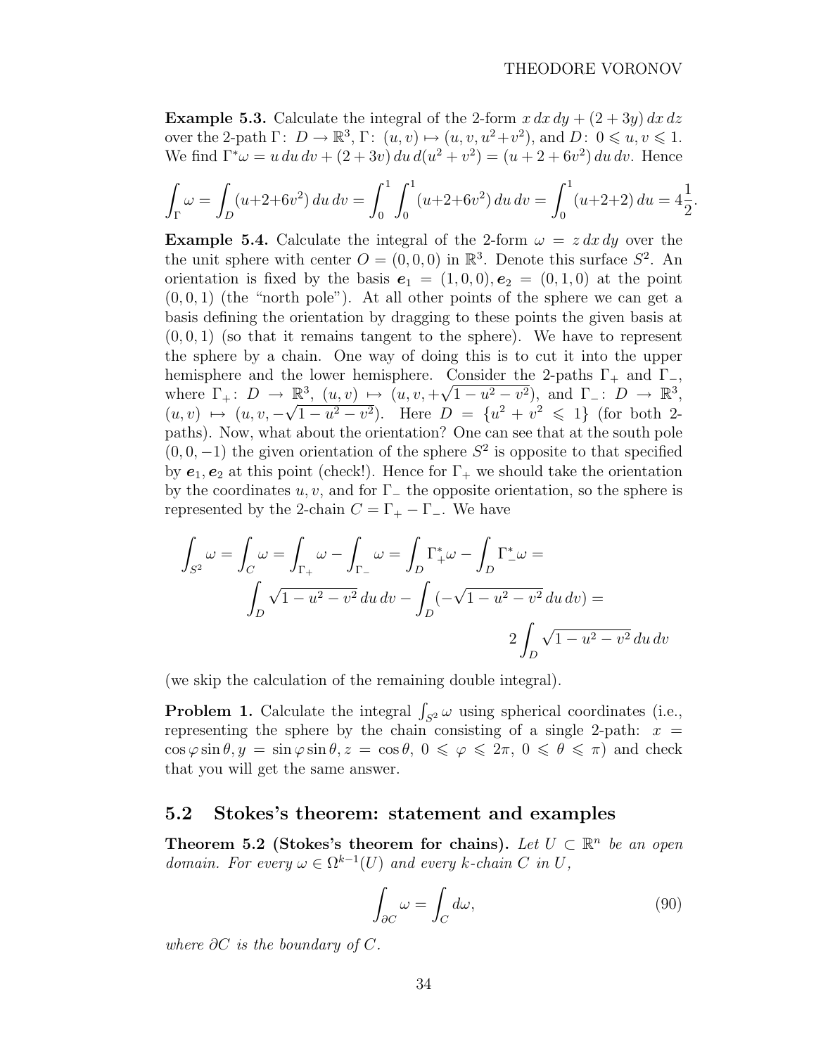**Example 5.3.** Calculate the integral of the 2-form $x\,dx\,dy + (2+3y)\,dx\,dz$ over the 2-path $\Gamma\colon\ D \to \mathbb{R}^3$, $\Gamma\colon\ (u,v) \mapsto (u, v, u^2+v^2)$, and $D\colon\ 0 \leqslant u, v \leqslant 1$. We find $\Gamma^*\omega = u\,du\,dv + (2+3v)\,du\,d(u^2+v^2) = (u+2+6v^2)\,du\,dv$. Hence

$$\int_\Gamma \omega = \int_D (u+2+6v^2)\,du\,dv = \int_0^1\int_0^1 (u+2+6v^2)\,du\,dv = \int_0^1 (u+2+2)\,du = 4\frac{1}{2}.$$

**Example 5.4.** Calculate the integral of the 2-form $\omega = z\,dx\,dy$ over the the unit sphere with center $O = (0,0,0)$ in $\mathbb{R}^3$. Denote this surface $S^2$. An orientation is fixed by the basis $\boldsymbol{e}_1 = (1,0,0), \boldsymbol{e}_2 = (0,1,0)$ at the point $(0,0,1)$ (the "north pole"). At all other points of the sphere we can get a basis defining the orientation by dragging to these points the given basis at $(0,0,1)$ (so that it remains tangent to the sphere). We have to represent the sphere by a chain. One way of doing this is to cut it into the upper hemisphere and the lower hemisphere. Consider the 2-paths $\Gamma_+$ and $\Gamma_-$, where $\Gamma_+\colon\ D \to \mathbb{R}^3$, $(u,v) \mapsto (u, v, +\sqrt{1-u^2-v^2})$, and $\Gamma_-\colon\ D \to \mathbb{R}^3$, $(u,v) \mapsto (u, v, -\sqrt{1-u^2-v^2})$. Here $D = \{u^2+v^2 \leqslant 1\}$ (for both 2-paths). Now, what about the orientation? One can see that at the south pole $(0,0,-1)$ the given orientation of the sphere $S^2$ is opposite to that specified by $\boldsymbol{e}_1, \boldsymbol{e}_2$ at this point (check!). Hence for $\Gamma_+$ we should take the orientation by the coordinates $u, v$, and for $\Gamma_-$ the opposite orientation, so the sphere is represented by the 2-chain $C = \Gamma_+ - \Gamma_-$. We have

$$\int_{S^2}\omega = \int_C \omega = \int_{\Gamma_+}\omega - \int_{\Gamma_-}\omega = \int_D \Gamma_+^*\omega - \int_D \Gamma_-^*\omega =$$
$$\int_D \sqrt{1-u^2-v^2}\,du\,dv - \int_D (-\sqrt{1-u^2-v^2}\,du\,dv) =$$
$$2\int_D \sqrt{1-u^2-v^2}\,du\,dv$$

(we skip the calculation of the remaining double integral).

**Problem 1.** Calculate the integral $\int_{S^2}\omega$ using spherical coordinates (i.e., representing the sphere by the chain consisting of a single 2-path: $x = \cos\varphi\sin\theta, y = \sin\varphi\sin\theta, z = \cos\theta,\ 0 \leqslant \varphi \leqslant 2\pi,\ 0 \leqslant \theta \leqslant \pi$) and check that you will get the same answer.

## 5.2 Stokes's theorem: statement and examples

**Theorem 5.2 (Stokes's theorem for chains).** *Let $U \subset \mathbb{R}^n$ be an open domain. For every $\omega \in \Omega^{k-1}(U)$ and every $k$-chain $C$ in $U$,*

$$\int_{\partial C}\omega = \int_C d\omega, \tag{90}$$

*where $\partial C$ is the boundary of $C$.*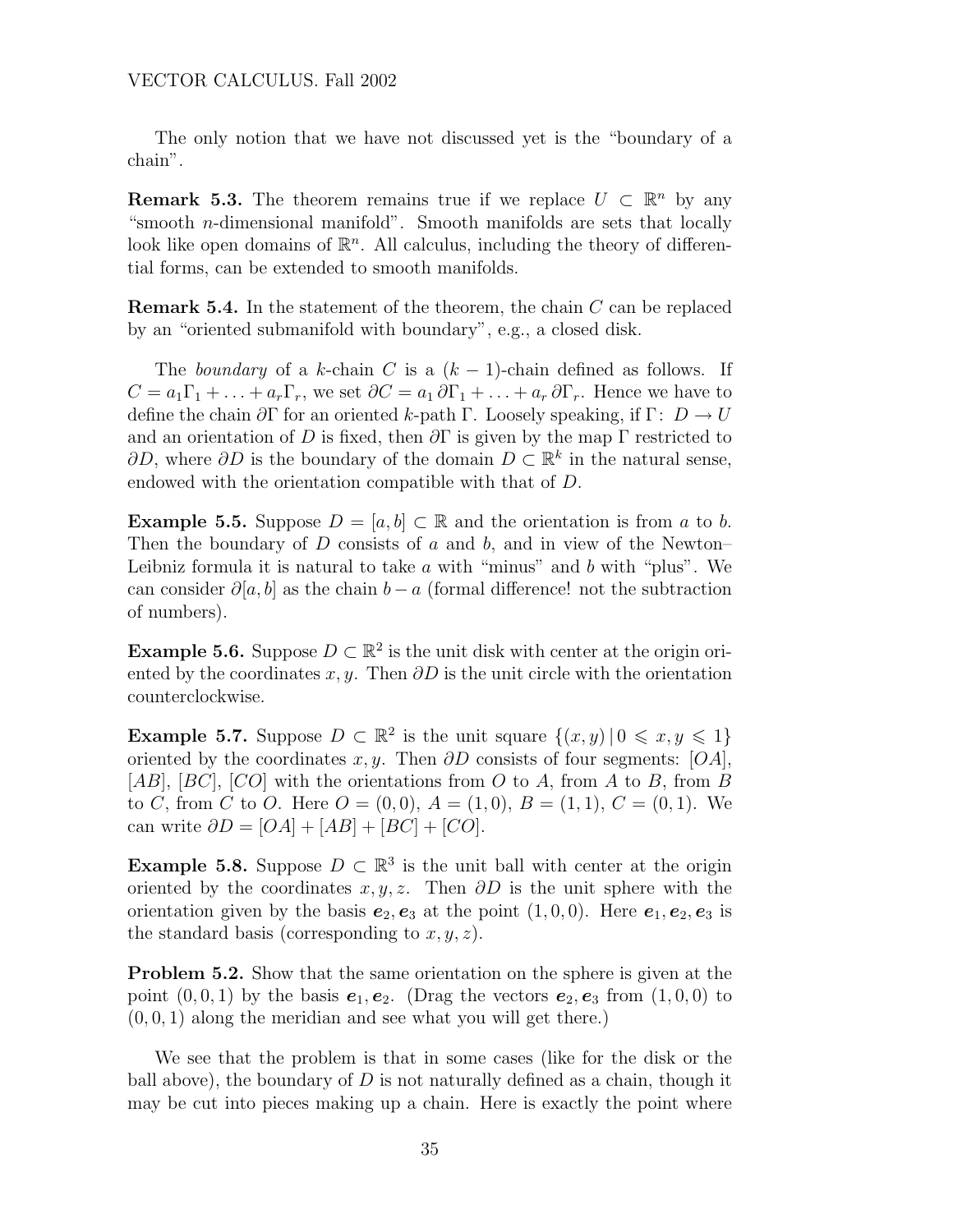The only notion that we have not discussed yet is the "boundary of a chain".

**Remark 5.3.** The theorem remains true if we replace $U \subset \mathbb{R}^n$ by any "smooth $n$-dimensional manifold". Smooth manifolds are sets that locally look like open domains of $\mathbb{R}^n$. All calculus, including the theory of differential forms, can be extended to smooth manifolds.

**Remark 5.4.** In the statement of the theorem, the chain $C$ can be replaced by an "oriented submanifold with boundary", e.g., a closed disk.

The *boundary* of a $k$-chain $C$ is a $(k-1)$-chain defined as follows. If $C = a_1\Gamma_1 + \ldots + a_r\Gamma_r$, we set $\partial C = a_1\,\partial\Gamma_1 + \ldots + a_r\,\partial\Gamma_r$. Hence we have to define the chain $\partial\Gamma$ for an oriented $k$-path $\Gamma$. Loosely speaking, if $\Gamma\colon\, D \to U$ and an orientation of $D$ is fixed, then $\partial\Gamma$ is given by the map $\Gamma$ restricted to $\partial D$, where $\partial D$ is the boundary of the domain $D \subset \mathbb{R}^k$ in the natural sense, endowed with the orientation compatible with that of $D$.

**Example 5.5.** Suppose $D = [a,b] \subset \mathbb{R}$ and the orientation is from $a$ to $b$. Then the boundary of $D$ consists of $a$ and $b$, and in view of the Newton–Leibniz formula it is natural to take $a$ with "minus" and $b$ with "plus". We can consider $\partial[a,b]$ as the chain $b - a$ (formal difference! not the subtraction of numbers).

**Example 5.6.** Suppose $D \subset \mathbb{R}^2$ is the unit disk with center at the origin oriented by the coordinates $x, y$. Then $\partial D$ is the unit circle with the orientation counterclockwise.

**Example 5.7.** Suppose $D \subset \mathbb{R}^2$ is the unit square $\{(x,y)\,|\,0 \leqslant x,y \leqslant 1\}$ oriented by the coordinates $x, y$. Then $\partial D$ consists of four segments: $[OA]$, $[AB]$, $[BC]$, $[CO]$ with the orientations from $O$ to $A$, from $A$ to $B$, from $B$ to $C$, from $C$ to $O$. Here $O = (0,0)$, $A = (1,0)$, $B = (1,1)$, $C = (0,1)$. We can write $\partial D = [OA] + [AB] + [BC] + [CO]$.

**Example 5.8.** Suppose $D \subset \mathbb{R}^3$ is the unit ball with center at the origin oriented by the coordinates $x, y, z$. Then $\partial D$ is the unit sphere with the orientation given by the basis $\boldsymbol{e}_2, \boldsymbol{e}_3$ at the point $(1,0,0)$. Here $\boldsymbol{e}_1, \boldsymbol{e}_2, \boldsymbol{e}_3$ is the standard basis (corresponding to $x, y, z$).

**Problem 5.2.** Show that the same orientation on the sphere is given at the point $(0,0,1)$ by the basis $\boldsymbol{e}_1, \boldsymbol{e}_2$. (Drag the vectors $\boldsymbol{e}_2, \boldsymbol{e}_3$ from $(1,0,0)$ to $(0,0,1)$ along the meridian and see what you will get there.)

We see that the problem is that in some cases (like for the disk or the ball above), the boundary of $D$ is not naturally defined as a chain, though it may be cut into pieces making up a chain. Here is exactly the point where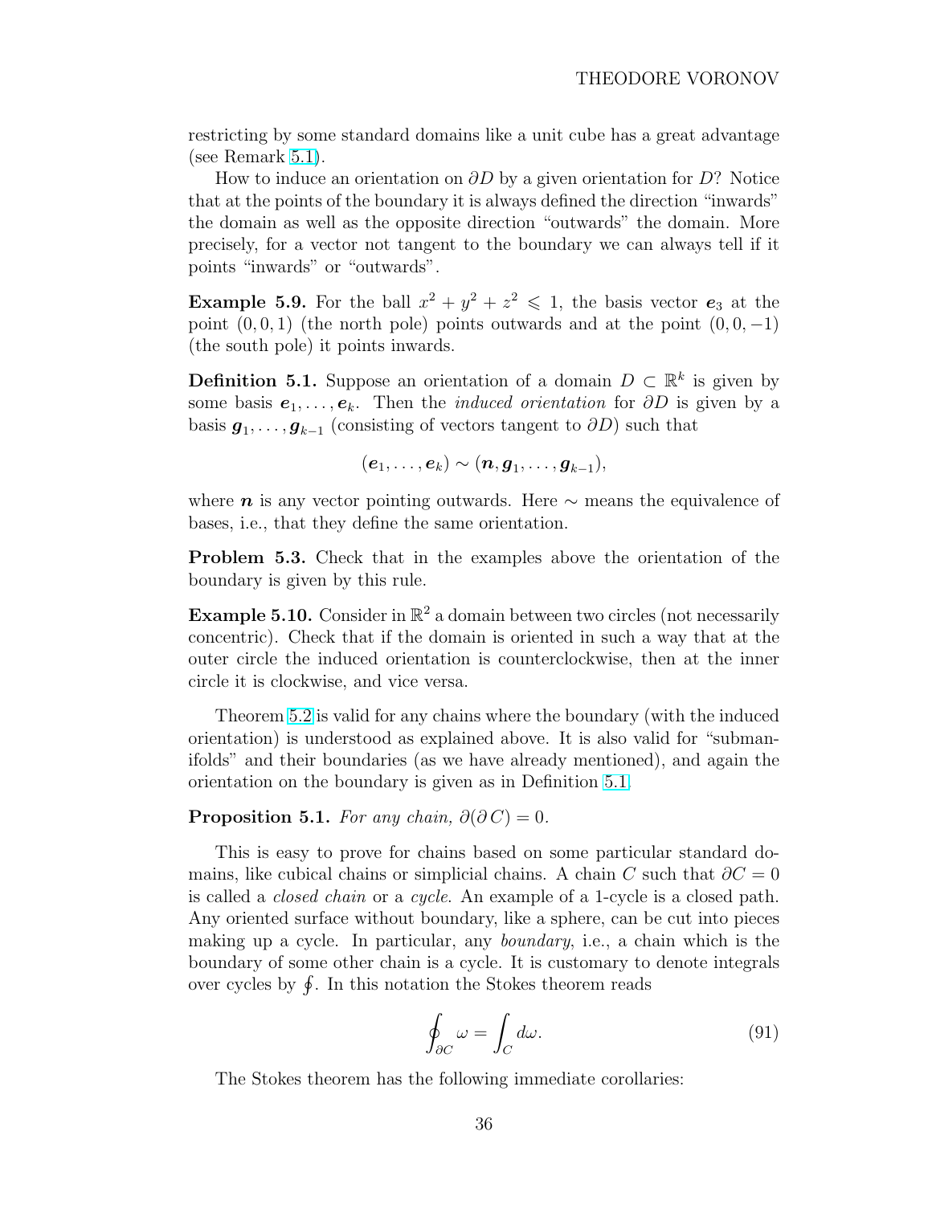restricting by some standard domains like a unit cube has a great advantage (see Remark 5.1).

How to induce an orientation on $\partial D$ by a given orientation for $D$? Notice that at the points of the boundary it is always defined the direction "inwards" the domain as well as the opposite direction "outwards" the domain. More precisely, for a vector not tangent to the boundary we can always tell if it points "inwards" or "outwards".

**Example 5.9.** For the ball $x^2 + y^2 + z^2 \leqslant 1$, the basis vector $\boldsymbol{e}_3$ at the point $(0, 0, 1)$ (the north pole) points outwards and at the point $(0, 0, -1)$ (the south pole) it points inwards.

**Definition 5.1.** Suppose an orientation of a domain $D \subset \mathbb{R}^k$ is given by some basis $\boldsymbol{e}_1, \ldots, \boldsymbol{e}_k$. Then the *induced orientation* for $\partial D$ is given by a basis $\boldsymbol{g}_1, \ldots, \boldsymbol{g}_{k-1}$ (consisting of vectors tangent to $\partial D$) such that

$$(\boldsymbol{e}_1, \ldots, \boldsymbol{e}_k) \sim (\boldsymbol{n}, \boldsymbol{g}_1, \ldots, \boldsymbol{g}_{k-1}),$$

where $\boldsymbol{n}$ is any vector pointing outwards. Here $\sim$ means the equivalence of bases, i.e., that they define the same orientation.

**Problem 5.3.** Check that in the examples above the orientation of the boundary is given by this rule.

**Example 5.10.** Consider in $\mathbb{R}^2$ a domain between two circles (not necessarily concentric). Check that if the domain is oriented in such a way that at the outer circle the induced orientation is counterclockwise, then at the inner circle it is clockwise, and vice versa.

Theorem 5.2 is valid for any chains where the boundary (with the induced orientation) is understood as explained above. It is also valid for "submanifolds" and their boundaries (as we have already mentioned), and again the orientation on the boundary is given as in Definition 5.1.

**Proposition 5.1.** *For any chain, $\partial(\partial C) = 0$.*

This is easy to prove for chains based on some particular standard domains, like cubical chains or simplicial chains. A chain $C$ such that $\partial C = 0$ is called a *closed chain* or a *cycle*. An example of a 1-cycle is a closed path. Any oriented surface without boundary, like a sphere, can be cut into pieces making up a cycle. In particular, any *boundary*, i.e., a chain which is the boundary of some other chain is a cycle. It is customary to denote integrals over cycles by $\oint$. In this notation the Stokes theorem reads

$$\oint_{\partial C} \omega = \int_C d\omega. \tag{91}$$

The Stokes theorem has the following immediate corollaries: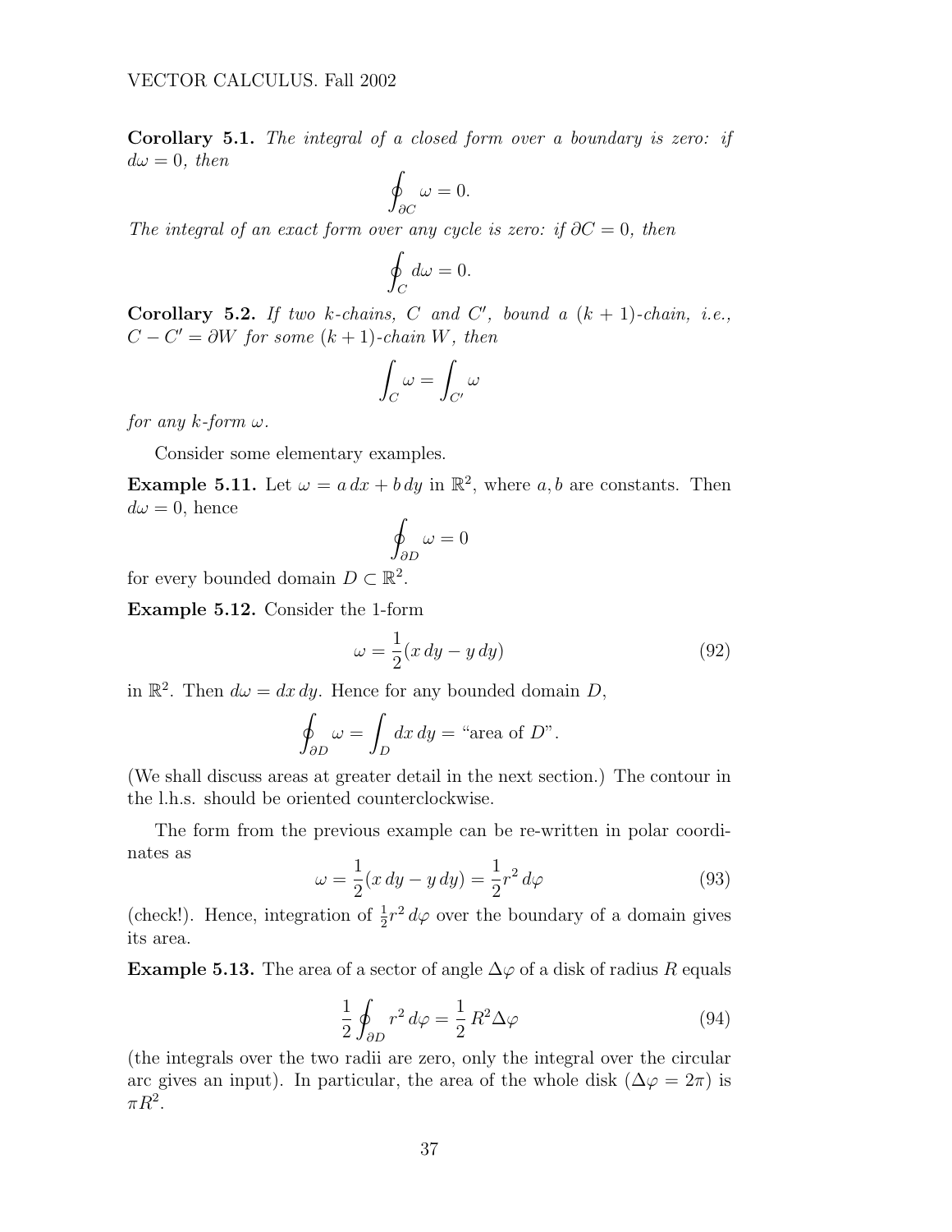**Corollary 5.1.** *The integral of a closed form over a boundary is zero: if $d\omega = 0$, then*

$$\oint_{\partial C} \omega = 0.$$

*The integral of an exact form over any cycle is zero: if $\partial C = 0$, then*

$$\oint_{C} d\omega = 0.$$

**Corollary 5.2.** *If two $k$-chains, $C$ and $C'$, bound a $(k+1)$-chain, i.e., $C - C' = \partial W$ for some $(k+1)$-chain $W$, then*

$$\int_C \omega = \int_{C'} \omega$$

*for any $k$-form $\omega$.*

Consider some elementary examples.

**Example 5.11.** Let $\omega = a\,dx + b\,dy$ in $\mathbb{R}^2$, where $a, b$ are constants. Then $d\omega = 0$, hence

$$\oint_{\partial D} \omega = 0$$

for every bounded domain $D \subset \mathbb{R}^2$.

**Example 5.12.** Consider the 1-form

$$\omega = \frac{1}{2}(x\,dy - y\,dy) \tag{92}$$

in $\mathbb{R}^2$. Then $d\omega = dx\,dy$. Hence for any bounded domain $D$,

$$\oint_{\partial D} \omega = \int_D dx\,dy = \text{“area of } D\text{”}.$$

(We shall discuss areas at greater detail in the next section.) The contour in the l.h.s. should be oriented counterclockwise.

The form from the previous example can be re-written in polar coordinates as

$$\omega = \frac{1}{2}(x\,dy - y\,dy) = \frac{1}{2}r^2\,d\varphi \tag{93}$$

(check!). Hence, integration of $\frac{1}{2}r^2\,d\varphi$ over the boundary of a domain gives its area.

**Example 5.13.** The area of a sector of angle $\Delta\varphi$ of a disk of radius $R$ equals

$$\frac{1}{2}\oint_{\partial D} r^2\,d\varphi = \frac{1}{2}\,R^2\Delta\varphi \tag{94}$$

(the integrals over the two radii are zero, only the integral over the circular arc gives an input). In particular, the area of the whole disk ($\Delta\varphi = 2\pi$) is $\pi R^2$.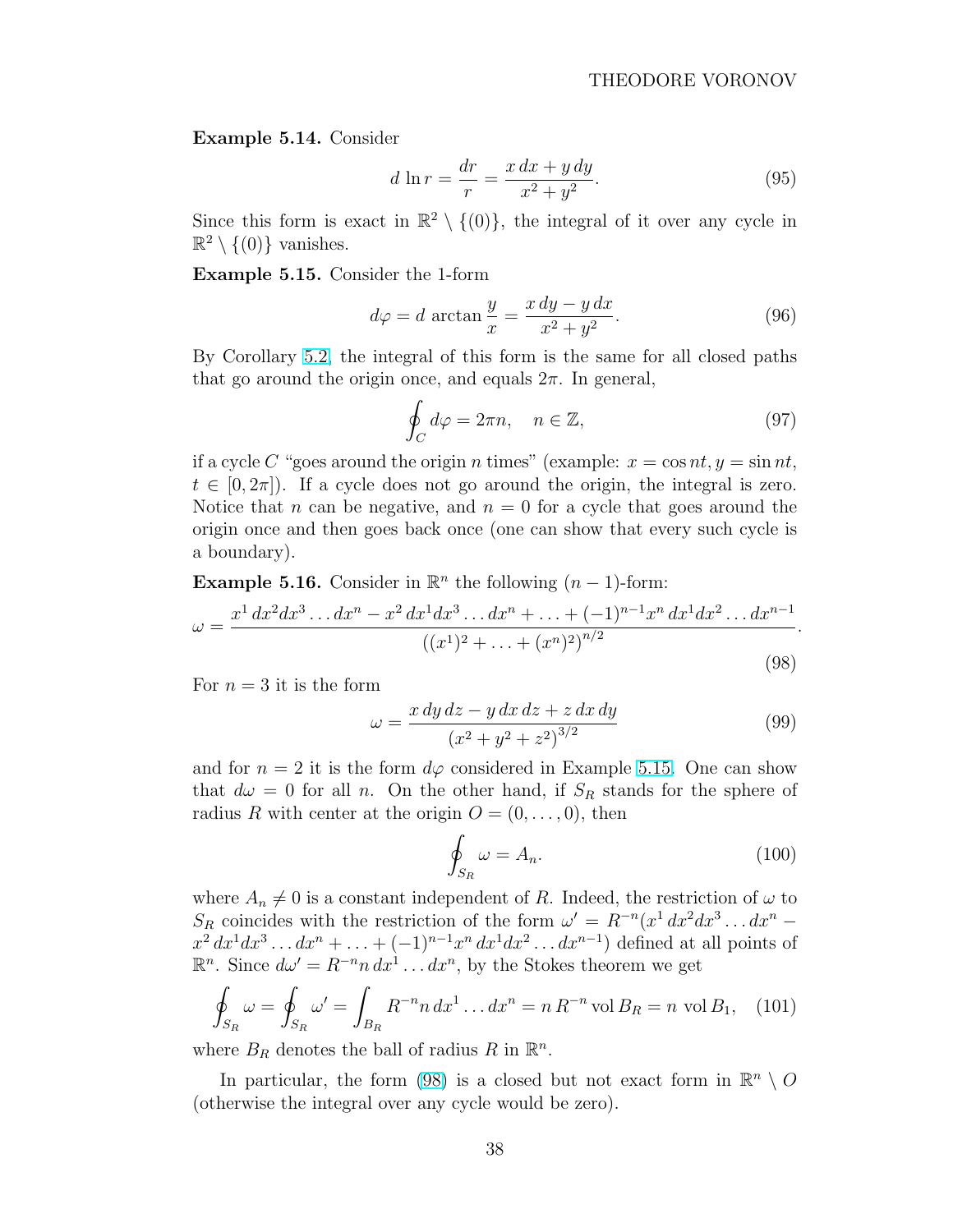**Example 5.14.** Consider

$$d \ln r = \frac{dr}{r} = \frac{x\,dx + y\,dy}{x^2 + y^2}. \tag{95}$$

Since this form is exact in $\mathbb{R}^2 \setminus \{(0)\}$, the integral of it over any cycle in $\mathbb{R}^2 \setminus \{(0)\}$ vanishes.

**Example 5.15.** Consider the 1-form

$$d\varphi = d\,\arctan\frac{y}{x} = \frac{x\,dy - y\,dx}{x^2 + y^2}. \tag{96}$$

By Corollary 5.2, the integral of this form is the same for all closed paths that go around the origin once, and equals $2\pi$. In general,

$$\oint_C d\varphi = 2\pi n, \quad n \in \mathbb{Z}, \tag{97}$$

if a cycle $C$ "goes around the origin $n$ times" (example: $x = \cos nt, y = \sin nt$, $t \in [0, 2\pi]$). If a cycle does not go around the origin, the integral is zero. Notice that $n$ can be negative, and $n = 0$ for a cycle that goes around the origin once and then goes back once (one can show that every such cycle is a boundary).

**Example 5.16.** Consider in $\mathbb{R}^n$ the following $(n-1)$-form:

$$\omega = \frac{x^1\,dx^2dx^3\dots dx^n - x^2\,dx^1dx^3\dots dx^n + \dots + (-1)^{n-1}x^n\,dx^1dx^2\dots dx^{n-1}}{\left((x^1)^2 + \dots + (x^n)^2\right)^{n/2}}. \tag{98}$$

For $n = 3$ it is the form

$$\omega = \frac{x\,dy\,dz - y\,dx\,dz + z\,dx\,dy}{\left(x^2 + y^2 + z^2\right)^{3/2}} \tag{99}$$

and for $n = 2$ it is the form $d\varphi$ considered in Example 5.15. One can show that $d\omega = 0$ for all $n$. On the other hand, if $S_R$ stands for the sphere of radius $R$ with center at the origin $O = (0, \dots, 0)$, then

$$\oint_{S_R} \omega = A_n. \tag{100}$$

where $A_n \neq 0$ is a constant independent of $R$. Indeed, the restriction of $\omega$ to $S_R$ coincides with the restriction of the form $\omega' = R^{-n}(x^1\,dx^2dx^3\dots dx^n - x^2\,dx^1dx^3\dots dx^n + \dots + (-1)^{n-1}x^n\,dx^1dx^2\dots dx^{n-1})$ defined at all points of $\mathbb{R}^n$. Since $d\omega' = R^{-n}n\,dx^1\dots dx^n$, by the Stokes theorem we get

$$\oint_{S_R} \omega = \oint_{S_R} \omega' = \int_{B_R} R^{-n}n\,dx^1\dots dx^n = n\,R^{-n}\operatorname{vol} B_R = n\,\operatorname{vol} B_1, \tag{101}$$

where $B_R$ denotes the ball of radius $R$ in $\mathbb{R}^n$.

In particular, the form (98) is a closed but not exact form in $\mathbb{R}^n \setminus O$ (otherwise the integral over any cycle would be zero).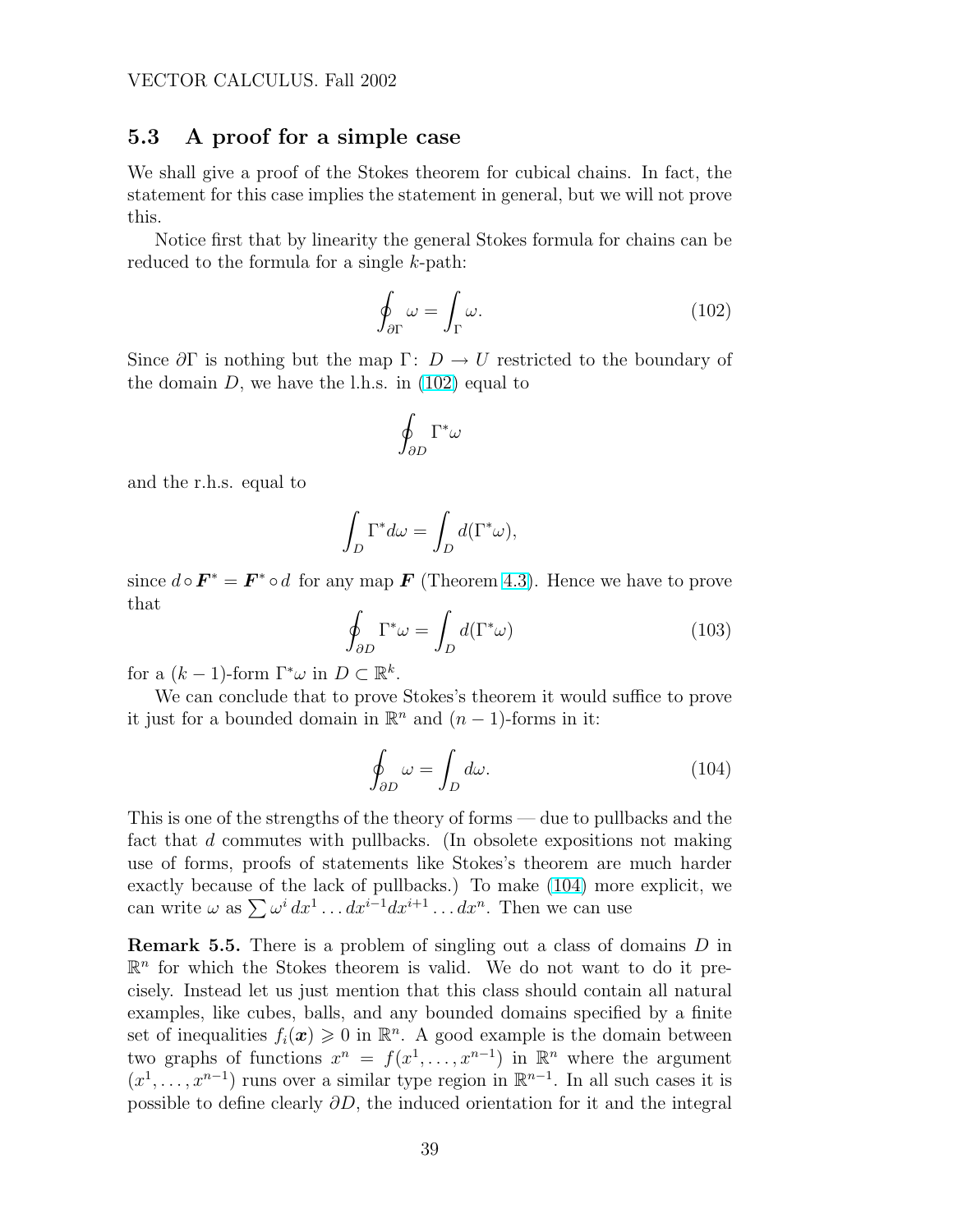## 5.3 A proof for a simple case

We shall give a proof of the Stokes theorem for cubical chains. In fact, the statement for this case implies the statement in general, but we will not prove this.

Notice first that by linearity the general Stokes formula for chains can be reduced to the formula for a single $k$-path:

$$\oint_{\partial\Gamma} \omega = \int_{\Gamma} \omega. \tag{102}$$

Since $\partial\Gamma$ is nothing but the map $\Gamma\colon D \to U$ restricted to the boundary of the domain $D$, we have the l.h.s. in (102) equal to

$$\oint_{\partial D} \Gamma^* \omega$$

and the r.h.s. equal to

$$\int_D \Gamma^* d\omega = \int_D d(\Gamma^* \omega),$$

since $d \circ \boldsymbol{F}^* = \boldsymbol{F}^* \circ d$ for any map $\boldsymbol{F}$ (Theorem 4.3). Hence we have to prove that

$$\oint_{\partial D} \Gamma^* \omega = \int_D d(\Gamma^* \omega) \tag{103}$$

for a $(k-1)$-form $\Gamma^* \omega$ in $D \subset \mathbb{R}^k$.

We can conclude that to prove Stokes's theorem it would suffice to prove it just for a bounded domain in $\mathbb{R}^n$ and $(n-1)$-forms in it:

$$\oint_{\partial D} \omega = \int_D d\omega. \tag{104}$$

This is one of the strengths of the theory of forms — due to pullbacks and the fact that $d$ commutes with pullbacks. (In obsolete expositions not making use of forms, proofs of statements like Stokes's theorem are much harder exactly because of the lack of pullbacks.) To make (104) more explicit, we can write $\omega$ as $\sum \omega^i \, dx^1 \dots dx^{i-1} dx^{i+1} \dots dx^n$. Then we can use

**Remark 5.5.** There is a problem of singling out a class of domains $D$ in $\mathbb{R}^n$ for which the Stokes theorem is valid. We do not want to do it precisely. Instead let us just mention that this class should contain all natural examples, like cubes, balls, and any bounded domains specified by a finite set of inequalities $f_i(\boldsymbol{x}) \geqslant 0$ in $\mathbb{R}^n$. A good example is the domain between two graphs of functions $x^n = f(x^1, \dots, x^{n-1})$ in $\mathbb{R}^n$ where the argument $(x^1, \dots, x^{n-1})$ runs over a similar type region in $\mathbb{R}^{n-1}$. In all such cases it is possible to define clearly $\partial D$, the induced orientation for it and the integral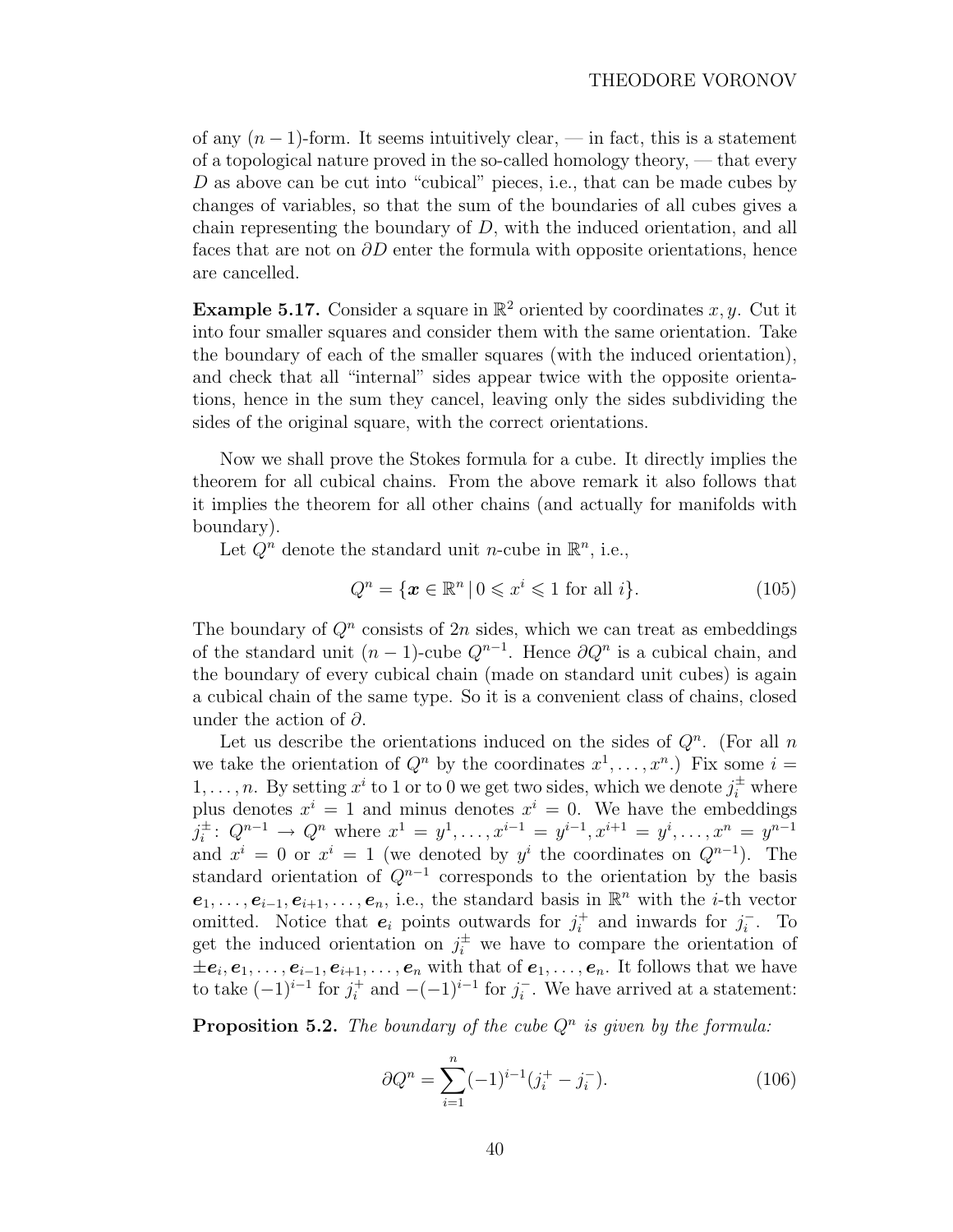of any $(n-1)$-form. It seems intuitively clear, — in fact, this is a statement of a topological nature proved in the so-called homology theory, — that every $D$ as above can be cut into "cubical" pieces, i.e., that can be made cubes by changes of variables, so that the sum of the boundaries of all cubes gives a chain representing the boundary of $D$, with the induced orientation, and all faces that are not on $\partial D$ enter the formula with opposite orientations, hence are cancelled.

**Example 5.17.** Consider a square in $\mathbb{R}^2$ oriented by coordinates $x, y$. Cut it into four smaller squares and consider them with the same orientation. Take the boundary of each of the smaller squares (with the induced orientation), and check that all "internal" sides appear twice with the opposite orientations, hence in the sum they cancel, leaving only the sides subdividing the sides of the original square, with the correct orientations.

Now we shall prove the Stokes formula for a cube. It directly implies the theorem for all cubical chains. From the above remark it also follows that it implies the theorem for all other chains (and actually for manifolds with boundary).

Let $Q^n$ denote the standard unit $n$-cube in $\mathbb{R}^n$, i.e.,

$$Q^n = \{\boldsymbol{x} \in \mathbb{R}^n \,|\, 0 \leqslant x^i \leqslant 1 \text{ for all } i\}. \tag{105}$$

The boundary of $Q^n$ consists of $2n$ sides, which we can treat as embeddings of the standard unit $(n-1)$-cube $Q^{n-1}$. Hence $\partial Q^n$ is a cubical chain, and the boundary of every cubical chain (made on standard unit cubes) is again a cubical chain of the same type. So it is a convenient class of chains, closed under the action of $\partial$.

Let us describe the orientations induced on the sides of $Q^n$. (For all $n$ we take the orientation of $Q^n$ by the coordinates $x^1, \ldots, x^n$.) Fix some $i = 1, \ldots, n$. By setting $x^i$ to 1 or to 0 we get two sides, which we denote $j_i^{\pm}$ where plus denotes $x^i = 1$ and minus denotes $x^i = 0$. We have the embeddings $j_i^{\pm}\colon Q^{n-1} \to Q^n$ where $x^1 = y^1, \ldots, x^{i-1} = y^{i-1}, x^{i+1} = y^i, \ldots, x^n = y^{n-1}$ and $x^i = 0$ or $x^i = 1$ (we denoted by $y^i$ the coordinates on $Q^{n-1}$). The standard orientation of $Q^{n-1}$ corresponds to the orientation by the basis $\boldsymbol{e}_1, \ldots, \boldsymbol{e}_{i-1}, \boldsymbol{e}_{i+1}, \ldots, \boldsymbol{e}_n$, i.e., the standard basis in $\mathbb{R}^n$ with the $i$-th vector omitted. Notice that $\boldsymbol{e}_i$ points outwards for $j_i^+$ and inwards for $j_i^-$. To get the induced orientation on $j_i^{\pm}$ we have to compare the orientation of $\pm\boldsymbol{e}_i, \boldsymbol{e}_1, \ldots, \boldsymbol{e}_{i-1}, \boldsymbol{e}_{i+1}, \ldots, \boldsymbol{e}_n$ with that of $\boldsymbol{e}_1, \ldots, \boldsymbol{e}_n$. It follows that we have to take $(-1)^{i-1}$ for $j_i^+$ and $-(-1)^{i-1}$ for $j_i^-$. We have arrived at a statement:

**Proposition 5.2.** *The boundary of the cube $Q^n$ is given by the formula:*

$$\partial Q^n = \sum_{i=1}^{n} (-1)^{i-1}(j_i^+ - j_i^-). \tag{106}$$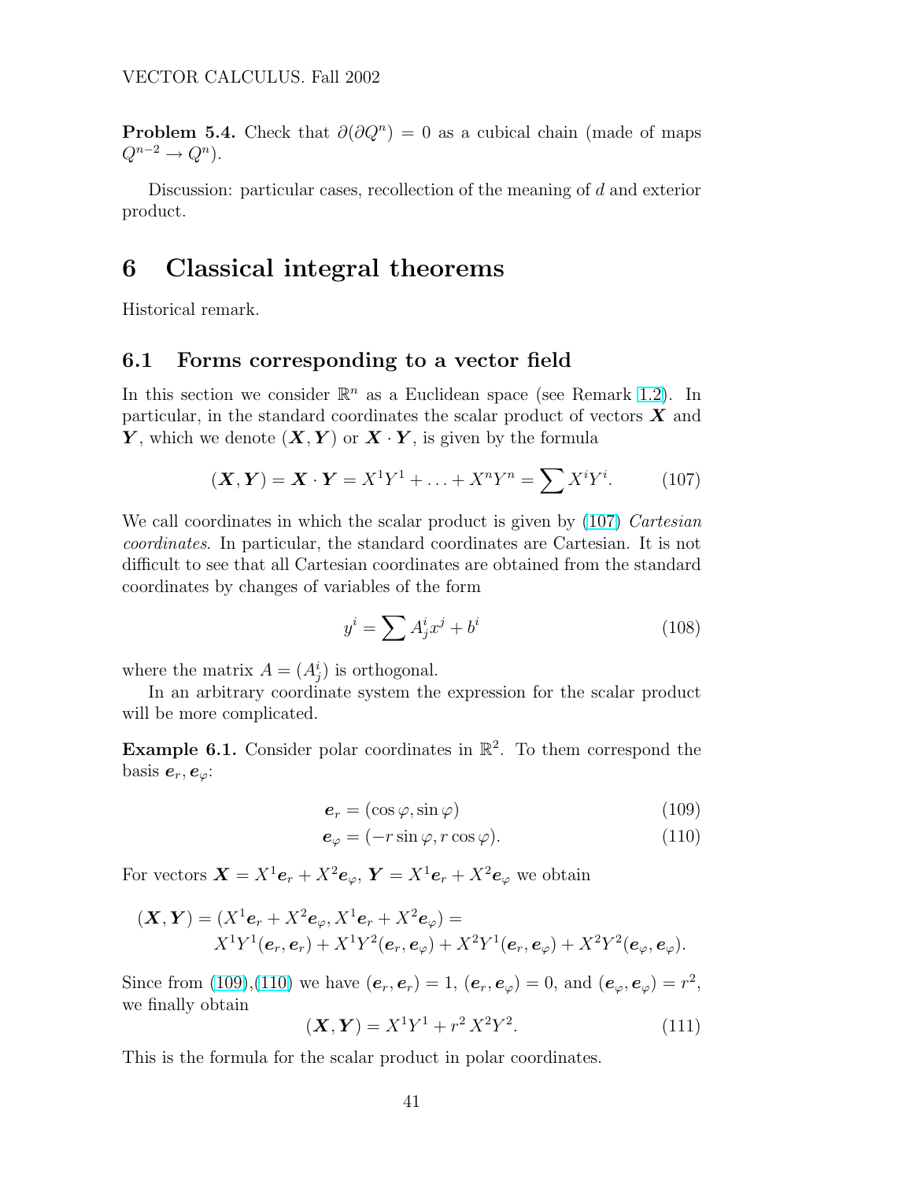**Problem 5.4.** Check that $\partial(\partial Q^n) = 0$ as a cubical chain (made of maps $Q^{n-2} \to Q^n$).

Discussion: particular cases, recollection of the meaning of $d$ and exterior product.

# 6 Classical integral theorems

Historical remark.

## 6.1 Forms corresponding to a vector field

In this section we consider $\mathbb{R}^n$ as a Euclidean space (see Remark 1.2). In particular, in the standard coordinates the scalar product of vectors $\boldsymbol{X}$ and $\boldsymbol{Y}$, which we denote $(\boldsymbol{X}, \boldsymbol{Y})$ or $\boldsymbol{X} \cdot \boldsymbol{Y}$, is given by the formula

$$(\boldsymbol{X}, \boldsymbol{Y}) = \boldsymbol{X} \cdot \boldsymbol{Y} = X^1Y^1 + \ldots + X^nY^n = \sum X^iY^i. \tag{107}$$

We call coordinates in which the scalar product is given by (107) *Cartesian coordinates*. In particular, the standard coordinates are Cartesian. It is not difficult to see that all Cartesian coordinates are obtained from the standard coordinates by changes of variables of the form

$$y^i = \sum A^i_j x^j + b^i \tag{108}$$

where the matrix $A = (A^i_j)$ is orthogonal.

In an arbitrary coordinate system the expression for the scalar product will be more complicated.

**Example 6.1.** Consider polar coordinates in $\mathbb{R}^2$. To them correspond the basis $\boldsymbol{e}_r, \boldsymbol{e}_\varphi$:

$$\boldsymbol{e}_r = (\cos\varphi, \sin\varphi) \tag{109}$$

$$\boldsymbol{e}_\varphi = (-r\sin\varphi, r\cos\varphi). \tag{110}$$

For vectors $\boldsymbol{X} = X^1\boldsymbol{e}_r + X^2\boldsymbol{e}_\varphi$, $\boldsymbol{Y} = X^1\boldsymbol{e}_r + X^2\boldsymbol{e}_\varphi$ we obtain

$$(\boldsymbol{X}, \boldsymbol{Y}) = (X^1\boldsymbol{e}_r + X^2\boldsymbol{e}_\varphi, X^1\boldsymbol{e}_r + X^2\boldsymbol{e}_\varphi) = \\ X^1Y^1(\boldsymbol{e}_r, \boldsymbol{e}_r) + X^1Y^2(\boldsymbol{e}_r, \boldsymbol{e}_\varphi) + X^2Y^1(\boldsymbol{e}_r, \boldsymbol{e}_\varphi) + X^2Y^2(\boldsymbol{e}_\varphi, \boldsymbol{e}_\varphi).$$

Since from (109),(110) we have $(\boldsymbol{e}_r, \boldsymbol{e}_r) = 1$, $(\boldsymbol{e}_r, \boldsymbol{e}_\varphi) = 0$, and $(\boldsymbol{e}_\varphi, \boldsymbol{e}_\varphi) = r^2$, we finally obtain

$$(\boldsymbol{X}, \boldsymbol{Y}) = X^1Y^1 + r^2\, X^2Y^2. \tag{111}$$

This is the formula for the scalar product in polar coordinates.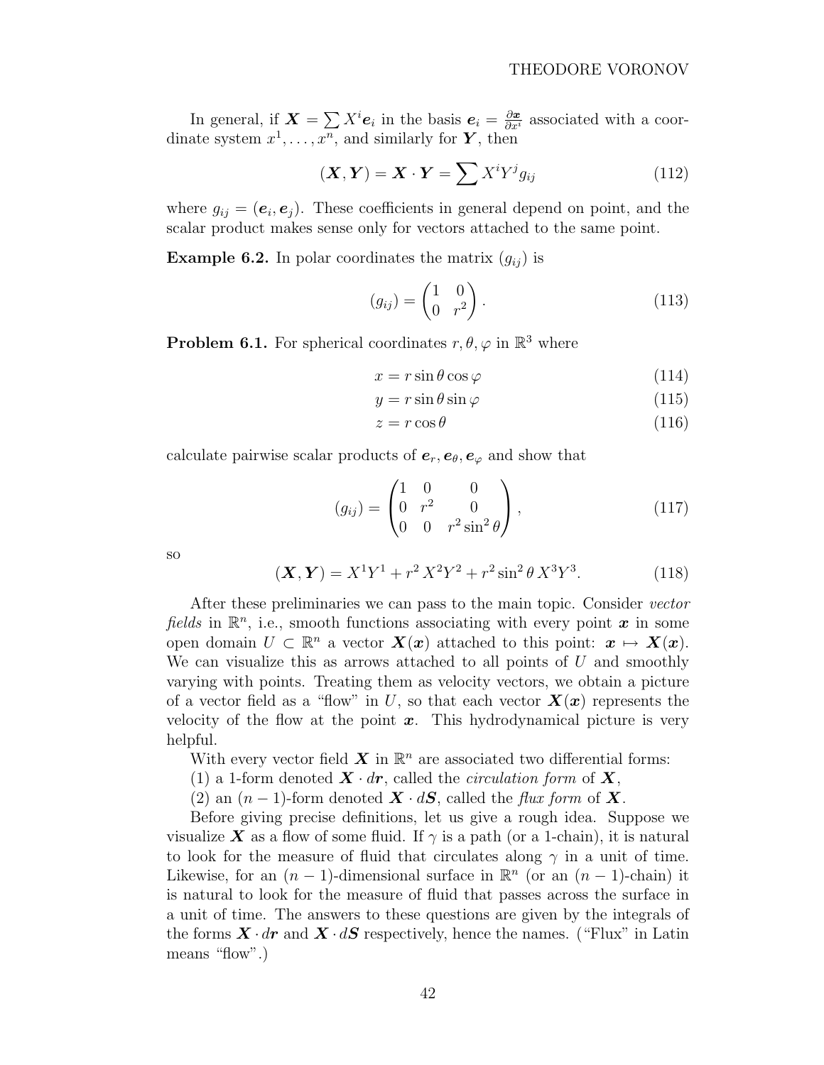In general, if $\boldsymbol{X} = \sum X^i \boldsymbol{e}_i$ in the basis $\boldsymbol{e}_i = \frac{\partial \boldsymbol{x}}{\partial x^i}$ associated with a coordinate system $x^1, \ldots, x^n$, and similarly for $\boldsymbol{Y}$, then

$$(\boldsymbol{X}, \boldsymbol{Y}) = \boldsymbol{X} \cdot \boldsymbol{Y} = \sum X^i Y^j g_{ij} \tag{112}$$

where $g_{ij} = (\boldsymbol{e}_i, \boldsymbol{e}_j)$. These coefficients in general depend on point, and the scalar product makes sense only for vectors attached to the same point.

**Example 6.2.** In polar coordinates the matrix $(g_{ij})$ is

$$(g_{ij}) = \begin{pmatrix} 1 & 0 \\ 0 & r^2 \end{pmatrix}. \tag{113}$$

**Problem 6.1.** For spherical coordinates $r, \theta, \varphi$ in $\mathbb{R}^3$ where

$$x = r \sin\theta \cos\varphi \tag{114}$$

$$y = r \sin\theta \sin\varphi \tag{115}$$

$$z = r \cos\theta \tag{116}$$

calculate pairwise scalar products of $\boldsymbol{e}_r, \boldsymbol{e}_\theta, \boldsymbol{e}_\varphi$ and show that

$$(g_{ij}) = \begin{pmatrix} 1 & 0 & 0 \\ 0 & r^2 & 0 \\ 0 & 0 & r^2 \sin^2\theta \end{pmatrix}, \tag{117}$$

so

$$(\boldsymbol{X}, \boldsymbol{Y}) = X^1 Y^1 + r^2 \, X^2 Y^2 + r^2 \sin^2\theta \, X^3 Y^3. \tag{118}$$

After these preliminaries we can pass to the main topic. Consider *vector fields* in $\mathbb{R}^n$, i.e., smooth functions associating with every point $\boldsymbol{x}$ in some open domain $U \subset \mathbb{R}^n$ a vector $\boldsymbol{X}(\boldsymbol{x})$ attached to this point: $\boldsymbol{x} \mapsto \boldsymbol{X}(\boldsymbol{x})$. We can visualize this as arrows attached to all points of $U$ and smoothly varying with points. Treating them as velocity vectors, we obtain a picture of a vector field as a "flow" in $U$, so that each vector $\boldsymbol{X}(\boldsymbol{x})$ represents the velocity of the flow at the point $\boldsymbol{x}$. This hydrodynamical picture is very helpful.

With every vector field $\boldsymbol{X}$ in $\mathbb{R}^n$ are associated two differential forms:

(1) a 1-form denoted $\boldsymbol{X} \cdot d\boldsymbol{r}$, called the *circulation form* of $\boldsymbol{X}$,

(2) an $(n-1)$-form denoted $\boldsymbol{X} \cdot d\boldsymbol{S}$, called the *flux form* of $\boldsymbol{X}$.

Before giving precise definitions, let us give a rough idea. Suppose we visualize $\boldsymbol{X}$ as a flow of some fluid. If $\gamma$ is a path (or a 1-chain), it is natural to look for the measure of fluid that circulates along $\gamma$ in a unit of time. Likewise, for an $(n-1)$-dimensional surface in $\mathbb{R}^n$ (or an $(n-1)$-chain) it is natural to look for the measure of fluid that passes across the surface in a unit of time. The answers to these questions are given by the integrals of the forms $\boldsymbol{X} \cdot d\boldsymbol{r}$ and $\boldsymbol{X} \cdot d\boldsymbol{S}$ respectively, hence the names. ("Flux" in Latin means "flow".)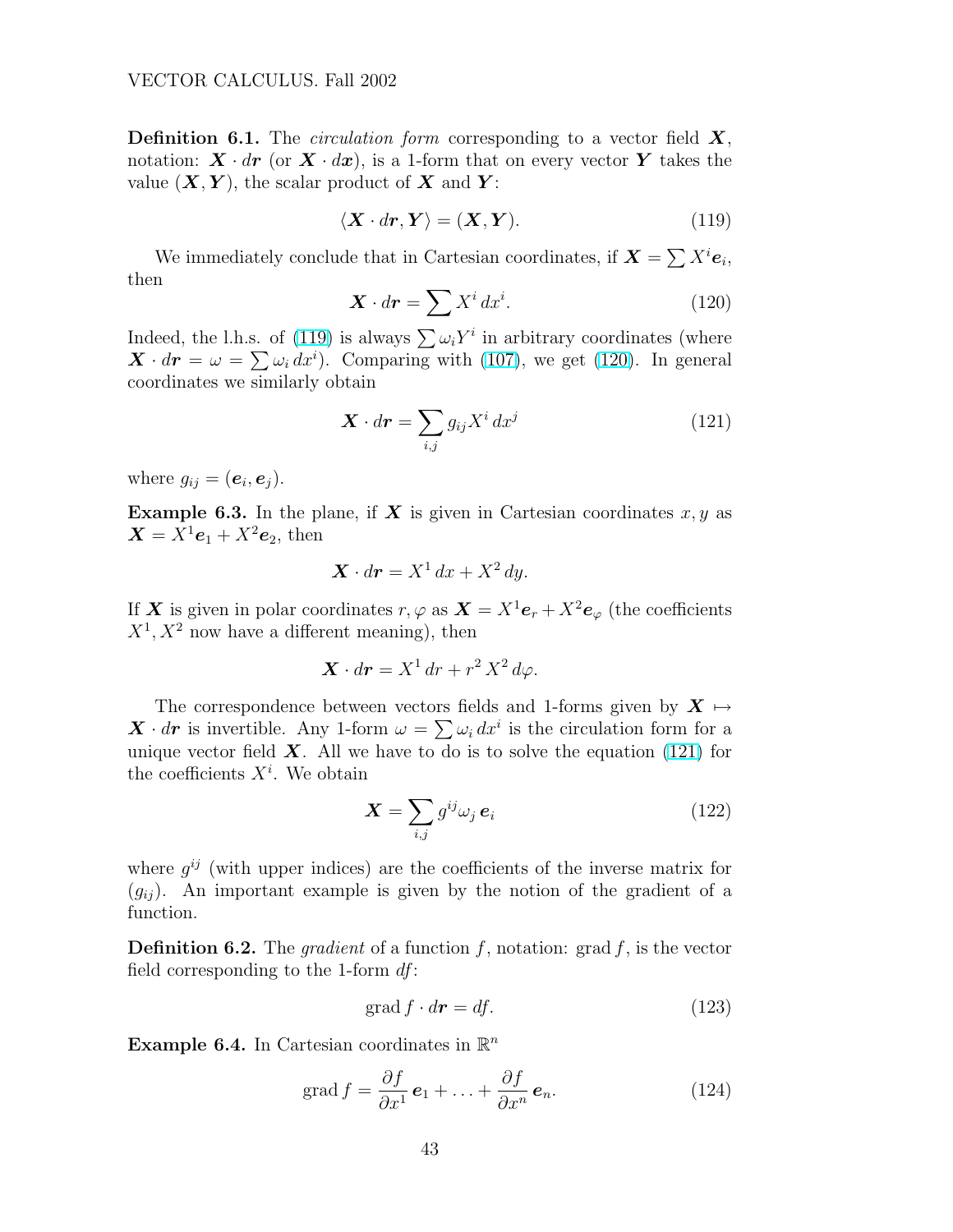**Definition 6.1.** The *circulation form* corresponding to a vector field $\boldsymbol{X}$, notation: $\boldsymbol{X} \cdot d\boldsymbol{r}$ (or $\boldsymbol{X} \cdot d\boldsymbol{x}$), is a 1-form that on every vector $\boldsymbol{Y}$ takes the value $(\boldsymbol{X}, \boldsymbol{Y})$, the scalar product of $\boldsymbol{X}$ and $\boldsymbol{Y}$:

$$\langle \boldsymbol{X} \cdot d\boldsymbol{r}, \boldsymbol{Y} \rangle = (\boldsymbol{X}, \boldsymbol{Y}). \tag{119}$$

We immediately conclude that in Cartesian coordinates, if $\boldsymbol{X} = \sum X^i \boldsymbol{e}_i$, then

$$\boldsymbol{X} \cdot d\boldsymbol{r} = \sum X^i \, dx^i. \tag{120}$$

Indeed, the l.h.s. of (119) is always $\sum \omega_i Y^i$ in arbitrary coordinates (where $\boldsymbol{X} \cdot d\boldsymbol{r} = \omega = \sum \omega_i \, dx^i$). Comparing with (107), we get (120). In general coordinates we similarly obtain

$$\boldsymbol{X} \cdot d\boldsymbol{r} = \sum_{i,j} g_{ij} X^i \, dx^j \tag{121}$$

where $g_{ij} = (\boldsymbol{e}_i, \boldsymbol{e}_j)$.

**Example 6.3.** In the plane, if $\boldsymbol{X}$ is given in Cartesian coordinates $x, y$ as $\boldsymbol{X} = X^1 \boldsymbol{e}_1 + X^2 \boldsymbol{e}_2$, then

$$\boldsymbol{X} \cdot d\boldsymbol{r} = X^1 \, dx + X^2 \, dy.$$

If $\boldsymbol{X}$ is given in polar coordinates $r, \varphi$ as $\boldsymbol{X} = X^1 \boldsymbol{e}_r + X^2 \boldsymbol{e}_\varphi$ (the coefficients $X^1, X^2$ now have a different meaning), then

$$\boldsymbol{X} \cdot d\boldsymbol{r} = X^1 \, dr + r^2 \, X^2 \, d\varphi.$$

The correspondence between vectors fields and 1-forms given by $\boldsymbol{X} \mapsto \boldsymbol{X} \cdot d\boldsymbol{r}$ is invertible. Any 1-form $\omega = \sum \omega_i \, dx^i$ is the circulation form for a unique vector field $\boldsymbol{X}$. All we have to do is to solve the equation (121) for the coefficients $X^i$. We obtain

$$\boldsymbol{X} = \sum_{i,j} g^{ij} \omega_j \, \boldsymbol{e}_i \tag{122}$$

where $g^{ij}$ (with upper indices) are the coefficients of the inverse matrix for $(g_{ij})$. An important example is given by the notion of the gradient of a function.

**Definition 6.2.** The *gradient* of a function $f$, notation: $\operatorname{grad} f$, is the vector field corresponding to the 1-form $df$:

$$\operatorname{grad} f \cdot d\boldsymbol{r} = df. \tag{123}$$

**Example 6.4.** In Cartesian coordinates in $\mathbb{R}^n$

$$\operatorname{grad} f = \frac{\partial f}{\partial x^1} \, \boldsymbol{e}_1 + \ldots + \frac{\partial f}{\partial x^n} \, \boldsymbol{e}_n. \tag{124}$$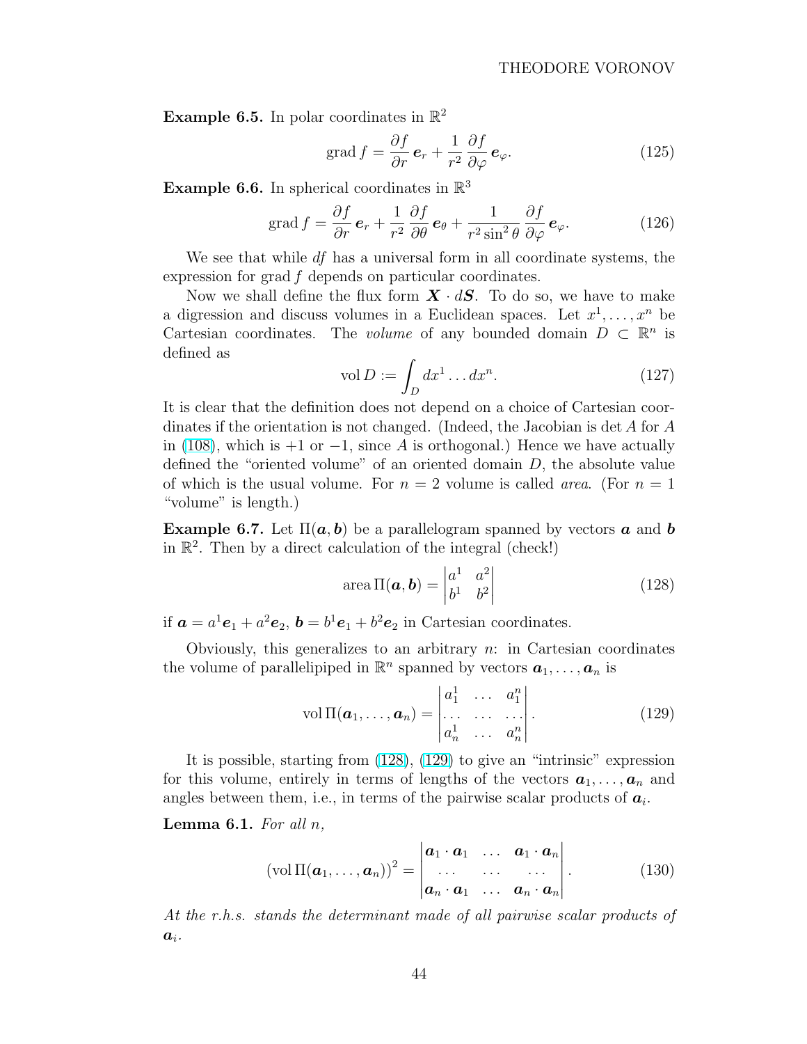**Example 6.5.** In polar coordinates in $\mathbb{R}^2$

$$\operatorname{grad} f = \frac{\partial f}{\partial r}\,\boldsymbol{e}_r + \frac{1}{r^2}\,\frac{\partial f}{\partial \varphi}\,\boldsymbol{e}_\varphi. \tag{125}$$

**Example 6.6.** In spherical coordinates in $\mathbb{R}^3$

$$\operatorname{grad} f = \frac{\partial f}{\partial r}\,\boldsymbol{e}_r + \frac{1}{r^2}\,\frac{\partial f}{\partial \theta}\,\boldsymbol{e}_\theta + \frac{1}{r^2 \sin^2\theta}\,\frac{\partial f}{\partial \varphi}\,\boldsymbol{e}_\varphi. \tag{126}$$

We see that while $df$ has a universal form in all coordinate systems, the expression for grad $f$ depends on particular coordinates.

Now we shall define the flux form $\boldsymbol{X}\cdot d\boldsymbol{S}$. To do so, we have to make a digression and discuss volumes in a Euclidean spaces. Let $x^1,\dots,x^n$ be Cartesian coordinates. The *volume* of any bounded domain $D\subset\mathbb{R}^n$ is defined as

$$\operatorname{vol} D := \int_D dx^1\dots dx^n. \tag{127}$$

It is clear that the definition does not depend on a choice of Cartesian coordinates if the orientation is not changed. (Indeed, the Jacobian is $\det A$ for $A$ in (108), which is $+1$ or $-1$, since $A$ is orthogonal.) Hence we have actually defined the "oriented volume" of an oriented domain $D$, the absolute value of which is the usual volume. For $n=2$ volume is called *area*. (For $n=1$ "volume" is length.)

**Example 6.7.** Let $\Pi(\boldsymbol{a},\boldsymbol{b})$ be a parallelogram spanned by vectors $\boldsymbol{a}$ and $\boldsymbol{b}$ in $\mathbb{R}^2$. Then by a direct calculation of the integral (check!)

$$\operatorname{area}\Pi(\boldsymbol{a},\boldsymbol{b}) = \begin{vmatrix} a^1 & a^2\\ b^1 & b^2\end{vmatrix} \tag{128}$$

if $\boldsymbol{a}=a^1\boldsymbol{e}_1+a^2\boldsymbol{e}_2$, $\boldsymbol{b}=b^1\boldsymbol{e}_1+b^2\boldsymbol{e}_2$ in Cartesian coordinates.

Obviously, this generalizes to an arbitrary $n$: in Cartesian coordinates the volume of parallelipiped in $\mathbb{R}^n$ spanned by vectors $\boldsymbol{a}_1,\dots,\boldsymbol{a}_n$ is

$$\operatorname{vol}\Pi(\boldsymbol{a}_1,\dots,\boldsymbol{a}_n) = \begin{vmatrix} a_1^1 & \dots & a_1^n\\ \dots & \dots & \dots\\ a_n^1 & \dots & a_n^n\end{vmatrix}. \tag{129}$$

It is possible, starting from (128), (129) to give an "intrinsic" expression for this volume, entirely in terms of lengths of the vectors $\boldsymbol{a}_1,\dots,\boldsymbol{a}_n$ and angles between them, i.e., in terms of the pairwise scalar products of $\boldsymbol{a}_i$.

**Lemma 6.1.** *For all $n$,*

$$\left(\operatorname{vol}\Pi(\boldsymbol{a}_1,\dots,\boldsymbol{a}_n)\right)^2 = \begin{vmatrix} \boldsymbol{a}_1\cdot\boldsymbol{a}_1 & \dots & \boldsymbol{a}_1\cdot\boldsymbol{a}_n\\ \dots & \dots & \dots\\ \boldsymbol{a}_n\cdot\boldsymbol{a}_1 & \dots & \boldsymbol{a}_n\cdot\boldsymbol{a}_n\end{vmatrix}. \tag{130}$$

*At the r.h.s. stands the determinant made of all pairwise scalar products of $\boldsymbol{a}_i$.*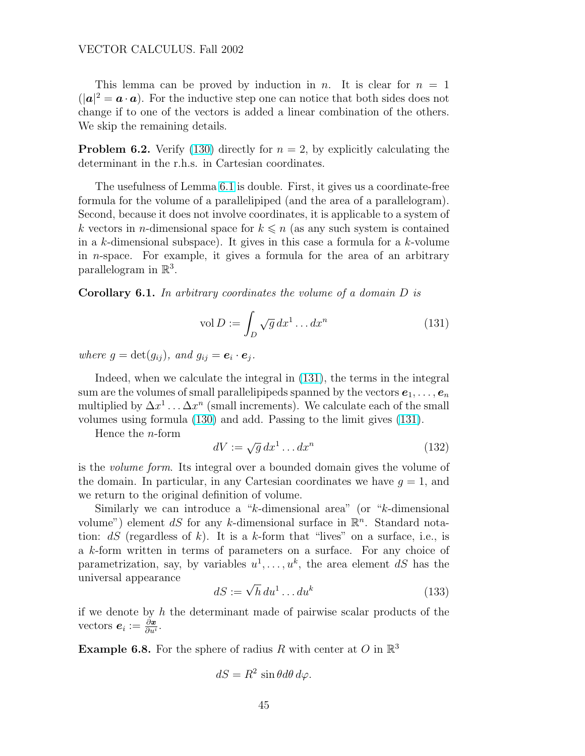This lemma can be proved by induction in $n$. It is clear for $n = 1$ ($|\boldsymbol{a}|^2 = \boldsymbol{a} \cdot \boldsymbol{a}$). For the inductive step one can notice that both sides does not change if to one of the vectors is added a linear combination of the others. We skip the remaining details.

**Problem 6.2.** Verify (130) directly for $n = 2$, by explicitly calculating the determinant in the r.h.s. in Cartesian coordinates.

The usefulness of Lemma 6.1 is double. First, it gives us a coordinate-free formula for the volume of a parallelipiped (and the area of a parallelogram). Second, because it does not involve coordinates, it is applicable to a system of $k$ vectors in $n$-dimensional space for $k \leqslant n$ (as any such system is contained in a $k$-dimensional subspace). It gives in this case a formula for a $k$-volume in $n$-space. For example, it gives a formula for the area of an arbitrary parallelogram in $\mathbb{R}^3$.

**Corollary 6.1.** *In arbitrary coordinates the volume of a domain $D$ is*

$$\operatorname{vol} D := \int_D \sqrt{g}\, dx^1 \dots dx^n \tag{131}$$

*where $g = \det(g_{ij})$, and $g_{ij} = \boldsymbol{e}_i \cdot \boldsymbol{e}_j$.*

Indeed, when we calculate the integral in (131), the terms in the integral sum are the volumes of small parallelipipeds spanned by the vectors $\boldsymbol{e}_1, \dots, \boldsymbol{e}_n$ multiplied by $\Delta x^1 \dots \Delta x^n$ (small increments). We calculate each of the small volumes using formula (130) and add. Passing to the limit gives (131).

Hence the $n$-form

$$dV := \sqrt{g}\, dx^1 \dots dx^n \tag{132}$$

is the *volume form*. Its integral over a bounded domain gives the volume of the domain. In particular, in any Cartesian coordinates we have $g = 1$, and we return to the original definition of volume.

Similarly we can introduce a "$k$-dimensional area" (or "$k$-dimensional volume") element $dS$ for any $k$-dimensional surface in $\mathbb{R}^n$. Standard notation: $dS$ (regardless of $k$). It is a $k$-form that "lives" on a surface, i.e., is a $k$-form written in terms of parameters on a surface. For any choice of parametrization, say, by variables $u^1, \dots, u^k$, the area element $dS$ has the universal appearance

$$dS := \sqrt{h}\, du^1 \dots du^k \tag{133}$$

if we denote by $h$ the determinant made of pairwise scalar products of the vectors $\boldsymbol{e}_i := \frac{\partial \boldsymbol{x}}{\partial u^i}$.

**Example 6.8.** For the sphere of radius $R$ with center at $O$ in $\mathbb{R}^3$

$$dS = R^2 \sin\theta d\theta\, d\varphi.$$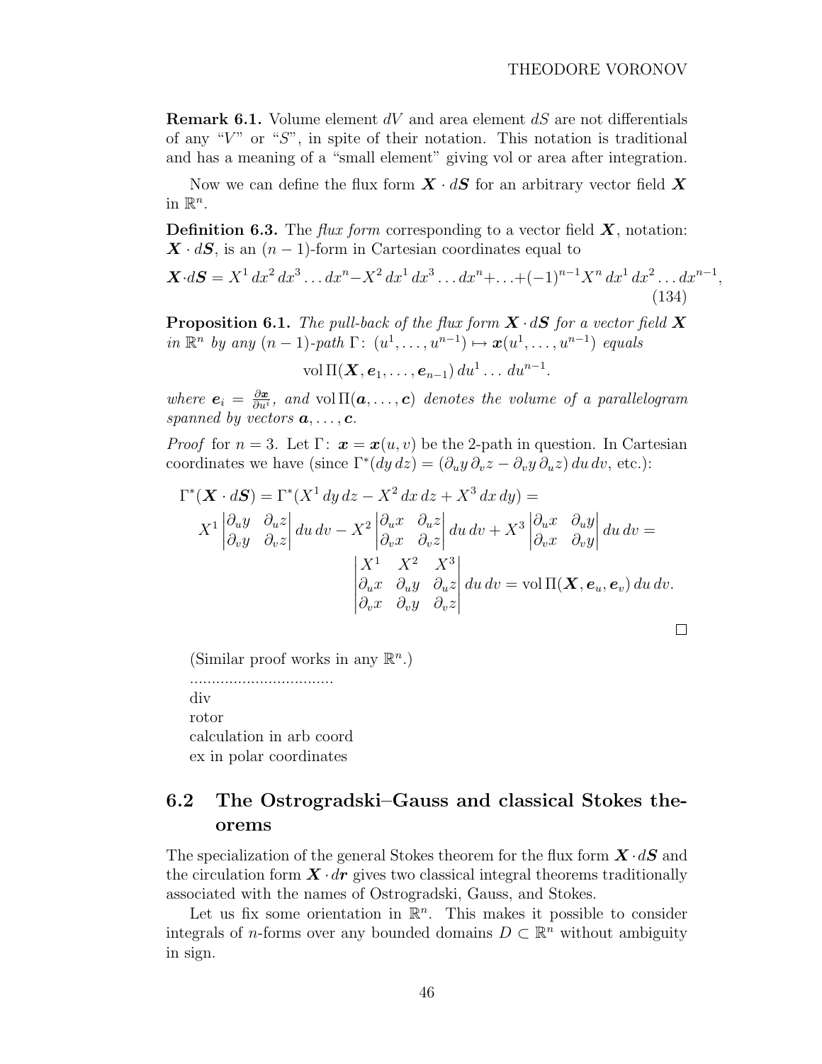**Remark 6.1.** Volume element $dV$ and area element $dS$ are not differentials of any "$V$" or "$S$", in spite of their notation. This notation is traditional and has a meaning of a "small element" giving vol or area after integration.

Now we can define the flux form $\boldsymbol{X} \cdot d\boldsymbol{S}$ for an arbitrary vector field $\boldsymbol{X}$ in $\mathbb{R}^n$.

**Definition 6.3.** The *flux form* corresponding to a vector field $\boldsymbol{X}$, notation: $\boldsymbol{X} \cdot d\boldsymbol{S}$, is an $(n-1)$-form in Cartesian coordinates equal to

$$\boldsymbol{X} \cdot d\boldsymbol{S} = X^1\, dx^2\, dx^3 \dots dx^n - X^2\, dx^1\, dx^3 \dots dx^n + \dots + (-1)^{n-1} X^n\, dx^1\, dx^2 \dots dx^{n-1}, \tag{134}$$

**Proposition 6.1.** *The pull-back of the flux form $\boldsymbol{X} \cdot d\boldsymbol{S}$ for a vector field $\boldsymbol{X}$ in $\mathbb{R}^n$ by any $(n-1)$-path $\Gamma\colon (u^1, \dots, u^{n-1}) \mapsto \boldsymbol{x}(u^1, \dots, u^{n-1})$ equals*

$$\operatorname{vol} \Pi(\boldsymbol{X}, \boldsymbol{e}_1, \dots, \boldsymbol{e}_{n-1})\, du^1 \dots du^{n-1}.$$

*where $\boldsymbol{e}_i = \frac{\partial \boldsymbol{x}}{\partial u^i}$, and $\operatorname{vol} \Pi(\boldsymbol{a}, \dots, \boldsymbol{c})$ denotes the volume of a parallelogram spanned by vectors $\boldsymbol{a}, \dots, \boldsymbol{c}$.*

*Proof* for $n = 3$. Let $\Gamma\colon \boldsymbol{x} = \boldsymbol{x}(u, v)$ be the 2-path in question. In Cartesian coordinates we have (since $\Gamma^*(dy\, dz) = (\partial_u y\, \partial_v z - \partial_v y\, \partial_u z)\, du\, dv$, etc.):

$$\Gamma^*(\boldsymbol{X} \cdot d\boldsymbol{S}) = \Gamma^*(X^1\, dy\, dz - X^2\, dx\, dz + X^3\, dx\, dy) =$$

$$X^1 \begin{vmatrix} \partial_u y & \partial_u z \\ \partial_v y & \partial_v z \end{vmatrix} du\, dv - X^2 \begin{vmatrix} \partial_u x & \partial_u z \\ \partial_v x & \partial_v z \end{vmatrix} du\, dv + X^3 \begin{vmatrix} \partial_u x & \partial_u y \\ \partial_v x & \partial_v y \end{vmatrix} du\, dv =$$

$$\begin{vmatrix} X^1 & X^2 & X^3 \\ \partial_u x & \partial_u y & \partial_u z \\ \partial_v x & \partial_v y & \partial_v z \end{vmatrix} du\, dv = \operatorname{vol} \Pi(\boldsymbol{X}, \boldsymbol{e}_u, \boldsymbol{e}_v)\, du\, dv.$$

∎

(Similar proof works in any $\mathbb{R}^n$.)

..................................

div

rotor

calculation in arb coord

ex in polar coordinates

## 6.2 The Ostrogradski–Gauss and classical Stokes theorems

The specialization of the general Stokes theorem for the flux form $\boldsymbol{X} \cdot d\boldsymbol{S}$ and the circulation form $\boldsymbol{X} \cdot d\boldsymbol{r}$ gives two classical integral theorems traditionally associated with the names of Ostrogradski, Gauss, and Stokes.

Let us fix some orientation in $\mathbb{R}^n$. This makes it possible to consider integrals of $n$-forms over any bounded domains $D \subset \mathbb{R}^n$ without ambiguity in sign.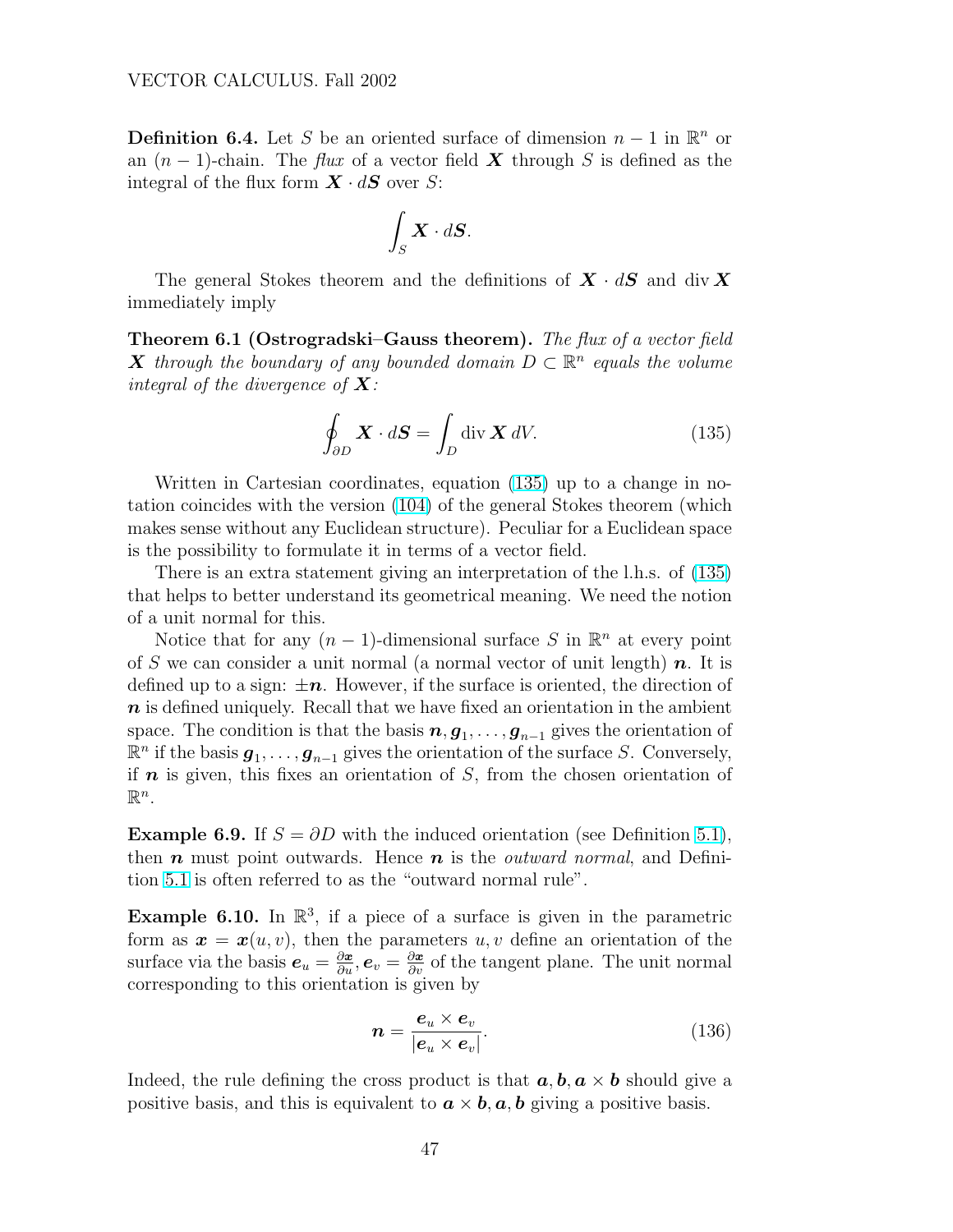**Definition 6.4.** Let $S$ be an oriented surface of dimension $n-1$ in $\mathbb{R}^n$ or an $(n-1)$-chain. The *flux* of a vector field $\boldsymbol{X}$ through $S$ is defined as the integral of the flux form $\boldsymbol{X} \cdot d\boldsymbol{S}$ over $S$:

$$\int_S \boldsymbol{X} \cdot d\boldsymbol{S}.$$

The general Stokes theorem and the definitions of $\boldsymbol{X} \cdot d\boldsymbol{S}$ and $\operatorname{div} \boldsymbol{X}$ immediately imply

**Theorem 6.1 (Ostrogradski–Gauss theorem).** *The flux of a vector field $\boldsymbol{X}$ through the boundary of any bounded domain $D \subset \mathbb{R}^n$ equals the volume integral of the divergence of $\boldsymbol{X}$:*

$$\oint_{\partial D} \boldsymbol{X} \cdot d\boldsymbol{S} = \int_D \operatorname{div} \boldsymbol{X} \, dV. \tag{135}$$

Written in Cartesian coordinates, equation (135) up to a change in notation coincides with the version (104) of the general Stokes theorem (which makes sense without any Euclidean structure). Peculiar for a Euclidean space is the possibility to formulate it in terms of a vector field.

There is an extra statement giving an interpretation of the l.h.s. of (135) that helps to better understand its geometrical meaning. We need the notion of a unit normal for this.

Notice that for any $(n-1)$-dimensional surface $S$ in $\mathbb{R}^n$ at every point of $S$ we can consider a unit normal (a normal vector of unit length) $\boldsymbol{n}$. It is defined up to a sign: $\pm\boldsymbol{n}$. However, if the surface is oriented, the direction of $\boldsymbol{n}$ is defined uniquely. Recall that we have fixed an orientation in the ambient space. The condition is that the basis $\boldsymbol{n}, \boldsymbol{g}_1, \dots, \boldsymbol{g}_{n-1}$ gives the orientation of $\mathbb{R}^n$ if the basis $\boldsymbol{g}_1, \dots, \boldsymbol{g}_{n-1}$ gives the orientation of the surface $S$. Conversely, if $\boldsymbol{n}$ is given, this fixes an orientation of $S$, from the chosen orientation of $\mathbb{R}^n$.

**Example 6.9.** If $S = \partial D$ with the induced orientation (see Definition 5.1), then $\boldsymbol{n}$ must point outwards. Hence $\boldsymbol{n}$ is the *outward normal*, and Definition 5.1 is often referred to as the "outward normal rule".

**Example 6.10.** In $\mathbb{R}^3$, if a piece of a surface is given in the parametric form as $\boldsymbol{x} = \boldsymbol{x}(u, v)$, then the parameters $u, v$ define an orientation of the surface via the basis $\boldsymbol{e}_u = \frac{\partial \boldsymbol{x}}{\partial u}, \boldsymbol{e}_v = \frac{\partial \boldsymbol{x}}{\partial v}$ of the tangent plane. The unit normal corresponding to this orientation is given by

$$\boldsymbol{n} = \frac{\boldsymbol{e}_u \times \boldsymbol{e}_v}{|\boldsymbol{e}_u \times \boldsymbol{e}_v|}. \tag{136}$$

Indeed, the rule defining the cross product is that $\boldsymbol{a}, \boldsymbol{b}, \boldsymbol{a} \times \boldsymbol{b}$ should give a positive basis, and this is equivalent to $\boldsymbol{a} \times \boldsymbol{b}, \boldsymbol{a}, \boldsymbol{b}$ giving a positive basis.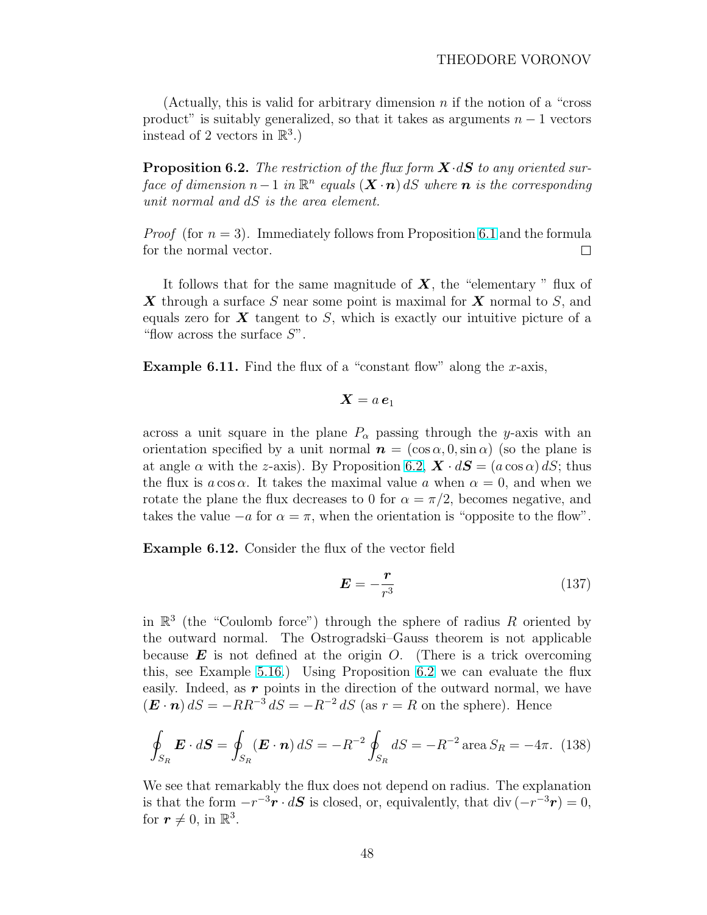(Actually, this is valid for arbitrary dimension $n$ if the notion of a "cross product" is suitably generalized, so that it takes as arguments $n-1$ vectors instead of 2 vectors in $\mathbb{R}^3$.)

**Proposition 6.2.** *The restriction of the flux form $\boldsymbol{X}\cdot d\boldsymbol{S}$ to any oriented surface of dimension $n-1$ in $\mathbb{R}^n$ equals $(\boldsymbol{X}\cdot\boldsymbol{n})\,dS$ where $\boldsymbol{n}$ is the corresponding unit normal and $dS$ is the area element.*

*Proof* (for $n=3$). Immediately follows from Proposition 6.1 and the formula for the normal vector. □

It follows that for the same magnitude of $\boldsymbol{X}$, the "elementary " flux of $\boldsymbol{X}$ through a surface $S$ near some point is maximal for $\boldsymbol{X}$ normal to $S$, and equals zero for $\boldsymbol{X}$ tangent to $S$, which is exactly our intuitive picture of a "flow across the surface $S$".

**Example 6.11.** Find the flux of a "constant flow" along the $x$-axis,

$$\boldsymbol{X} = a\,\boldsymbol{e}_1$$

across a unit square in the plane $P_\alpha$ passing through the $y$-axis with an orientation specified by a unit normal $\boldsymbol{n} = (\cos\alpha, 0, \sin\alpha)$ (so the plane is at angle $\alpha$ with the $z$-axis). By Proposition 6.2, $\boldsymbol{X}\cdot d\boldsymbol{S} = (a\cos\alpha)\,dS$; thus the flux is $a\cos\alpha$. It takes the maximal value $a$ when $\alpha = 0$, and when we rotate the plane the flux decreases to 0 for $\alpha = \pi/2$, becomes negative, and takes the value $-a$ for $\alpha = \pi$, when the orientation is "opposite to the flow".

**Example 6.12.** Consider the flux of the vector field

$$\boldsymbol{E} = -\frac{\boldsymbol{r}}{r^3} \tag{137}$$

in $\mathbb{R}^3$ (the "Coulomb force") through the sphere of radius $R$ oriented by the outward normal. The Ostrogradski–Gauss theorem is not applicable because $\boldsymbol{E}$ is not defined at the origin $O$. (There is a trick overcoming this, see Example 5.16.) Using Proposition 6.2 we can evaluate the flux easily. Indeed, as $\boldsymbol{r}$ points in the direction of the outward normal, we have $(\boldsymbol{E}\cdot\boldsymbol{n})\,dS = -RR^{-3}\,dS = -R^{-2}\,dS$ (as $r = R$ on the sphere). Hence

$$\oint_{S_R} \boldsymbol{E}\cdot d\boldsymbol{S} = \oint_{S_R} (\boldsymbol{E}\cdot\boldsymbol{n})\,dS = -R^{-2}\oint_{S_R} dS = -R^{-2}\operatorname{area} S_R = -4\pi. \tag{138}$$

We see that remarkably the flux does not depend on radius. The explanation is that the form $-r^{-3}\boldsymbol{r}\cdot d\boldsymbol{S}$ is closed, or, equivalently, that $\operatorname{div}(-r^{-3}\boldsymbol{r}) = 0$, for $\boldsymbol{r} \neq 0$, in $\mathbb{R}^3$.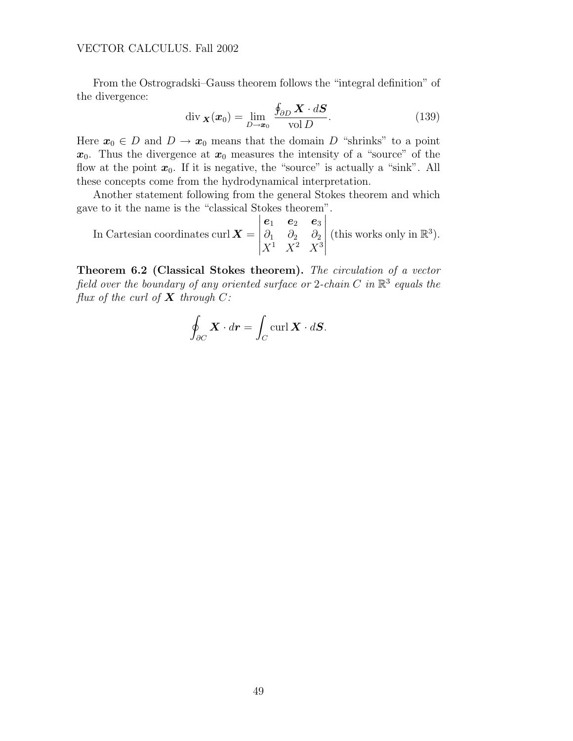From the Ostrogradski–Gauss theorem follows the "integral definition" of the divergence:

$$\operatorname{div}_{\boldsymbol{X}}(\boldsymbol{x}_0) = \lim_{D \to \boldsymbol{x}_0} \frac{\oint_{\partial D} \boldsymbol{X} \cdot d\boldsymbol{S}}{\operatorname{vol} D}. \tag{139}$$

Here $\boldsymbol{x}_0 \in D$ and $D \to \boldsymbol{x}_0$ means that the domain $D$ "shrinks" to a point $\boldsymbol{x}_0$. Thus the divergence at $\boldsymbol{x}_0$ measures the intensity of a "source" of the flow at the point $\boldsymbol{x}_0$. If it is negative, the "source" is actually a "sink". All these concepts come from the hydrodynamical interpretation.

Another statement following from the general Stokes theorem and which gave to it the name is the "classical Stokes theorem".

In Cartesian coordinates $\operatorname{curl} \boldsymbol{X} = \begin{vmatrix} \boldsymbol{e}_1 & \boldsymbol{e}_2 & \boldsymbol{e}_3 \\ \partial_1 & \partial_2 & \partial_2 \\ X^1 & X^2 & X^3 \end{vmatrix}$ (this works only in $\mathbb{R}^3$).

**Theorem 6.2 (Classical Stokes theorem).** *The circulation of a vector field over the boundary of any oriented surface or* $2$*-chain* $C$ *in* $\mathbb{R}^3$ *equals the flux of the curl of* $\boldsymbol{X}$ *through* $C$*:*

$$\oint_{\partial C} \boldsymbol{X} \cdot d\boldsymbol{r} = \int_C \operatorname{curl} \boldsymbol{X} \cdot d\boldsymbol{S}.$$